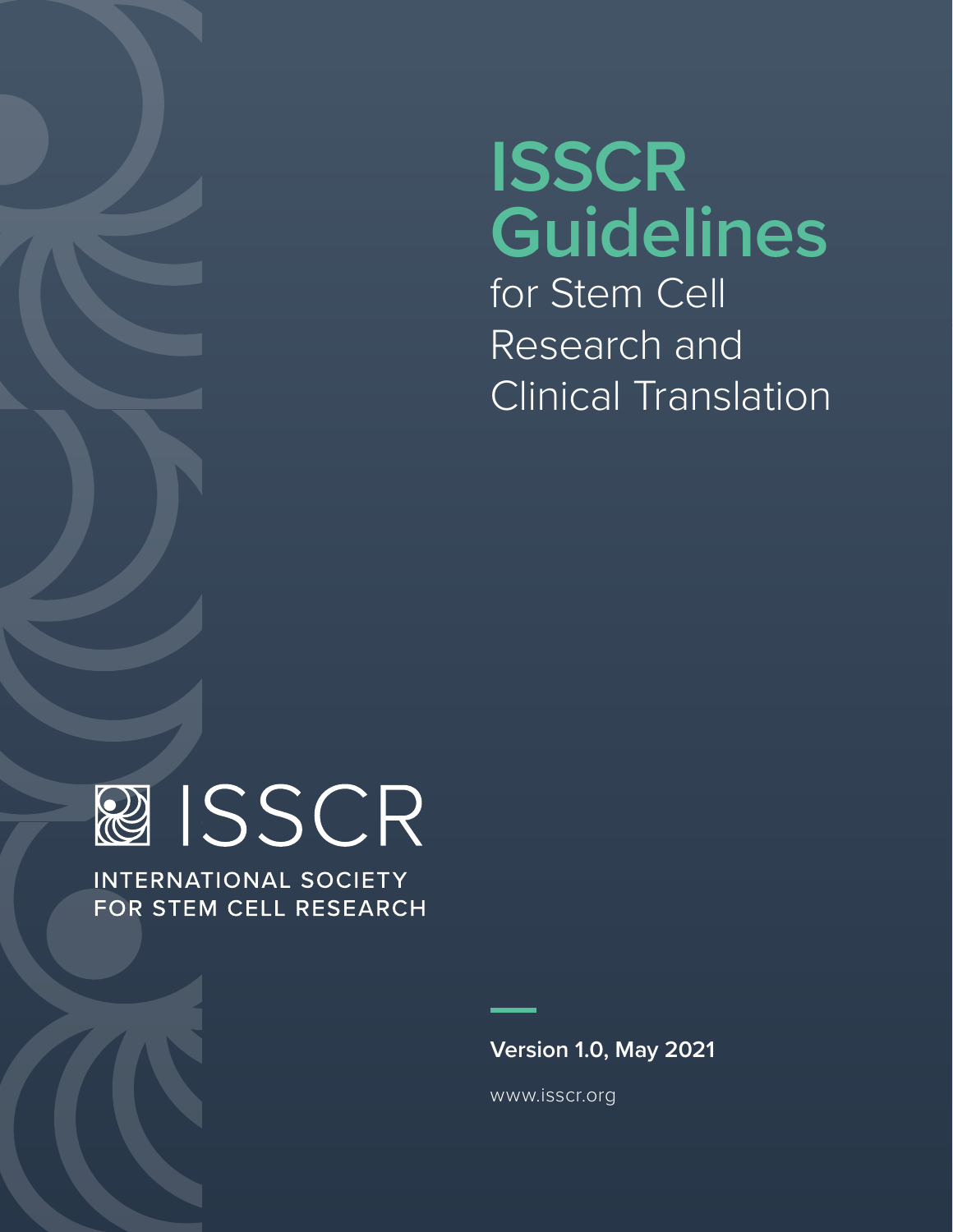# ISSCR Guidelines

for Stem Cell Research and Clinical Translation

ISSCR

INTERNATIONAL SOCIETY FOR STEM CELL RESEARCH

**Version 1.0, May 2021**

www.isscr.org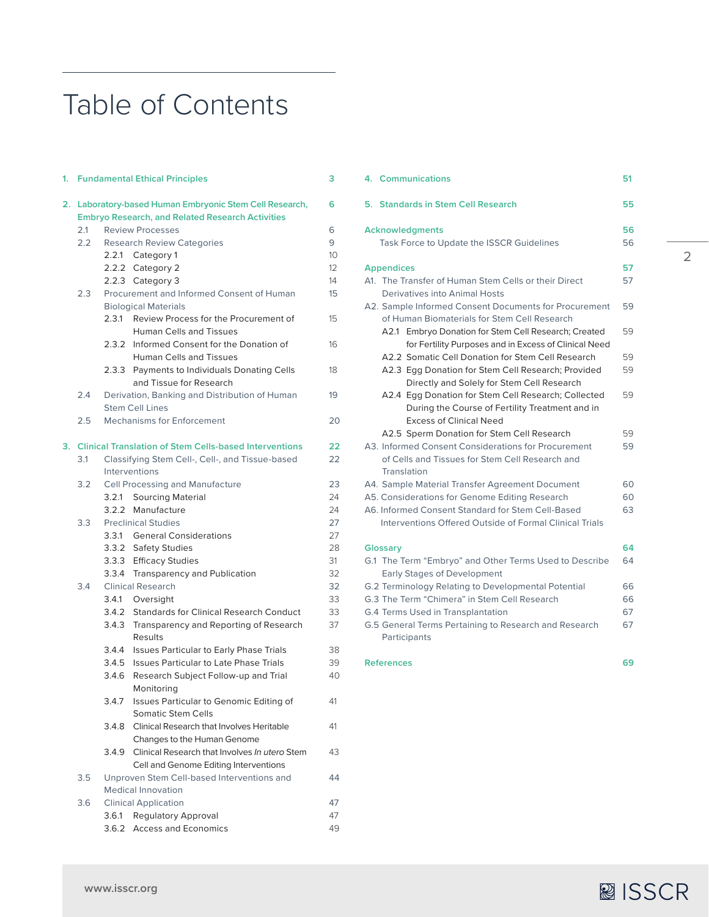# Table of Contents

| | | |
|---|---|---|
| 1. | Fundamental Ethical Principles | 3 |
| 2. | Laboratory-based Human Embryonic Stem Cell Research, Embryo Research, and Related Research Activities | 6 |
| 2.1 | Review Processes | 6 |
| 2.2 | Research Review Categories | 9 |
| 2.2.1 | Category 1 | 10 |
| 2.2.2 | Category 2 | 12 |
| 2.2.3 | Category 3 | 14 |
| 2.3 | Procurement and Informed Consent of Human Biological Materials | 15 |
| 2.3.1 | Review Process for the Procurement of Human Cells and Tissues | 15 |
| 2.3.2 | Informed Consent for the Donation of Human Cells and Tissues | 16 |
| 2.3.3 | Payments to Individuals Donating Cells and Tissue for Research | 18 |
| 2.4 | Derivation, Banking and Distribution of Human Stem Cell Lines | 19 |
| 2.5 | Mechanisms for Enforcement | 20 |
| 3. | Clinical Translation of Stem Cells-based Interventions | 22 |
| 3.1 | Classifying Stem Cell-, Cell-, and Tissue-based Interventions | 22 |
| 3.2 | Cell Processing and Manufacture | 23 |
| 3.2.1 | Sourcing Material | 24 |
| 3.2.2 | Manufacture | 24 |
| 3.3 | Preclinical Studies | 27 |
| 3.3.1 | General Considerations | 27 |
| 3.3.2 | Safety Studies | 28 |
| 3.3.3 | Efficacy Studies | 31 |
| 3.3.4 | Transparency and Publication | 32 |
| 3.4 | Clinical Research | 32 |
| 3.4.1 | Oversight | 33 |
| 3.4.2 | Standards for Clinical Research Conduct | 33 |
| 3.4.3 | Transparency and Reporting of Research Results | 37 |
| 3.4.4 | Issues Particular to Early Phase Trials | 38 |
| 3.4.5 | Issues Particular to Late Phase Trials | 39 |
| 3.4.6 | Research Subject Follow-up and Trial Monitoring | 40 |
| 3.4.7 | Issues Particular to Genomic Editing of Somatic Stem Cells | 41 |
| 3.4.8 | Clinical Research that Involves Heritable Changes to the Human Genome | 41 |
| 3.4.9 | Clinical Research that Involves *In utero* Stem Cell and Genome Editing Interventions | 43 |
| 3.5 | Unproven Stem Cell-based Interventions and Medical Innovation | 44 |
| 3.6 | Clinical Application | 47 |
| 3.6.1 | Regulatory Approval | 47 |
| 3.6.2 | Access and Economics | 49 |
| 4. | Communications | 51 |
| 5. | Standards in Stem Cell Research | 55 |
| | Acknowledgments | 56 |
| | Task Force to Update the ISSCR Guidelines | 56 |
| | Appendices | 57 |
| A1. | The Transfer of Human Stem Cells or their Direct Derivatives into Animal Hosts | 57 |
| A2. | Sample Informed Consent Documents for Procurement of Human Biomaterials for Stem Cell Research | 59 |
| A2.1 | Embryo Donation for Stem Cell Research; Created for Fertility Purposes and in Excess of Clinical Need | 59 |
| A2.2 | Somatic Cell Donation for Stem Cell Research | 59 |
| A2.3 | Egg Donation for Stem Cell Research; Provided Directly and Solely for Stem Cell Research | 59 |
| A2.4 | Egg Donation for Stem Cell Research; Collected During the Course of Fertility Treatment and in Excess of Clinical Need | 59 |
| A2.5 | Sperm Donation for Stem Cell Research | 59 |
| A3. | Informed Consent Considerations for Procurement of Cells and Tissues for Stem Cell Research and Translation | 59 |
| A4. | Sample Material Transfer Agreement Document | 60 |
| A5. | Considerations for Genome Editing Research | 60 |
| A6. | Informed Consent Standard for Stem Cell-Based Interventions Offered Outside of Formal Clinical Trials | 63 |
| | Glossary | 64 |
| G.1 | The Term "Embryo" and Other Terms Used to Describe Early Stages of Development | 64 |
| G.2 | Terminology Relating to Developmental Potential | 66 |
| G.3 | The Term "Chimera" in Stem Cell Research | 66 |
| G.4 | Terms Used in Transplantation | 67 |
| G.5 | General Terms Pertaining to Research and Research Participants | 67 |
| | References | 69 |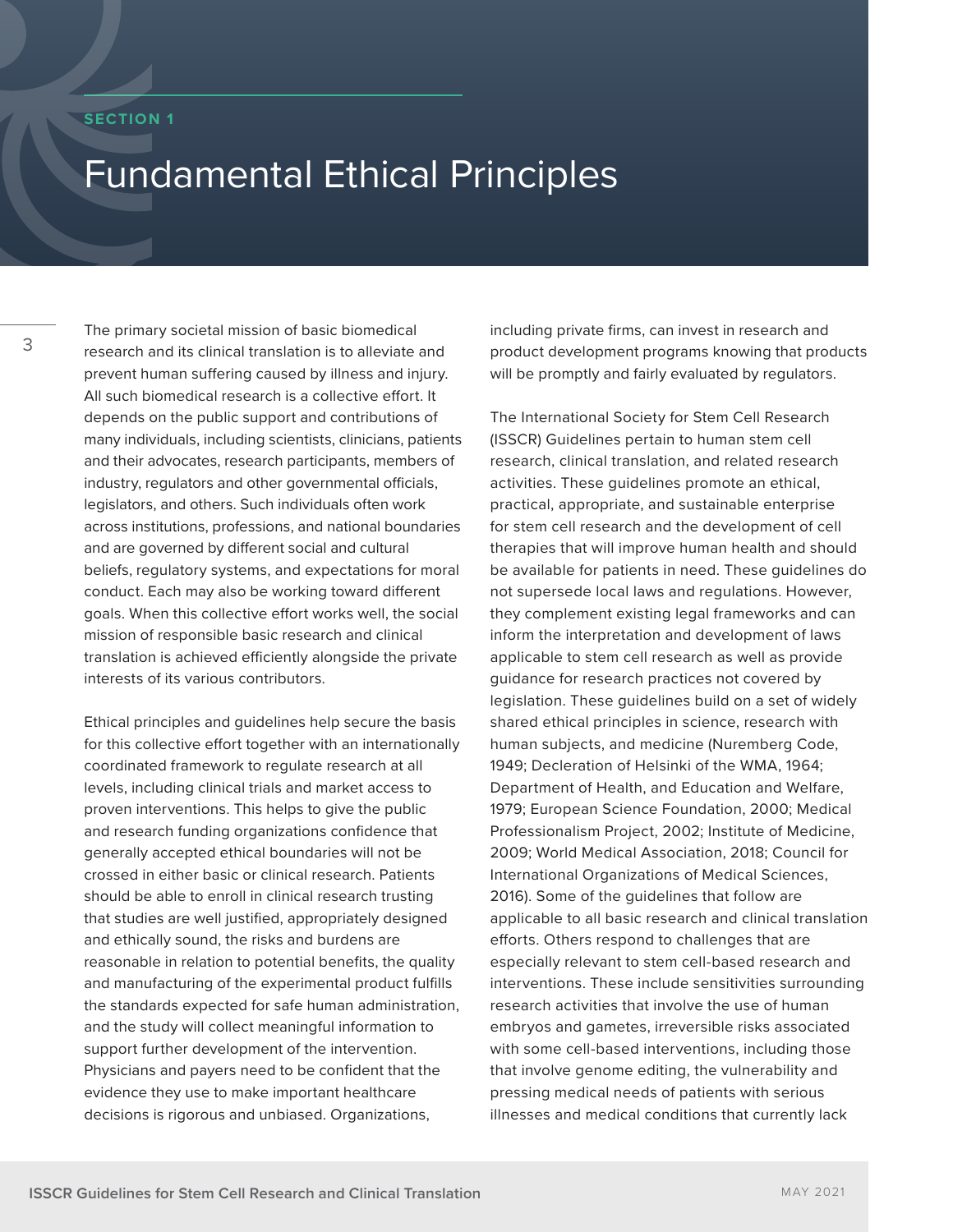SECTION 1

# Fundamental Ethical Principles

The primary societal mission of basic biomedical research and its clinical translation is to alleviate and prevent human suffering caused by illness and injury. All such biomedical research is a collective effort. It depends on the public support and contributions of many individuals, including scientists, clinicians, patients and their advocates, research participants, members of industry, regulators and other governmental officials, legislators, and others. Such individuals often work across institutions, professions, and national boundaries and are governed by different social and cultural beliefs, regulatory systems, and expectations for moral conduct. Each may also be working toward different goals. When this collective effort works well, the social mission of responsible basic research and clinical translation is achieved efficiently alongside the private interests of its various contributors.

Ethical principles and guidelines help secure the basis for this collective effort together with an internationally coordinated framework to regulate research at all levels, including clinical trials and market access to proven interventions. This helps to give the public and research funding organizations confidence that generally accepted ethical boundaries will not be crossed in either basic or clinical research. Patients should be able to enroll in clinical research trusting that studies are well justified, appropriately designed and ethically sound, the risks and burdens are reasonable in relation to potential benefits, the quality and manufacturing of the experimental product fulfills the standards expected for safe human administration, and the study will collect meaningful information to support further development of the intervention. Physicians and payers need to be confident that the evidence they use to make important healthcare decisions is rigorous and unbiased. Organizations, including private firms, can invest in research and product development programs knowing that products will be promptly and fairly evaluated by regulators.

The International Society for Stem Cell Research (ISSCR) Guidelines pertain to human stem cell research, clinical translation, and related research activities. These guidelines promote an ethical, practical, appropriate, and sustainable enterprise for stem cell research and the development of cell therapies that will improve human health and should be available for patients in need. These guidelines do not supersede local laws and regulations. However, they complement existing legal frameworks and can inform the interpretation and development of laws applicable to stem cell research as well as provide guidance for research practices not covered by legislation. These guidelines build on a set of widely shared ethical principles in science, research with human subjects, and medicine (Nuremberg Code, 1949; Decleration of Helsinki of the WMA, 1964; Department of Health, and Education and Welfare, 1979; European Science Foundation, 2000; Medical Professionalism Project, 2002; Institute of Medicine, 2009; World Medical Association, 2018; Council for International Organizations of Medical Sciences, 2016). Some of the guidelines that follow are applicable to all basic research and clinical translation efforts. Others respond to challenges that are especially relevant to stem cell-based research and interventions. These include sensitivities surrounding research activities that involve the use of human embryos and gametes, irreversible risks associated with some cell-based interventions, including those that involve genome editing, the vulnerability and pressing medical needs of patients with serious illnesses and medical conditions that currently lack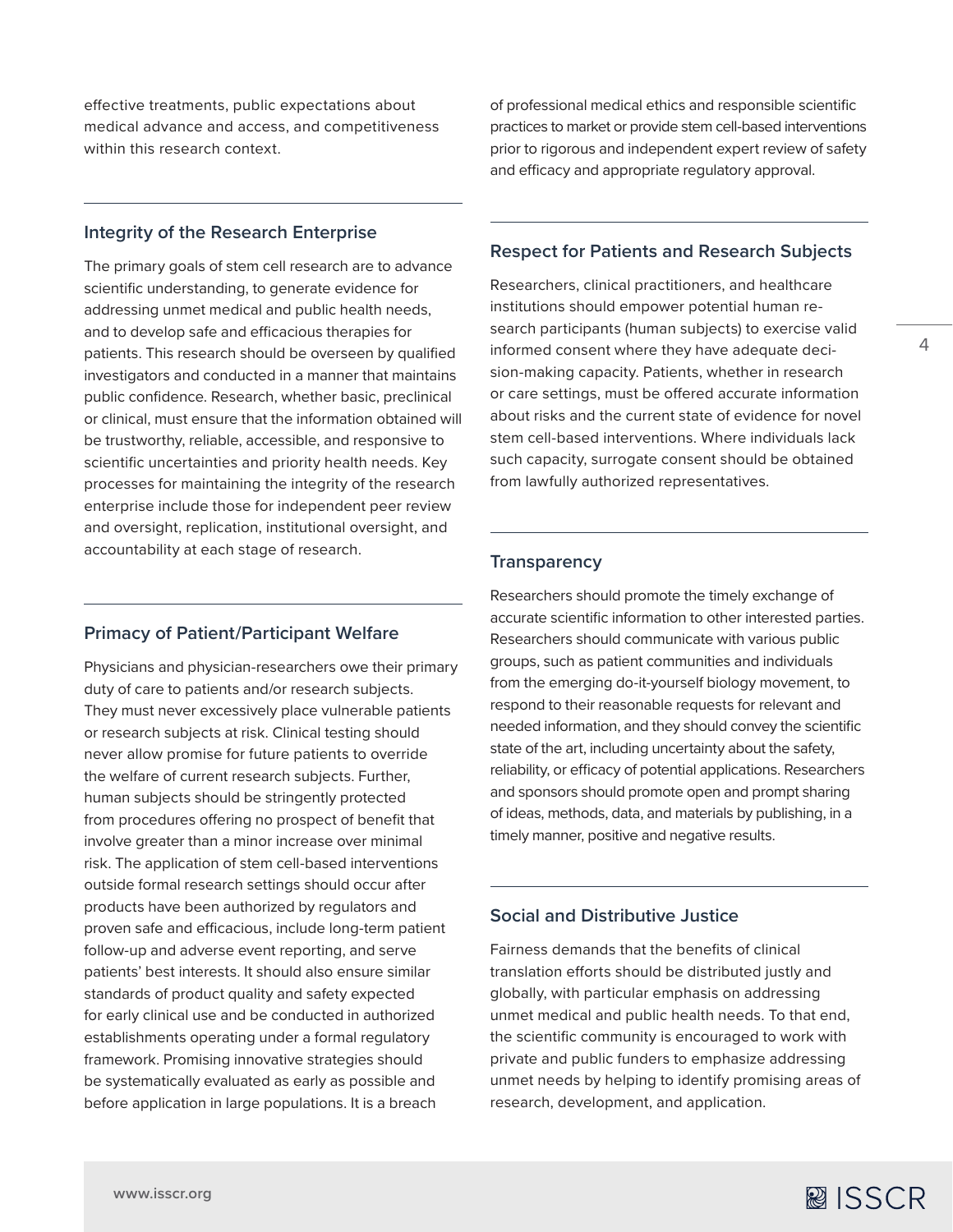effective treatments, public expectations about medical advance and access, and competitiveness within this research context.

## Integrity of the Research Enterprise

The primary goals of stem cell research are to advance scientific understanding, to generate evidence for addressing unmet medical and public health needs, and to develop safe and efficacious therapies for patients. This research should be overseen by qualified investigators and conducted in a manner that maintains public confidence. Research, whether basic, preclinical or clinical, must ensure that the information obtained will be trustworthy, reliable, accessible, and responsive to scientific uncertainties and priority health needs. Key processes for maintaining the integrity of the research enterprise include those for independent peer review and oversight, replication, institutional oversight, and accountability at each stage of research.

## Primacy of Patient/Participant Welfare

Physicians and physician-researchers owe their primary duty of care to patients and/or research subjects. They must never excessively place vulnerable patients or research subjects at risk. Clinical testing should never allow promise for future patients to override the welfare of current research subjects. Further, human subjects should be stringently protected from procedures offering no prospect of benefit that involve greater than a minor increase over minimal risk. The application of stem cell-based interventions outside formal research settings should occur after products have been authorized by regulators and proven safe and efficacious, include long-term patient follow-up and adverse event reporting, and serve patients' best interests. It should also ensure similar standards of product quality and safety expected for early clinical use and be conducted in authorized establishments operating under a formal regulatory framework. Promising innovative strategies should be systematically evaluated as early as possible and before application in large populations. It is a breach of professional medical ethics and responsible scientific practices to market or provide stem cell-based interventions prior to rigorous and independent expert review of safety and efficacy and appropriate regulatory approval.

## Respect for Patients and Research Subjects

Researchers, clinical practitioners, and healthcare institutions should empower potential human research participants (human subjects) to exercise valid informed consent where they have adequate decision-making capacity. Patients, whether in research or care settings, must be offered accurate information about risks and the current state of evidence for novel stem cell-based interventions. Where individuals lack such capacity, surrogate consent should be obtained from lawfully authorized representatives.

## Transparency

Researchers should promote the timely exchange of accurate scientific information to other interested parties. Researchers should communicate with various public groups, such as patient communities and individuals from the emerging do-it-yourself biology movement, to respond to their reasonable requests for relevant and needed information, and they should convey the scientific state of the art, including uncertainty about the safety, reliability, or efficacy of potential applications. Researchers and sponsors should promote open and prompt sharing of ideas, methods, data, and materials by publishing, in a timely manner, positive and negative results.

## Social and Distributive Justice

Fairness demands that the benefits of clinical translation efforts should be distributed justly and globally, with particular emphasis on addressing unmet medical and public health needs. To that end, the scientific community is encouraged to work with private and public funders to emphasize addressing unmet needs by helping to identify promising areas of research, development, and application.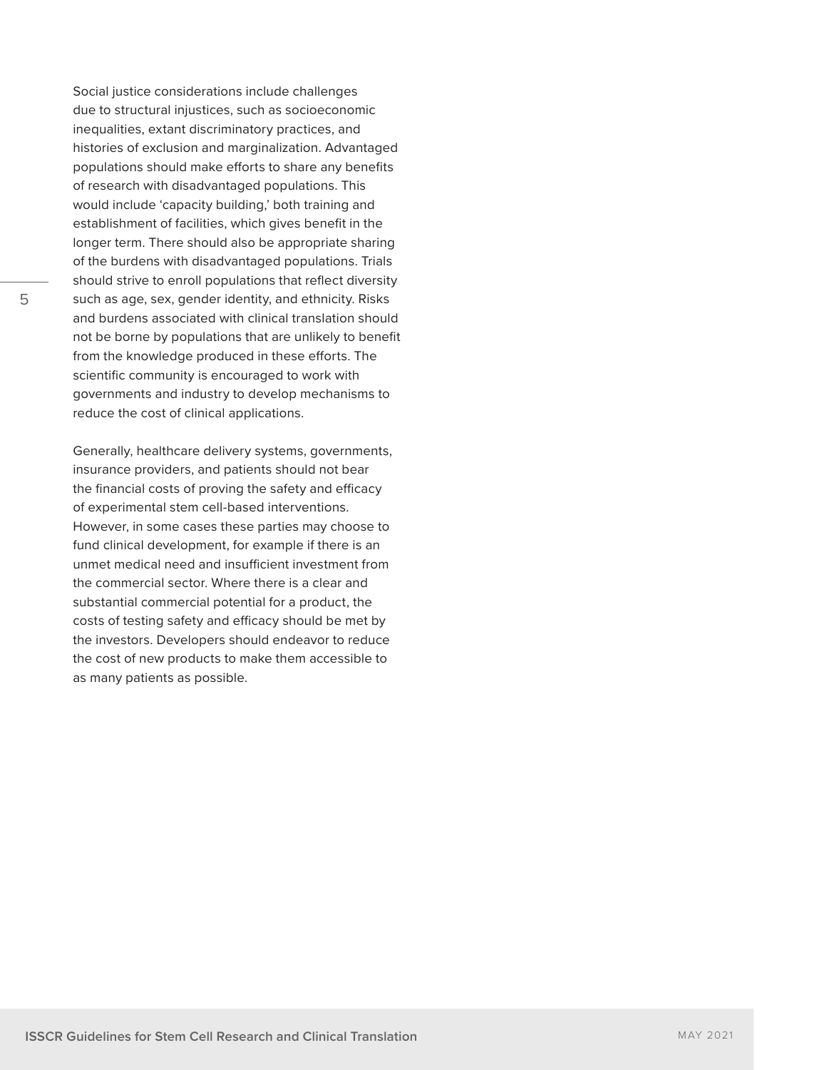Social justice considerations include challenges due to structural injustices, such as socioeconomic inequalities, extant discriminatory practices, and histories of exclusion and marginalization. Advantaged populations should make efforts to share any benefits of research with disadvantaged populations. This would include 'capacity building,' both training and establishment of facilities, which gives benefit in the longer term. There should also be appropriate sharing of the burdens with disadvantaged populations. Trials should strive to enroll populations that reflect diversity such as age, sex, gender identity, and ethnicity. Risks and burdens associated with clinical translation should not be borne by populations that are unlikely to benefit from the knowledge produced in these efforts. The scientific community is encouraged to work with governments and industry to develop mechanisms to reduce the cost of clinical applications.

Generally, healthcare delivery systems, governments, insurance providers, and patients should not bear the financial costs of proving the safety and efficacy of experimental stem cell-based interventions. However, in some cases these parties may choose to fund clinical development, for example if there is an unmet medical need and insufficient investment from the commercial sector. Where there is a clear and substantial commercial potential for a product, the costs of testing safety and efficacy should be met by the investors. Developers should endeavor to reduce the cost of new products to make them accessible to as many patients as possible.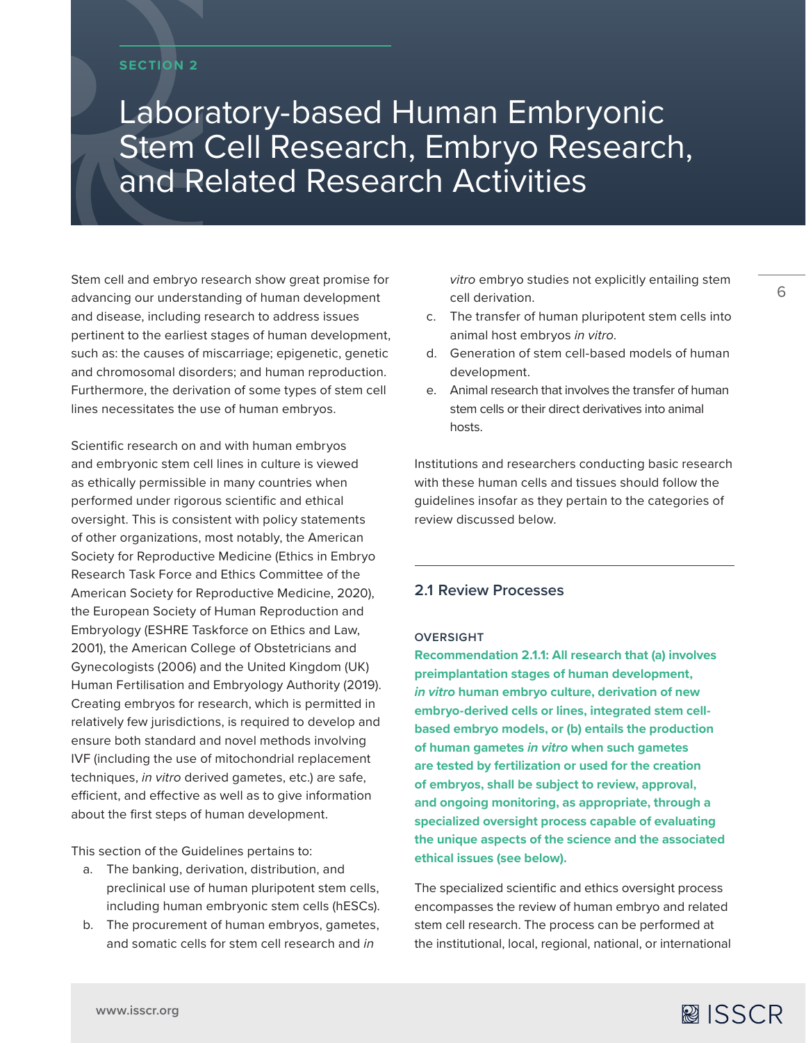SECTION 2

# Laboratory-based Human Embryonic Stem Cell Research, Embryo Research, and Related Research Activities

Stem cell and embryo research show great promise for advancing our understanding of human development and disease, including research to address issues pertinent to the earliest stages of human development, such as: the causes of miscarriage; epigenetic, genetic and chromosomal disorders; and human reproduction. Furthermore, the derivation of some types of stem cell lines necessitates the use of human embryos.

Scientific research on and with human embryos and embryonic stem cell lines in culture is viewed as ethically permissible in many countries when performed under rigorous scientific and ethical oversight. This is consistent with policy statements of other organizations, most notably, the American Society for Reproductive Medicine (Ethics in Embryo Research Task Force and Ethics Committee of the American Society for Reproductive Medicine, 2020), the European Society of Human Reproduction and Embryology (ESHRE Taskforce on Ethics and Law, 2001), the American College of Obstetricians and Gynecologists (2006) and the United Kingdom (UK) Human Fertilisation and Embryology Authority (2019). Creating embryos for research, which is permitted in relatively few jurisdictions, is required to develop and ensure both standard and novel methods involving IVF (including the use of mitochondrial replacement techniques, *in vitro* derived gametes, etc.) are safe, efficient, and effective as well as to give information about the first steps of human development.

This section of the Guidelines pertains to:

a. The banking, derivation, distribution, and preclinical use of human pluripotent stem cells, including human embryonic stem cells (hESCs).
b. The procurement of human embryos, gametes, and somatic cells for stem cell research and *in vitro* embryo studies not explicitly entailing stem cell derivation.
c. The transfer of human pluripotent stem cells into animal host embryos *in vitro*.
d. Generation of stem cell-based models of human development.
e. Animal research that involves the transfer of human stem cells or their direct derivatives into animal hosts.

Institutions and researchers conducting basic research with these human cells and tissues should follow the guidelines insofar as they pertain to the categories of review discussed below.

## 2.1 Review Processes

### OVERSIGHT

**Recommendation 2.1.1: All research that (a) involves preimplantation stages of human development, *in vitro* human embryo culture, derivation of new embryo-derived cells or lines, integrated stem cell-based embryo models, or (b) entails the production of human gametes *in vitro* when such gametes are tested by fertilization or used for the creation of embryos, shall be subject to review, approval, and ongoing monitoring, as appropriate, through a specialized oversight process capable of evaluating the unique aspects of the science and the associated ethical issues (see below).**

The specialized scientific and ethics oversight process encompasses the review of human embryo and related stem cell research. The process can be performed at the institutional, local, regional, national, or international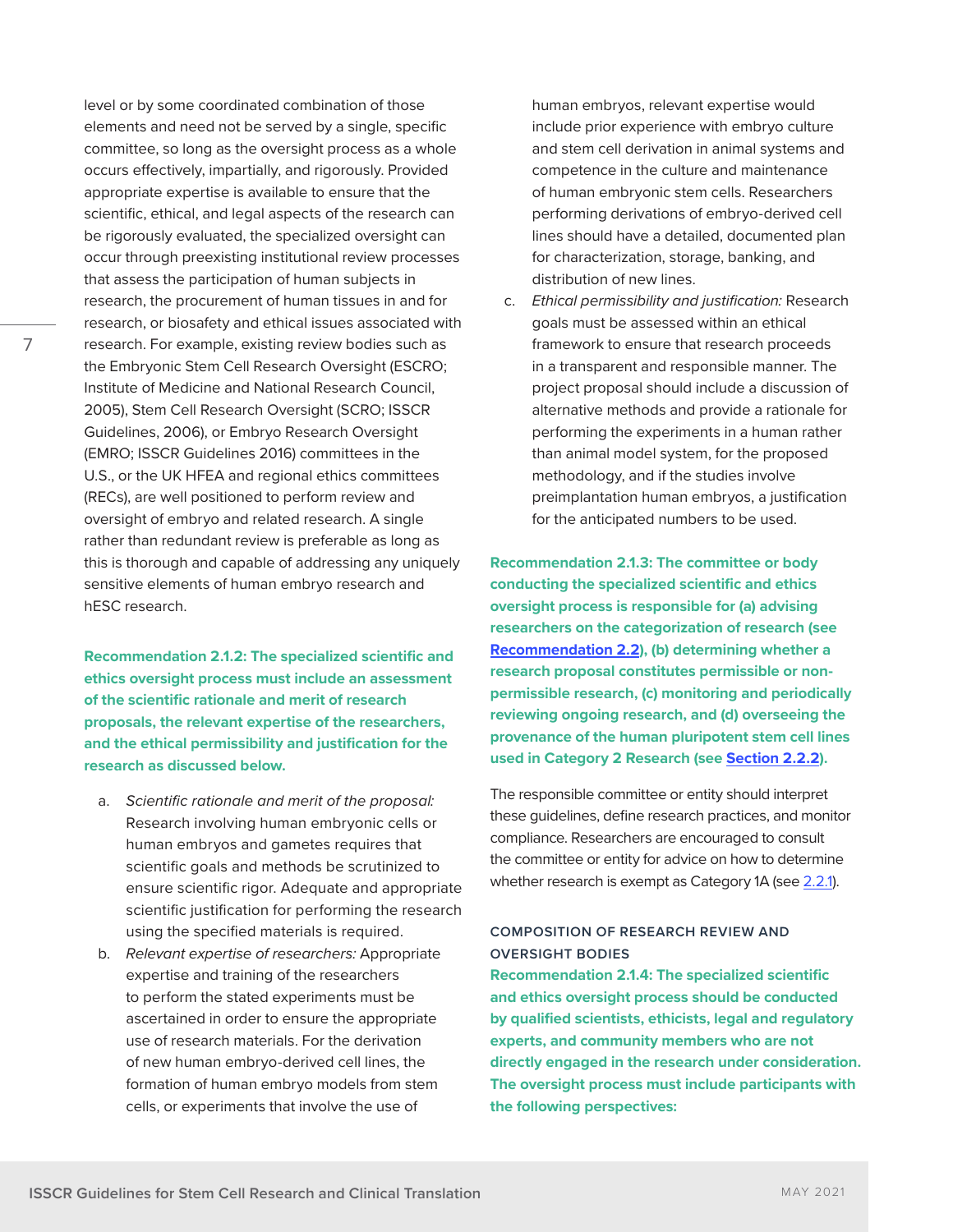level or by some coordinated combination of those elements and need not be served by a single, specific committee, so long as the oversight process as a whole occurs effectively, impartially, and rigorously. Provided appropriate expertise is available to ensure that the scientific, ethical, and legal aspects of the research can be rigorously evaluated, the specialized oversight can occur through preexisting institutional review processes that assess the participation of human subjects in research, the procurement of human tissues in and for research, or biosafety and ethical issues associated with research. For example, existing review bodies such as the Embryonic Stem Cell Research Oversight (ESCRO; Institute of Medicine and National Research Council, 2005), Stem Cell Research Oversight (SCRO; ISSCR Guidelines, 2006), or Embryo Research Oversight (EMRO; ISSCR Guidelines 2016) committees in the U.S., or the UK HFEA and regional ethics committees (RECs), are well positioned to perform review and oversight of embryo and related research. A single rather than redundant review is preferable as long as this is thorough and capable of addressing any uniquely sensitive elements of human embryo research and hESC research.

**Recommendation 2.1.2: The specialized scientific and ethics oversight process must include an assessment of the scientific rationale and merit of research proposals, the relevant expertise of the researchers, and the ethical permissibility and justification for the research as discussed below.**

a. *Scientific rationale and merit of the proposal:* Research involving human embryonic cells or human embryos and gametes requires that scientific goals and methods be scrutinized to ensure scientific rigor. Adequate and appropriate scientific justification for performing the research using the specified materials is required.
b. *Relevant expertise of researchers:* Appropriate expertise and training of the researchers to perform the stated experiments must be ascertained in order to ensure the appropriate use of research materials. For the derivation of new human embryo-derived cell lines, the formation of human embryo models from stem cells, or experiments that involve the use of human embryos, relevant expertise would include prior experience with embryo culture and stem cell derivation in animal systems and competence in the culture and maintenance of human embryonic stem cells. Researchers performing derivations of embryo-derived cell lines should have a detailed, documented plan for characterization, storage, banking, and distribution of new lines.
c. *Ethical permissibility and justification:* Research goals must be assessed within an ethical framework to ensure that research proceeds in a transparent and responsible manner. The project proposal should include a discussion of alternative methods and provide a rationale for performing the experiments in a human rather than animal model system, for the proposed methodology, and if the studies involve preimplantation human embryos, a justification for the anticipated numbers to be used.

**Recommendation 2.1.3: The committee or body conducting the specialized scientific and ethics oversight process is responsible for (a) advising researchers on the categorization of research (see Recommendation 2.2), (b) determining whether a research proposal constitutes permissible or non-permissible research, (c) monitoring and periodically reviewing ongoing research, and (d) overseeing the provenance of the human pluripotent stem cell lines used in Category 2 Research (see Section 2.2.2).**

The responsible committee or entity should interpret these guidelines, define research practices, and monitor compliance. Researchers are encouraged to consult the committee or entity for advice on how to determine whether research is exempt as Category 1A (see 2.2.1).

#### COMPOSITION OF RESEARCH REVIEW AND OVERSIGHT BODIES

**Recommendation 2.1.4: The specialized scientific and ethics oversight process should be conducted by qualified scientists, ethicists, legal and regulatory experts, and community members who are not directly engaged in the research under consideration. The oversight process must include participants with the following perspectives:**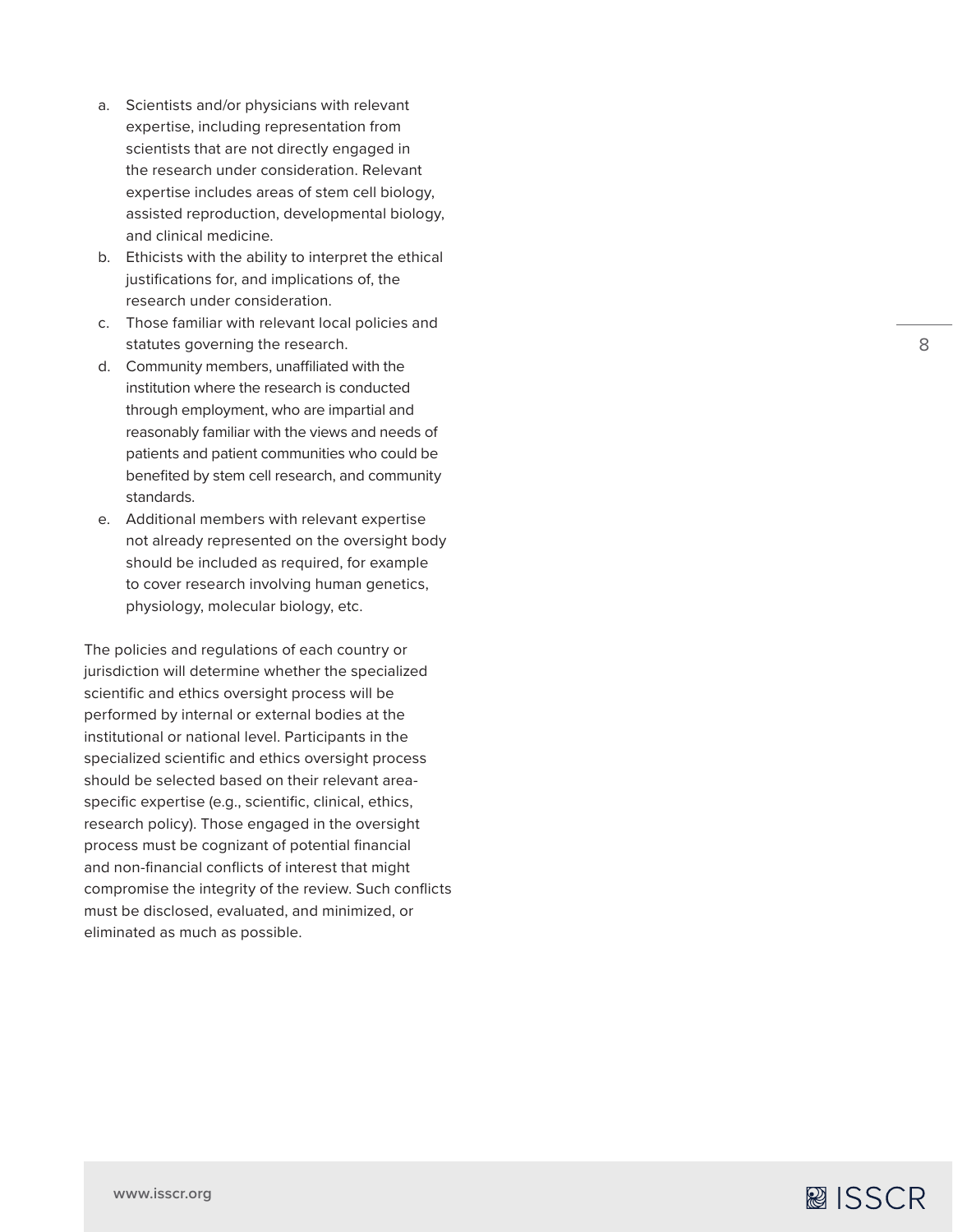a. Scientists and/or physicians with relevant expertise, including representation from scientists that are not directly engaged in the research under consideration. Relevant expertise includes areas of stem cell biology, assisted reproduction, developmental biology, and clinical medicine.
b. Ethicists with the ability to interpret the ethical justifications for, and implications of, the research under consideration.
c. Those familiar with relevant local policies and statutes governing the research.
d. Community members, unaffiliated with the institution where the research is conducted through employment, who are impartial and reasonably familiar with the views and needs of patients and patient communities who could be benefited by stem cell research, and community standards.
e. Additional members with relevant expertise not already represented on the oversight body should be included as required, for example to cover research involving human genetics, physiology, molecular biology, etc.

The policies and regulations of each country or jurisdiction will determine whether the specialized scientific and ethics oversight process will be performed by internal or external bodies at the institutional or national level. Participants in the specialized scientific and ethics oversight process should be selected based on their relevant area-specific expertise (e.g., scientific, clinical, ethics, research policy). Those engaged in the oversight process must be cognizant of potential financial and non-financial conflicts of interest that might compromise the integrity of the review. Such conflicts must be disclosed, evaluated, and minimized, or eliminated as much as possible.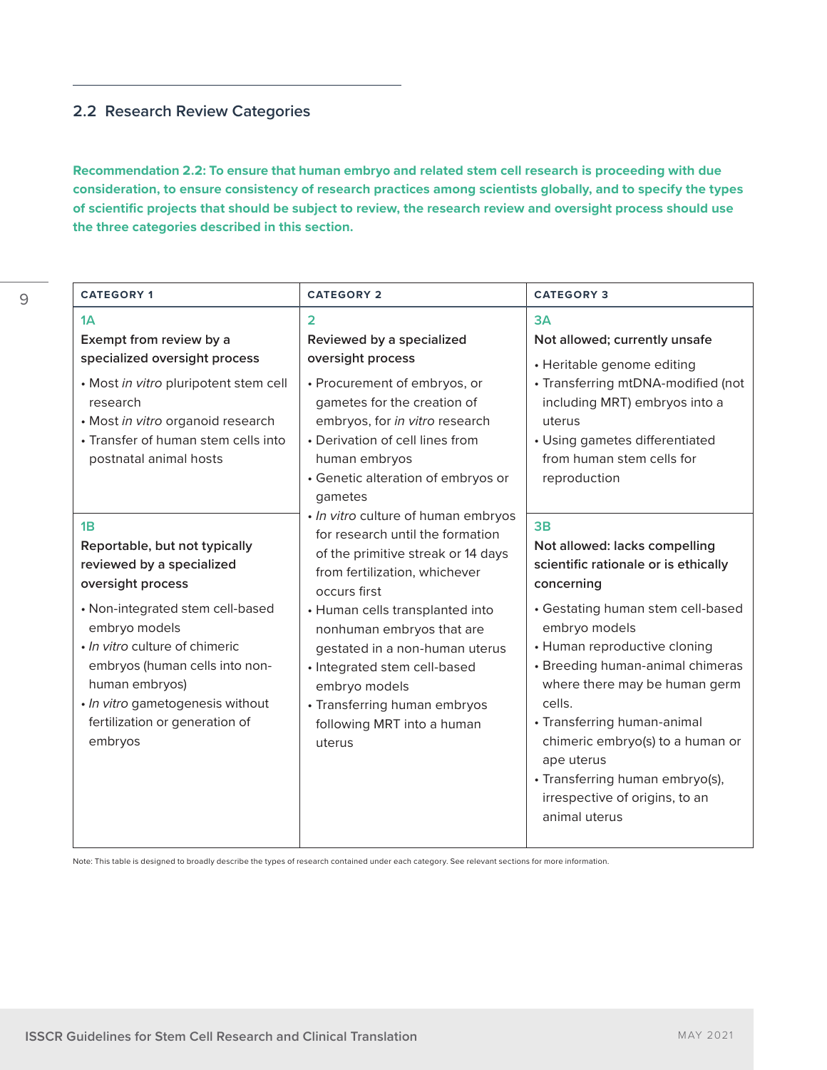## 2.2 Research Review Categories

**Recommendation 2.2: To ensure that human embryo and related stem cell research is proceeding with due consideration, to ensure consistency of research practices among scientists globally, and to specify the types of scientific projects that should be subject to review, the research review and oversight process should use the three categories described in this section.**

| CATEGORY 1 | CATEGORY 2 | CATEGORY 3 |
| --- | --- | --- |
| **1A**<br>**Exempt from review by a specialized oversight process**<br>• Most *in vitro* pluripotent stem cell research<br>• Most *in vitro* organoid research<br>• Transfer of human stem cells into postnatal animal hosts | **2**<br>**Reviewed by a specialized oversight process**<br>• Procurement of embryos, or gametes for the creation of embryos, for *in vitro* research<br>• Derivation of cell lines from human embryos<br>• Genetic alteration of embryos or gametes<br>• *In vitro* culture of human embryos for research until the formation of the primitive streak or 14 days from fertilization, whichever occurs first<br>• Human cells transplanted into nonhuman embryos that are gestated in a non-human uterus<br>• Integrated stem cell-based embryo models<br>• Transferring human embryos following MRT into a human uterus | **3A**<br>**Not allowed; currently unsafe**<br>• Heritable genome editing<br>• Transferring mtDNA-modified (not including MRT) embryos into a uterus<br>• Using gametes differentiated from human stem cells for reproduction |
| **1B**<br>**Reportable, but not typically reviewed by a specialized oversight process**<br>• Non-integrated stem cell-based embryo models<br>• *In vitro* culture of chimeric embryos (human cells into non-human embryos)<br>• *In vitro* gametogenesis without fertilization or generation of embryos | | **3B**<br>**Not allowed: lacks compelling scientific rationale or is ethically concerning**<br>• Gestating human stem cell-based embryo models<br>• Human reproductive cloning<br>• Breeding human-animal chimeras where there may be human germ cells.<br>• Transferring human-animal chimeric embryo(s) to a human or ape uterus<br>• Transferring human embryo(s), irrespective of origins, to an animal uterus |

Note: This table is designed to broadly describe the types of research contained under each category. See relevant sections for more information.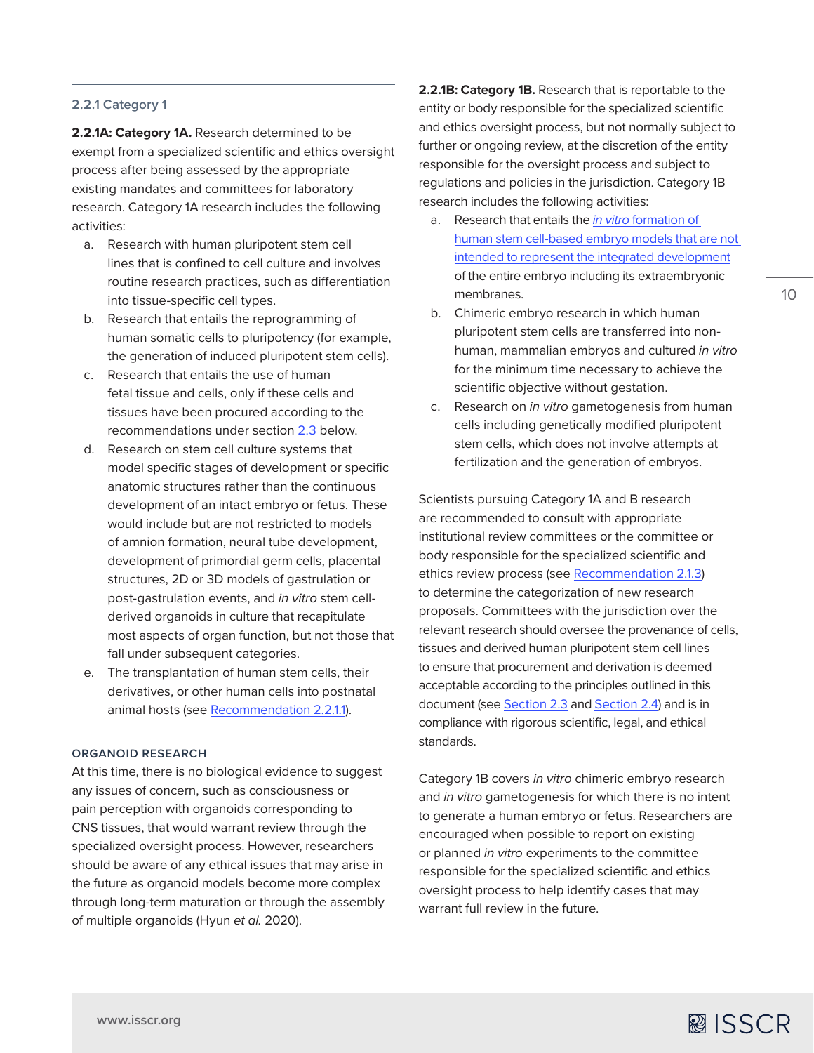### 2.2.1 Category 1

**2.2.1A: Category 1A.** Research determined to be exempt from a specialized scientific and ethics oversight process after being assessed by the appropriate existing mandates and committees for laboratory research. Category 1A research includes the following activities:

a. Research with human pluripotent stem cell lines that is confined to cell culture and involves routine research practices, such as differentiation into tissue-specific cell types.

b. Research that entails the reprogramming of human somatic cells to pluripotency (for example, the generation of induced pluripotent stem cells).

c. Research that entails the use of human fetal tissue and cells, only if these cells and tissues have been procured according to the recommendations under section 2.3 below.

d. Research on stem cell culture systems that model specific stages of development or specific anatomic structures rather than the continuous development of an intact embryo or fetus. These would include but are not restricted to models of amnion formation, neural tube development, development of primordial germ cells, placental structures, 2D or 3D models of gastrulation or post-gastrulation events, and *in vitro* stem cell-derived organoids in culture that recapitulate most aspects of organ function, but not those that fall under subsequent categories.

e. The transplantation of human stem cells, their derivatives, or other human cells into postnatal animal hosts (see Recommendation 2.2.1.1).

#### ORGANOID RESEARCH

At this time, there is no biological evidence to suggest any issues of concern, such as consciousness or pain perception with organoids corresponding to CNS tissues, that would warrant review through the specialized oversight process. However, researchers should be aware of any ethical issues that may arise in the future as organoid models become more complex through long-term maturation or through the assembly of multiple organoids (Hyun *et al.* 2020).

**2.2.1B: Category 1B.** Research that is reportable to the entity or body responsible for the specialized scientific and ethics oversight process, but not normally subject to further or ongoing review, at the discretion of the entity responsible for the oversight process and subject to regulations and policies in the jurisdiction. Category 1B research includes the following activities:

a. Research that entails the *in vitro* formation of human stem cell-based embryo models that are not intended to represent the integrated development of the entire embryo including its extraembryonic membranes.

b. Chimeric embryo research in which human pluripotent stem cells are transferred into non-human, mammalian embryos and cultured *in vitro* for the minimum time necessary to achieve the scientific objective without gestation.

c. Research on *in vitro* gametogenesis from human cells including genetically modified pluripotent stem cells, which does not involve attempts at fertilization and the generation of embryos.

Scientists pursuing Category 1A and B research are recommended to consult with appropriate institutional review committees or the committee or body responsible for the specialized scientific and ethics review process (see Recommendation 2.1.3) to determine the categorization of new research proposals. Committees with the jurisdiction over the relevant research should oversee the provenance of cells, tissues and derived human pluripotent stem cell lines to ensure that procurement and derivation is deemed acceptable according to the principles outlined in this document (see Section 2.3 and Section 2.4) and is in compliance with rigorous scientific, legal, and ethical standards.

Category 1B covers *in vitro* chimeric embryo research and *in vitro* gametogenesis for which there is no intent to generate a human embryo or fetus. Researchers are encouraged when possible to report on existing or planned *in vitro* experiments to the committee responsible for the specialized scientific and ethics oversight process to help identify cases that may warrant full review in the future.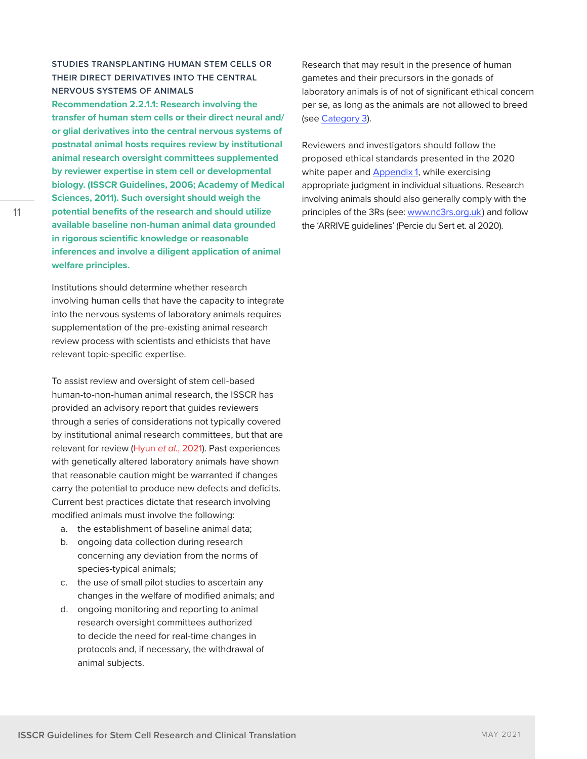### STUDIES TRANSPLANTING HUMAN STEM CELLS OR THEIR DIRECT DERIVATIVES INTO THE CENTRAL NERVOUS SYSTEMS OF ANIMALS

**Recommendation 2.2.1.1: Research involving the transfer of human stem cells or their direct neural and/or glial derivatives into the central nervous systems of postnatal animal hosts requires review by institutional animal research oversight committees supplemented by reviewer expertise in stem cell or developmental biology. (ISSCR Guidelines, 2006; Academy of Medical Sciences, 2011). Such oversight should weigh the potential benefits of the research and should utilize available baseline non-human animal data grounded in rigorous scientific knowledge or reasonable inferences and involve a diligent application of animal welfare principles.**

Institutions should determine whether research involving human cells that have the capacity to integrate into the nervous systems of laboratory animals requires supplementation of the pre-existing animal research review process with scientists and ethicists that have relevant topic-specific expertise.

To assist review and oversight of stem cell-based human-to-non-human animal research, the ISSCR has provided an advisory report that guides reviewers through a series of considerations not typically covered by institutional animal research committees, but that are relevant for review (Hyun *et al.*, 2021). Past experiences with genetically altered laboratory animals have shown that reasonable caution might be warranted if changes carry the potential to produce new defects and deficits. Current best practices dictate that research involving modified animals must involve the following:

a. the establishment of baseline animal data;
b. ongoing data collection during research concerning any deviation from the norms of species-typical animals;
c. the use of small pilot studies to ascertain any changes in the welfare of modified animals; and
d. ongoing monitoring and reporting to animal research oversight committees authorized to decide the need for real-time changes in protocols and, if necessary, the withdrawal of animal subjects.

Research that may result in the presence of human gametes and their precursors in the gonads of laboratory animals is of not of significant ethical concern per se, as long as the animals are not allowed to breed (see Category 3).

Reviewers and investigators should follow the proposed ethical standards presented in the 2020 white paper and Appendix 1, while exercising appropriate judgment in individual situations. Research involving animals should also generally comply with the principles of the 3Rs (see: www.nc3rs.org.uk) and follow the 'ARRIVE guidelines' (Percie du Sert et. al 2020).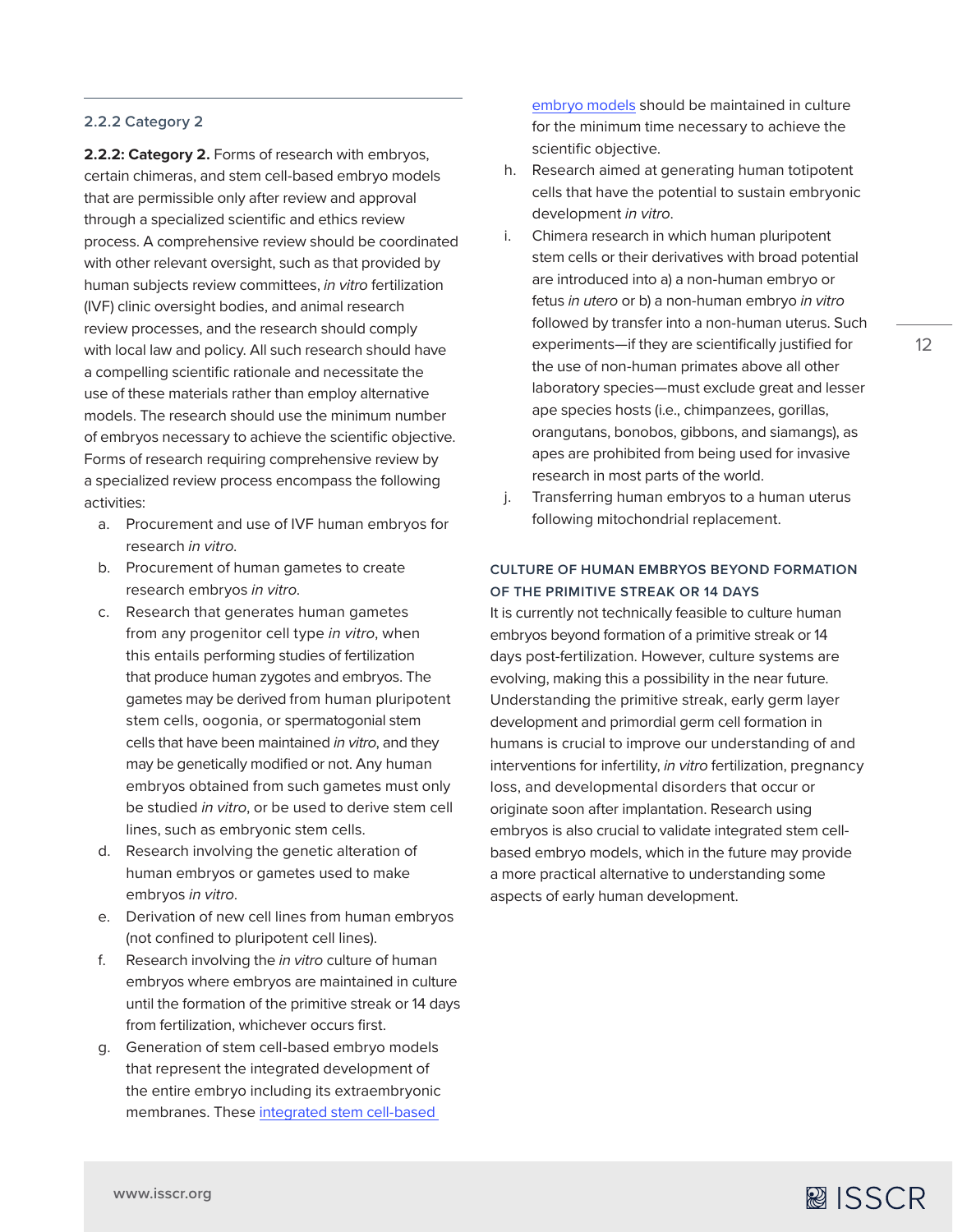### 2.2.2 Category 2

**2.2.2: Category 2.** Forms of research with embryos, certain chimeras, and stem cell-based embryo models that are permissible only after review and approval through a specialized scientific and ethics review process. A comprehensive review should be coordinated with other relevant oversight, such as that provided by human subjects review committees, *in vitro* fertilization (IVF) clinic oversight bodies, and animal research review processes, and the research should comply with local law and policy. All such research should have a compelling scientific rationale and necessitate the use of these materials rather than employ alternative models. The research should use the minimum number of embryos necessary to achieve the scientific objective. Forms of research requiring comprehensive review by a specialized review process encompass the following activities:

a. Procurement and use of IVF human embryos for research *in vitro*.

b. Procurement of human gametes to create research embryos *in vitro*.

c. Research that generates human gametes from any progenitor cell type *in vitro*, when this entails performing studies of fertilization that produce human zygotes and embryos. The gametes may be derived from human pluripotent stem cells, oogonia, or spermatogonial stem cells that have been maintained *in vitro*, and they may be genetically modified or not. Any human embryos obtained from such gametes must only be studied *in vitro*, or be used to derive stem cell lines, such as embryonic stem cells.

d. Research involving the genetic alteration of human embryos or gametes used to make embryos *in vitro*.

e. Derivation of new cell lines from human embryos (not confined to pluripotent cell lines).

f. Research involving the *in vitro* culture of human embryos where embryos are maintained in culture until the formation of the primitive streak or 14 days from fertilization, whichever occurs first.

g. Generation of stem cell-based embryo models that represent the integrated development of the entire embryo including its extraembryonic membranes. These integrated stem cell-based embryo models should be maintained in culture for the minimum time necessary to achieve the scientific objective.

h. Research aimed at generating human totipotent cells that have the potential to sustain embryonic development *in vitro*.

i. Chimera research in which human pluripotent stem cells or their derivatives with broad potential are introduced into a) a non-human embryo or fetus *in utero* or b) a non-human embryo *in vitro* followed by transfer into a non-human uterus. Such experiments—if they are scientifically justified for the use of non-human primates above all other laboratory species—must exclude great and lesser ape species hosts (i.e., chimpanzees, gorillas, orangutans, bonobos, gibbons, and siamangs), as apes are prohibited from being used for invasive research in most parts of the world.

j. Transferring human embryos to a human uterus following mitochondrial replacement.

#### CULTURE OF HUMAN EMBRYOS BEYOND FORMATION OF THE PRIMITIVE STREAK OR 14 DAYS

It is currently not technically feasible to culture human embryos beyond formation of a primitive streak or 14 days post-fertilization. However, culture systems are evolving, making this a possibility in the near future. Understanding the primitive streak, early germ layer development and primordial germ cell formation in humans is crucial to improve our understanding of and interventions for infertility, *in vitro* fertilization, pregnancy loss, and developmental disorders that occur or originate soon after implantation. Research using embryos is also crucial to validate integrated stem cell-based embryo models, which in the future may provide a more practical alternative to understanding some aspects of early human development.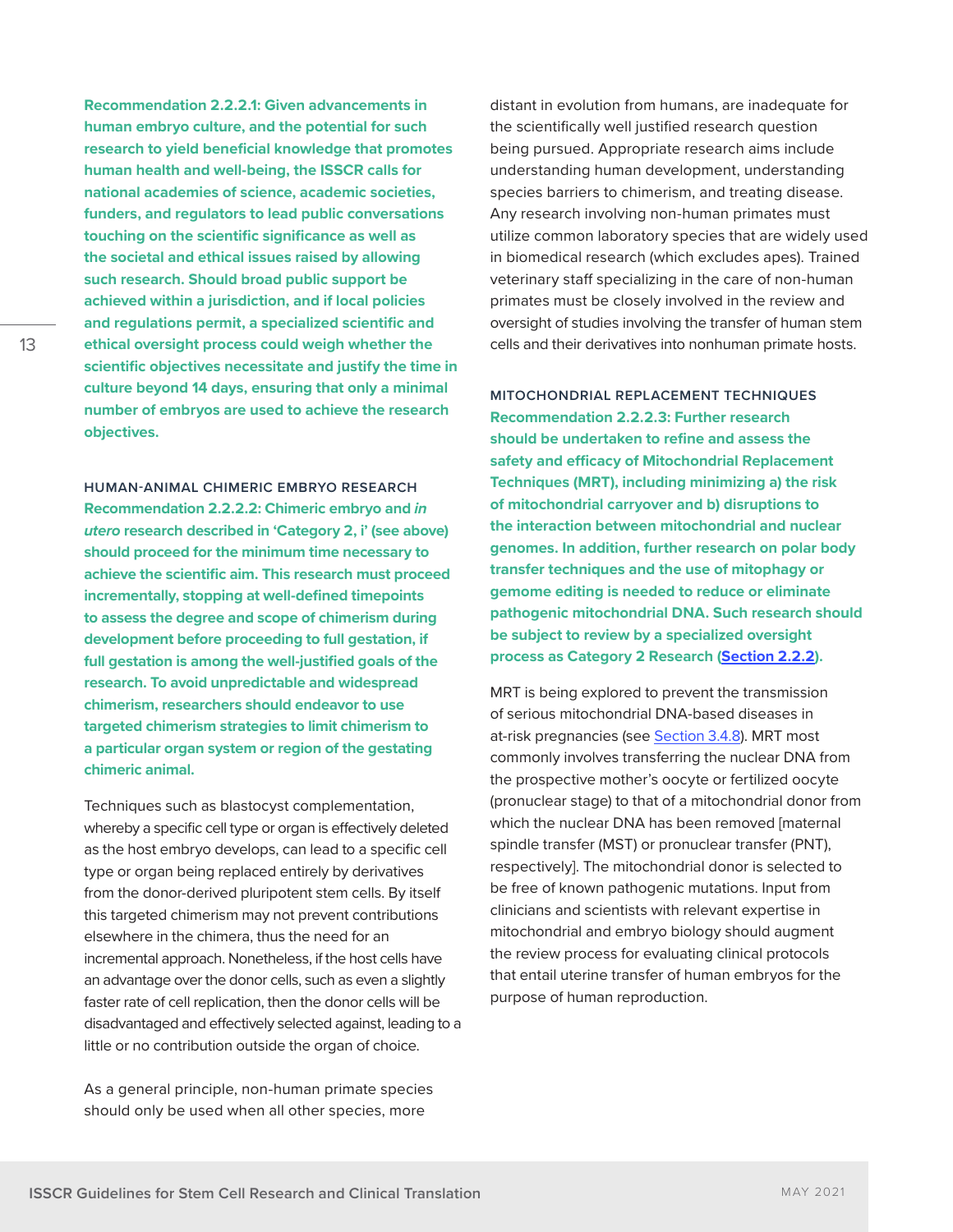**Recommendation 2.2.2.1: Given advancements in human embryo culture, and the potential for such research to yield beneficial knowledge that promotes human health and well-being, the ISSCR calls for national academies of science, academic societies, funders, and regulators to lead public conversations touching on the scientific significance as well as the societal and ethical issues raised by allowing such research. Should broad public support be achieved within a jurisdiction, and if local policies and regulations permit, a specialized scientific and ethical oversight process could weigh whether the scientific objectives necessitate and justify the time in culture beyond 14 days, ensuring that only a minimal number of embryos are used to achieve the research objectives.**

### HUMAN-ANIMAL CHIMERIC EMBRYO RESEARCH

**Recommendation 2.2.2.2: Chimeric embryo and *in utero* research described in 'Category 2, i' (see above) should proceed for the minimum time necessary to achieve the scientific aim. This research must proceed incrementally, stopping at well-defined timepoints to assess the degree and scope of chimerism during development before proceeding to full gestation, if full gestation is among the well-justified goals of the research. To avoid unpredictable and widespread chimerism, researchers should endeavor to use targeted chimerism strategies to limit chimerism to a particular organ system or region of the gestating chimeric animal.**

Techniques such as blastocyst complementation, whereby a specific cell type or organ is effectively deleted as the host embryo develops, can lead to a specific cell type or organ being replaced entirely by derivatives from the donor-derived pluripotent stem cells. By itself this targeted chimerism may not prevent contributions elsewhere in the chimera, thus the need for an incremental approach. Nonetheless, if the host cells have an advantage over the donor cells, such as even a slightly faster rate of cell replication, then the donor cells will be disadvantaged and effectively selected against, leading to a little or no contribution outside the organ of choice.

As a general principle, non-human primate species should only be used when all other species, more distant in evolution from humans, are inadequate for the scientifically well justified research question being pursued. Appropriate research aims include understanding human development, understanding species barriers to chimerism, and treating disease. Any research involving non-human primates must utilize common laboratory species that are widely used in biomedical research (which excludes apes). Trained veterinary staff specializing in the care of non-human primates must be closely involved in the review and oversight of studies involving the transfer of human stem cells and their derivatives into nonhuman primate hosts.

### MITOCHONDRIAL REPLACEMENT TECHNIQUES

**Recommendation 2.2.2.3: Further research should be undertaken to refine and assess the safety and efficacy of Mitochondrial Replacement Techniques (MRT), including minimizing a) the risk of mitochondrial carryover and b) disruptions to the interaction between mitochondrial and nuclear genomes. In addition, further research on polar body transfer techniques and the use of mitophagy or gemome editing is needed to reduce or eliminate pathogenic mitochondrial DNA. Such research should be subject to review by a specialized oversight process as Category 2 Research (Section 2.2.2).**

MRT is being explored to prevent the transmission of serious mitochondrial DNA-based diseases in at-risk pregnancies (see Section 3.4.8). MRT most commonly involves transferring the nuclear DNA from the prospective mother's oocyte or fertilized oocyte (pronuclear stage) to that of a mitochondrial donor from which the nuclear DNA has been removed [maternal spindle transfer (MST) or pronuclear transfer (PNT), respectively]. The mitochondrial donor is selected to be free of known pathogenic mutations. Input from clinicians and scientists with relevant expertise in mitochondrial and embryo biology should augment the review process for evaluating clinical protocols that entail uterine transfer of human embryos for the purpose of human reproduction.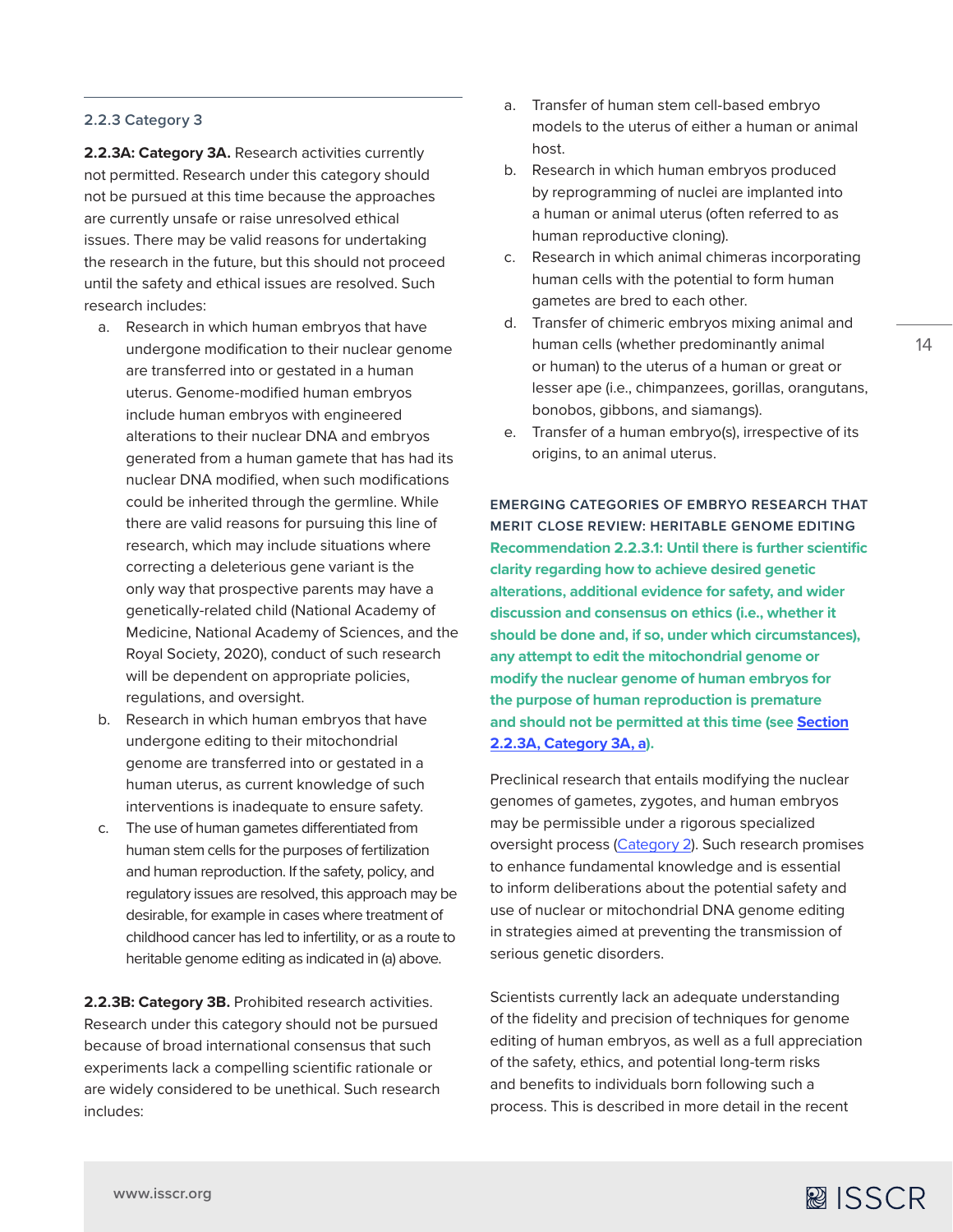### 2.2.3 Category 3

**2.2.3A: Category 3A.** Research activities currently not permitted. Research under this category should not be pursued at this time because the approaches are currently unsafe or raise unresolved ethical issues. There may be valid reasons for undertaking the research in the future, but this should not proceed until the safety and ethical issues are resolved. Such research includes:

a. Research in which human embryos that have undergone modification to their nuclear genome are transferred into or gestated in a human uterus. Genome-modified human embryos include human embryos with engineered alterations to their nuclear DNA and embryos generated from a human gamete that has had its nuclear DNA modified, when such modifications could be inherited through the germline. While there are valid reasons for pursuing this line of research, which may include situations where correcting a deleterious gene variant is the only way that prospective parents may have a genetically-related child (National Academy of Medicine, National Academy of Sciences, and the Royal Society, 2020), conduct of such research will be dependent on appropriate policies, regulations, and oversight.

b. Research in which human embryos that have undergone editing to their mitochondrial genome are transferred into or gestated in a human uterus, as current knowledge of such interventions is inadequate to ensure safety.

c. The use of human gametes differentiated from human stem cells for the purposes of fertilization and human reproduction. If the safety, policy, and regulatory issues are resolved, this approach may be desirable, for example in cases where treatment of childhood cancer has led to infertility, or as a route to heritable genome editing as indicated in (a) above.

**2.2.3B: Category 3B.** Prohibited research activities. Research under this category should not be pursued because of broad international consensus that such experiments lack a compelling scientific rationale or are widely considered to be unethical. Such research includes:

a. Transfer of human stem cell-based embryo models to the uterus of either a human or animal host.

b. Research in which human embryos produced by reprogramming of nuclei are implanted into a human or animal uterus (often referred to as human reproductive cloning).

c. Research in which animal chimeras incorporating human cells with the potential to form human gametes are bred to each other.

d. Transfer of chimeric embryos mixing animal and human cells (whether predominantly animal or human) to the uterus of a human or great or lesser ape (i.e., chimpanzees, gorillas, orangutans, bonobos, gibbons, and siamangs).

e. Transfer of a human embryo(s), irrespective of its origins, to an animal uterus.

#### EMERGING CATEGORIES OF EMBRYO RESEARCH THAT MERIT CLOSE REVIEW: HERITABLE GENOME EDITING

**Recommendation 2.2.3.1: Until there is further scientific clarity regarding how to achieve desired genetic alterations, additional evidence for safety, and wider discussion and consensus on ethics (i.e., whether it should be done and, if so, under which circumstances), any attempt to edit the mitochondrial genome or modify the nuclear genome of human embryos for the purpose of human reproduction is premature and should not be permitted at this time (see Section 2.2.3A, Category 3A, a).**

Preclinical research that entails modifying the nuclear genomes of gametes, zygotes, and human embryos may be permissible under a rigorous specialized oversight process (Category 2). Such research promises to enhance fundamental knowledge and is essential to inform deliberations about the potential safety and use of nuclear or mitochondrial DNA genome editing in strategies aimed at preventing the transmission of serious genetic disorders.

Scientists currently lack an adequate understanding of the fidelity and precision of techniques for genome editing of human embryos, as well as a full appreciation of the safety, ethics, and potential long-term risks and benefits to individuals born following such a process. This is described in more detail in the recent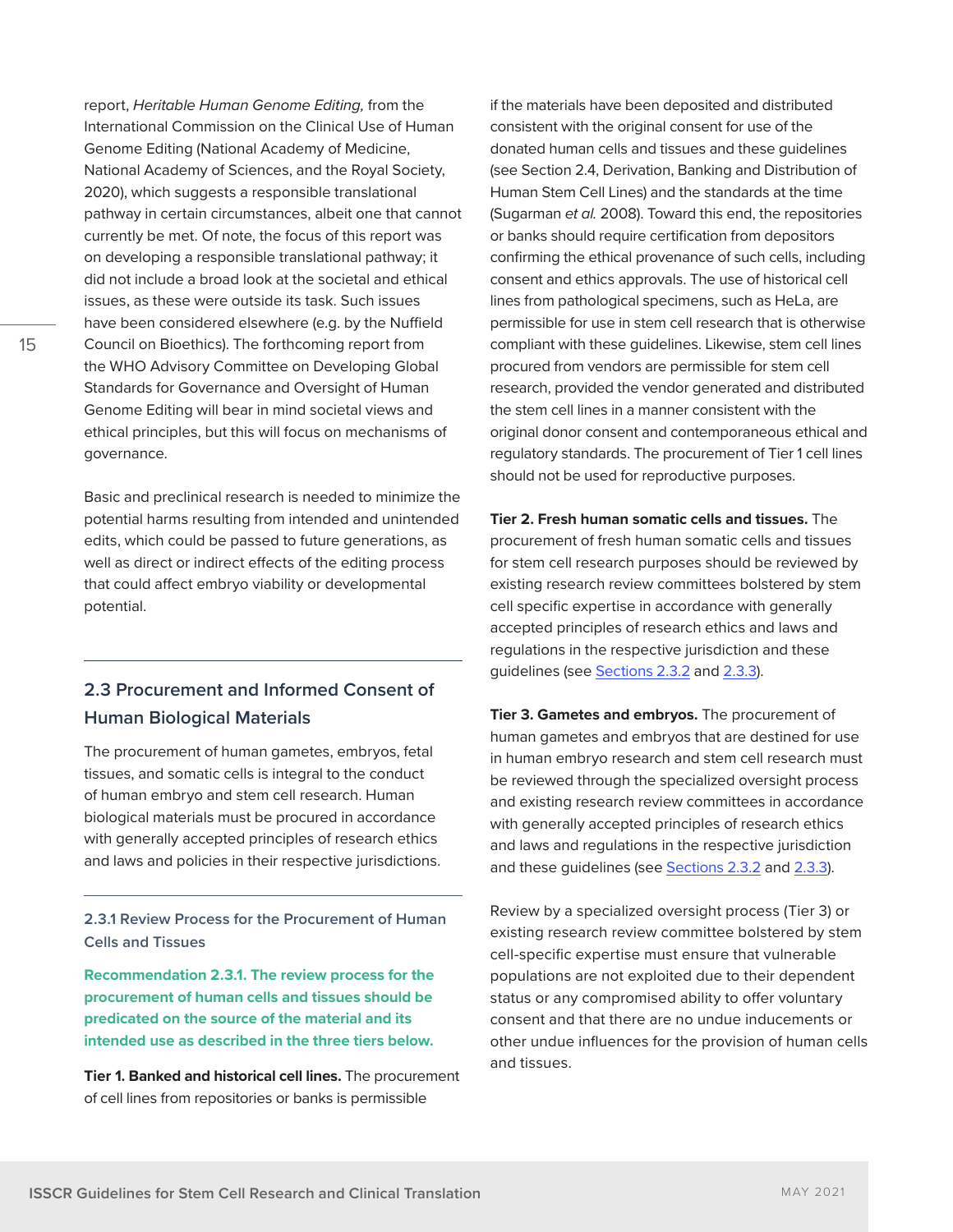report, *Heritable Human Genome Editing,* from the International Commission on the Clinical Use of Human Genome Editing (National Academy of Medicine, National Academy of Sciences, and the Royal Society, 2020), which suggests a responsible translational pathway in certain circumstances, albeit one that cannot currently be met. Of note, the focus of this report was on developing a responsible translational pathway; it did not include a broad look at the societal and ethical issues, as these were outside its task. Such issues have been considered elsewhere (e.g. by the Nuffield Council on Bioethics). The forthcoming report from the WHO Advisory Committee on Developing Global Standards for Governance and Oversight of Human Genome Editing will bear in mind societal views and ethical principles, but this will focus on mechanisms of governance.

Basic and preclinical research is needed to minimize the potential harms resulting from intended and unintended edits, which could be passed to future generations, as well as direct or indirect effects of the editing process that could affect embryo viability or developmental potential.

## 2.3 Procurement and Informed Consent of Human Biological Materials

The procurement of human gametes, embryos, fetal tissues, and somatic cells is integral to the conduct of human embryo and stem cell research. Human biological materials must be procured in accordance with generally accepted principles of research ethics and laws and policies in their respective jurisdictions.

### 2.3.1 Review Process for the Procurement of Human Cells and Tissues

**Recommendation 2.3.1. The review process for the procurement of human cells and tissues should be predicated on the source of the material and its intended use as described in the three tiers below.**

**Tier 1. Banked and historical cell lines.** The procurement of cell lines from repositories or banks is permissible if the materials have been deposited and distributed consistent with the original consent for use of the donated human cells and tissues and these guidelines (see Section 2.4, Derivation, Banking and Distribution of Human Stem Cell Lines) and the standards at the time (Sugarman *et al.* 2008). Toward this end, the repositories or banks should require certification from depositors confirming the ethical provenance of such cells, including consent and ethics approvals. The use of historical cell lines from pathological specimens, such as HeLa, are permissible for use in stem cell research that is otherwise compliant with these guidelines. Likewise, stem cell lines procured from vendors are permissible for stem cell research, provided the vendor generated and distributed the stem cell lines in a manner consistent with the original donor consent and contemporaneous ethical and regulatory standards. The procurement of Tier 1 cell lines should not be used for reproductive purposes.

**Tier 2. Fresh human somatic cells and tissues.** The procurement of fresh human somatic cells and tissues for stem cell research purposes should be reviewed by existing research review committees bolstered by stem cell specific expertise in accordance with generally accepted principles of research ethics and laws and regulations in the respective jurisdiction and these guidelines (see Sections 2.3.2 and 2.3.3).

**Tier 3. Gametes and embryos.** The procurement of human gametes and embryos that are destined for use in human embryo research and stem cell research must be reviewed through the specialized oversight process and existing research review committees in accordance with generally accepted principles of research ethics and laws and regulations in the respective jurisdiction and these guidelines (see Sections 2.3.2 and 2.3.3).

Review by a specialized oversight process (Tier 3) or existing research review committee bolstered by stem cell-specific expertise must ensure that vulnerable populations are not exploited due to their dependent status or any compromised ability to offer voluntary consent and that there are no undue inducements or other undue influences for the provision of human cells and tissues.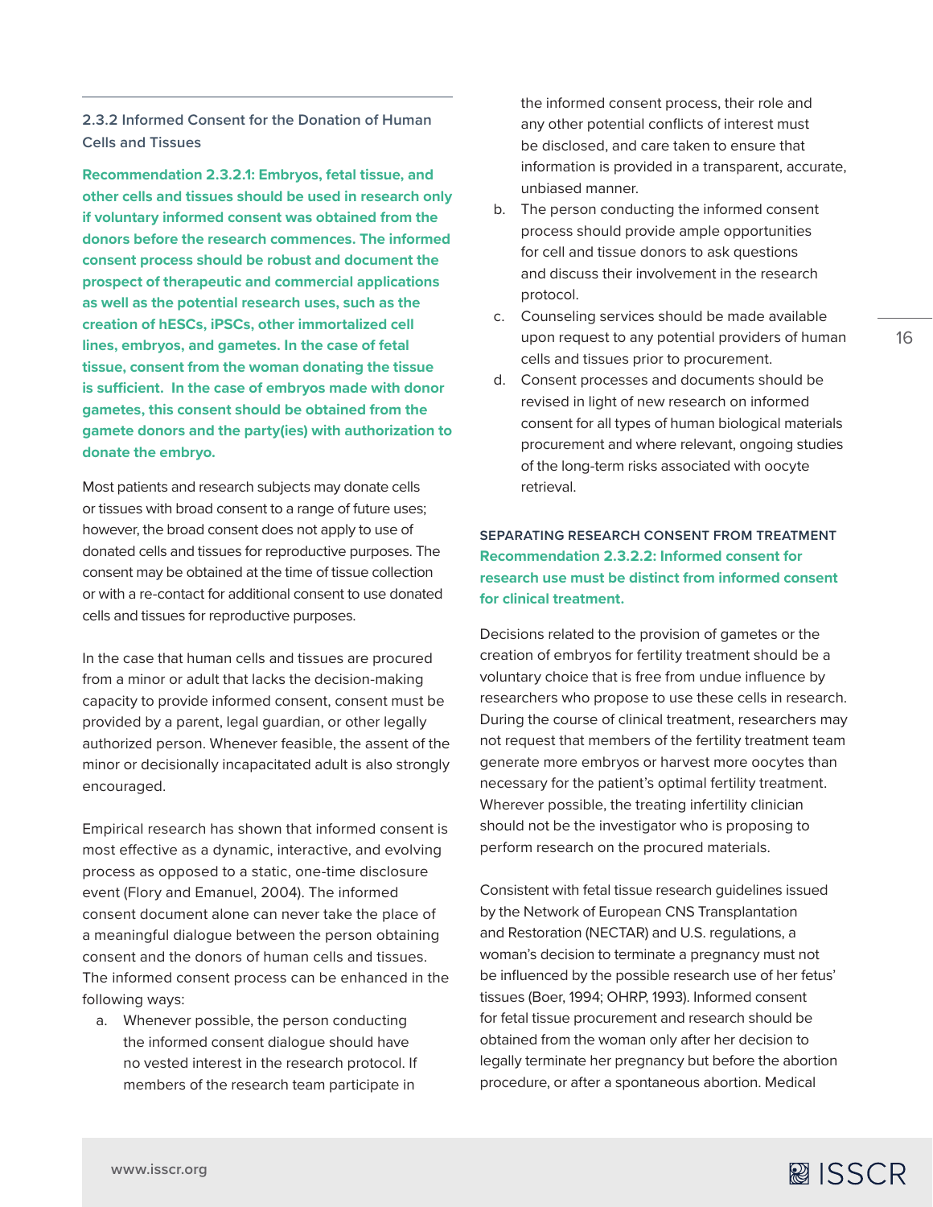### 2.3.2 Informed Consent for the Donation of Human Cells and Tissues

**Recommendation 2.3.2.1: Embryos, fetal tissue, and other cells and tissues should be used in research only if voluntary informed consent was obtained from the donors before the research commences. The informed consent process should be robust and document the prospect of therapeutic and commercial applications as well as the potential research uses, such as the creation of hESCs, iPSCs, other immortalized cell lines, embryos, and gametes. In the case of fetal tissue, consent from the woman donating the tissue is sufficient. In the case of embryos made with donor gametes, this consent should be obtained from the gamete donors and the party(ies) with authorization to donate the embryo.**

Most patients and research subjects may donate cells or tissues with broad consent to a range of future uses; however, the broad consent does not apply to use of donated cells and tissues for reproductive purposes. The consent may be obtained at the time of tissue collection or with a re-contact for additional consent to use donated cells and tissues for reproductive purposes.

In the case that human cells and tissues are procured from a minor or adult that lacks the decision-making capacity to provide informed consent, consent must be provided by a parent, legal guardian, or other legally authorized person. Whenever feasible, the assent of the minor or decisionally incapacitated adult is also strongly encouraged.

Empirical research has shown that informed consent is most effective as a dynamic, interactive, and evolving process as opposed to a static, one-time disclosure event (Flory and Emanuel, 2004). The informed consent document alone can never take the place of a meaningful dialogue between the person obtaining consent and the donors of human cells and tissues. The informed consent process can be enhanced in the following ways:

a. Whenever possible, the person conducting the informed consent dialogue should have no vested interest in the research protocol. If members of the research team participate in the informed consent process, their role and any other potential conflicts of interest must be disclosed, and care taken to ensure that information is provided in a transparent, accurate, unbiased manner.
b. The person conducting the informed consent process should provide ample opportunities for cell and tissue donors to ask questions and discuss their involvement in the research protocol.
c. Counseling services should be made available upon request to any potential providers of human cells and tissues prior to procurement.
d. Consent processes and documents should be revised in light of new research on informed consent for all types of human biological materials procurement and where relevant, ongoing studies of the long-term risks associated with oocyte retrieval.

#### SEPARATING RESEARCH CONSENT FROM TREATMENT

**Recommendation 2.3.2.2: Informed consent for research use must be distinct from informed consent for clinical treatment.**

Decisions related to the provision of gametes or the creation of embryos for fertility treatment should be a voluntary choice that is free from undue influence by researchers who propose to use these cells in research. During the course of clinical treatment, researchers may not request that members of the fertility treatment team generate more embryos or harvest more oocytes than necessary for the patient's optimal fertility treatment. Wherever possible, the treating infertility clinician should not be the investigator who is proposing to perform research on the procured materials.

Consistent with fetal tissue research guidelines issued by the Network of European CNS Transplantation and Restoration (NECTAR) and U.S. regulations, a woman's decision to terminate a pregnancy must not be influenced by the possible research use of her fetus' tissues (Boer, 1994; OHRP, 1993). Informed consent for fetal tissue procurement and research should be obtained from the woman only after her decision to legally terminate her pregnancy but before the abortion procedure, or after a spontaneous abortion. Medical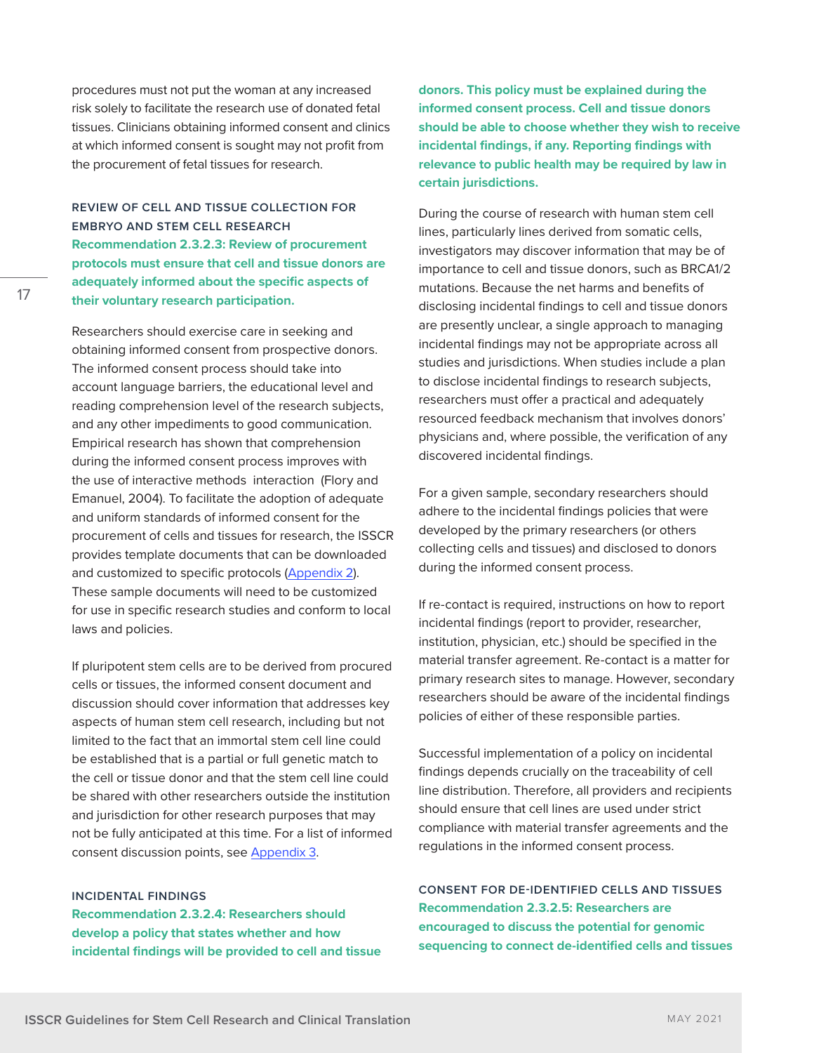procedures must not put the woman at any increased risk solely to facilitate the research use of donated fetal tissues. Clinicians obtaining informed consent and clinics at which informed consent is sought may not profit from the procurement of fetal tissues for research.

### REVIEW OF CELL AND TISSUE COLLECTION FOR EMBRYO AND STEM CELL RESEARCH

**Recommendation 2.3.2.3: Review of procurement protocols must ensure that cell and tissue donors are adequately informed about the specific aspects of their voluntary research participation.**

Researchers should exercise care in seeking and obtaining informed consent from prospective donors. The informed consent process should take into account language barriers, the educational level and reading comprehension level of the research subjects, and any other impediments to good communication. Empirical research has shown that comprehension during the informed consent process improves with the use of interactive methods interaction (Flory and Emanuel, 2004). To facilitate the adoption of adequate and uniform standards of informed consent for the procurement of cells and tissues for research, the ISSCR provides template documents that can be downloaded and customized to specific protocols (Appendix 2). These sample documents will need to be customized for use in specific research studies and conform to local laws and policies.

If pluripotent stem cells are to be derived from procured cells or tissues, the informed consent document and discussion should cover information that addresses key aspects of human stem cell research, including but not limited to the fact that an immortal stem cell line could be established that is a partial or full genetic match to the cell or tissue donor and that the stem cell line could be shared with other researchers outside the institution and jurisdiction for other research purposes that may not be fully anticipated at this time. For a list of informed consent discussion points, see Appendix 3.

### INCIDENTAL FINDINGS

**Recommendation 2.3.2.4: Researchers should develop a policy that states whether and how incidental findings will be provided to cell and tissue donors. This policy must be explained during the informed consent process. Cell and tissue donors should be able to choose whether they wish to receive incidental findings, if any. Reporting findings with relevance to public health may be required by law in certain jurisdictions.**

During the course of research with human stem cell lines, particularly lines derived from somatic cells, investigators may discover information that may be of importance to cell and tissue donors, such as BRCA1/2 mutations. Because the net harms and benefits of disclosing incidental findings to cell and tissue donors are presently unclear, a single approach to managing incidental findings may not be appropriate across all studies and jurisdictions. When studies include a plan to disclose incidental findings to research subjects, researchers must offer a practical and adequately resourced feedback mechanism that involves donors' physicians and, where possible, the verification of any discovered incidental findings.

For a given sample, secondary researchers should adhere to the incidental findings policies that were developed by the primary researchers (or others collecting cells and tissues) and disclosed to donors during the informed consent process.

If re-contact is required, instructions on how to report incidental findings (report to provider, researcher, institution, physician, etc.) should be specified in the material transfer agreement. Re-contact is a matter for primary research sites to manage. However, secondary researchers should be aware of the incidental findings policies of either of these responsible parties.

Successful implementation of a policy on incidental findings depends crucially on the traceability of cell line distribution. Therefore, all providers and recipients should ensure that cell lines are used under strict compliance with material transfer agreements and the regulations in the informed consent process.

### CONSENT FOR DE-IDENTIFIED CELLS AND TISSUES

**Recommendation 2.3.2.5: Researchers are encouraged to discuss the potential for genomic sequencing to connect de-identified cells and tissues**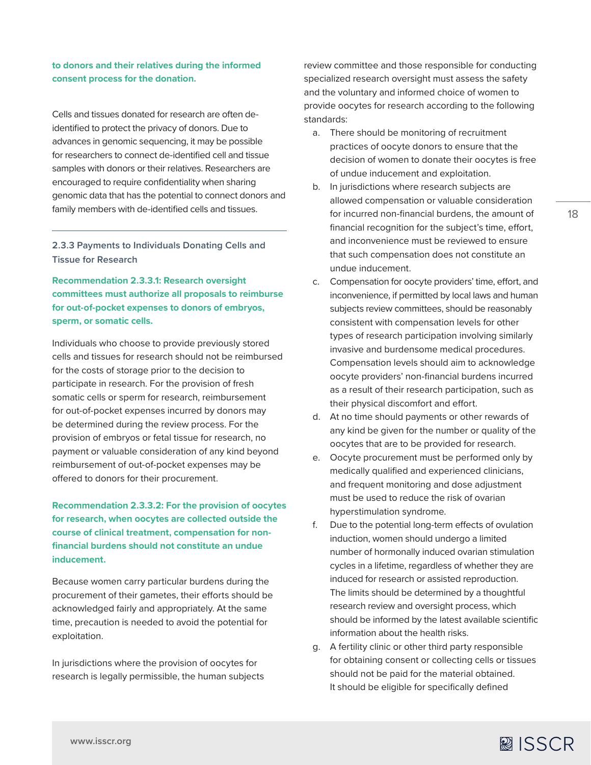**to donors and their relatives during the informed consent process for the donation.**

Cells and tissues donated for research are often de-identified to protect the privacy of donors. Due to advances in genomic sequencing, it may be possible for researchers to connect de-identified cell and tissue samples with donors or their relatives. Researchers are encouraged to require confidentiality when sharing genomic data that has the potential to connect donors and family members with de-identified cells and tissues.

---

### 2.3.3 Payments to Individuals Donating Cells and Tissue for Research

**Recommendation 2.3.3.1: Research oversight committees must authorize all proposals to reimburse for out-of-pocket expenses to donors of embryos, sperm, or somatic cells.**

Individuals who choose to provide previously stored cells and tissues for research should not be reimbursed for the costs of storage prior to the decision to participate in research. For the provision of fresh somatic cells or sperm for research, reimbursement for out-of-pocket expenses incurred by donors may be determined during the review process. For the provision of embryos or fetal tissue for research, no payment or valuable consideration of any kind beyond reimbursement of out-of-pocket expenses may be offered to donors for their procurement.

**Recommendation 2.3.3.2: For the provision of oocytes for research, when oocytes are collected outside the course of clinical treatment, compensation for non-financial burdens should not constitute an undue inducement.**

Because women carry particular burdens during the procurement of their gametes, their efforts should be acknowledged fairly and appropriately. At the same time, precaution is needed to avoid the potential for exploitation.

In jurisdictions where the provision of oocytes for research is legally permissible, the human subjects review committee and those responsible for conducting specialized research oversight must assess the safety and the voluntary and informed choice of women to provide oocytes for research according to the following standards:

a. There should be monitoring of recruitment practices of oocyte donors to ensure that the decision of women to donate their oocytes is free of undue inducement and exploitation.
b. In jurisdictions where research subjects are allowed compensation or valuable consideration for incurred non-financial burdens, the amount of financial recognition for the subject's time, effort, and inconvenience must be reviewed to ensure that such compensation does not constitute an undue inducement.
c. Compensation for oocyte providers' time, effort, and inconvenience, if permitted by local laws and human subjects review committees, should be reasonably consistent with compensation levels for other types of research participation involving similarly invasive and burdensome medical procedures. Compensation levels should aim to acknowledge oocyte providers' non-financial burdens incurred as a result of their research participation, such as their physical discomfort and effort.
d. At no time should payments or other rewards of any kind be given for the number or quality of the oocytes that are to be provided for research.
e. Oocyte procurement must be performed only by medically qualified and experienced clinicians, and frequent monitoring and dose adjustment must be used to reduce the risk of ovarian hyperstimulation syndrome.
f. Due to the potential long-term effects of ovulation induction, women should undergo a limited number of hormonally induced ovarian stimulation cycles in a lifetime, regardless of whether they are induced for research or assisted reproduction. The limits should be determined by a thoughtful research review and oversight process, which should be informed by the latest available scientific information about the health risks.
g. A fertility clinic or other third party responsible for obtaining consent or collecting cells or tissues should not be paid for the material obtained. It should be eligible for specifically defined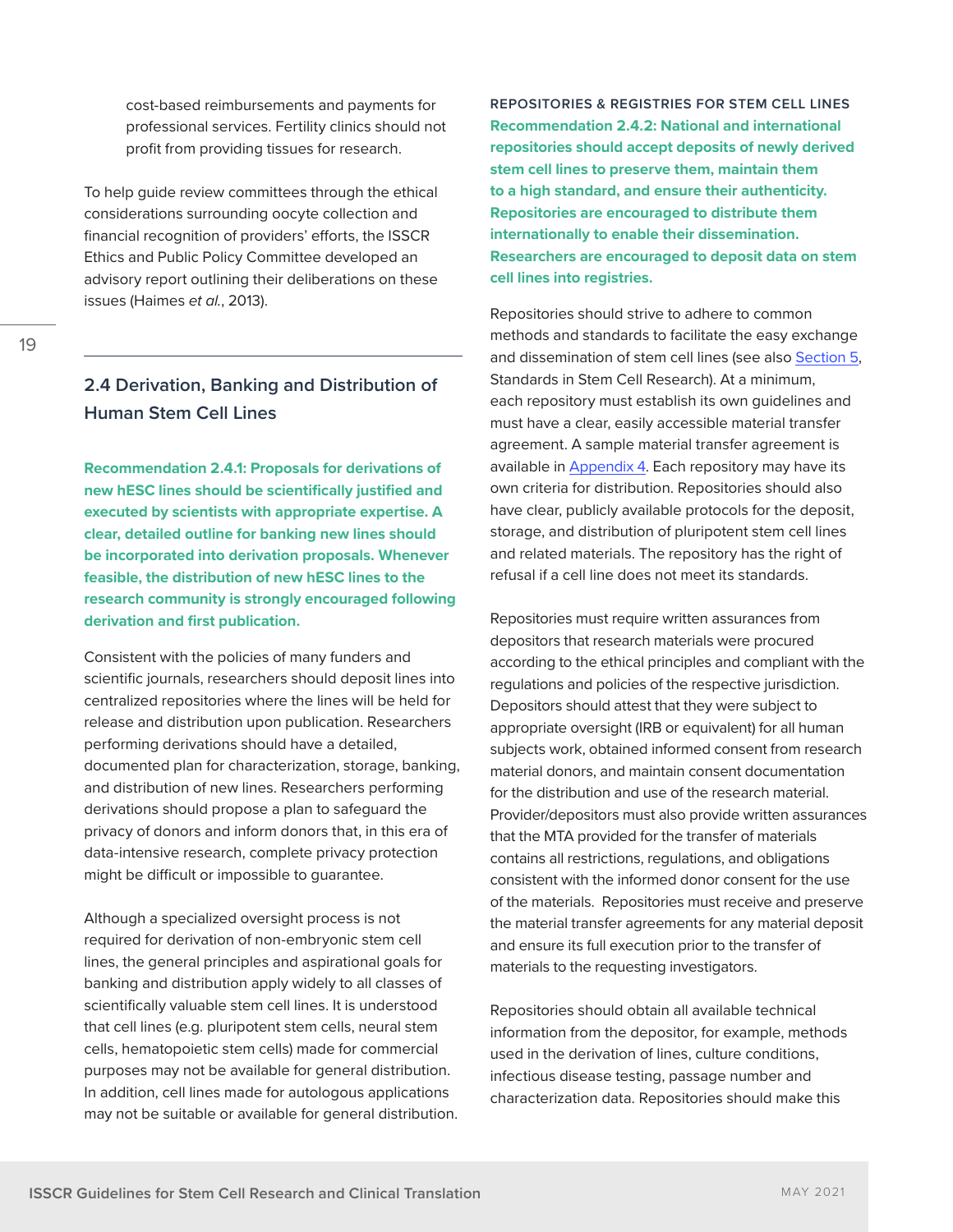cost-based reimbursements and payments for professional services. Fertility clinics should not profit from providing tissues for research.

To help guide review committees through the ethical considerations surrounding oocyte collection and financial recognition of providers' efforts, the ISSCR Ethics and Public Policy Committee developed an advisory report outlining their deliberations on these issues (Haimes *et al.*, 2013).

## 2.4 Derivation, Banking and Distribution of Human Stem Cell Lines

**Recommendation 2.4.1: Proposals for derivations of new hESC lines should be scientifically justified and executed by scientists with appropriate expertise. A clear, detailed outline for banking new lines should be incorporated into derivation proposals. Whenever feasible, the distribution of new hESC lines to the research community is strongly encouraged following derivation and first publication.**

Consistent with the policies of many funders and scientific journals, researchers should deposit lines into centralized repositories where the lines will be held for release and distribution upon publication. Researchers performing derivations should have a detailed, documented plan for characterization, storage, banking, and distribution of new lines. Researchers performing derivations should propose a plan to safeguard the privacy of donors and inform donors that, in this era of data-intensive research, complete privacy protection might be difficult or impossible to guarantee.

Although a specialized oversight process is not required for derivation of non-embryonic stem cell lines, the general principles and aspirational goals for banking and distribution apply widely to all classes of scientifically valuable stem cell lines. It is understood that cell lines (e.g. pluripotent stem cells, neural stem cells, hematopoietic stem cells) made for commercial purposes may not be available for general distribution. In addition, cell lines made for autologous applications may not be suitable or available for general distribution.

### REPOSITORIES & REGISTRIES FOR STEM CELL LINES

**Recommendation 2.4.2: National and international repositories should accept deposits of newly derived stem cell lines to preserve them, maintain them to a high standard, and ensure their authenticity. Repositories are encouraged to distribute them internationally to enable their dissemination. Researchers are encouraged to deposit data on stem cell lines into registries.**

Repositories should strive to adhere to common methods and standards to facilitate the easy exchange and dissemination of stem cell lines (see also Section 5, Standards in Stem Cell Research). At a minimum, each repository must establish its own guidelines and must have a clear, easily accessible material transfer agreement. A sample material transfer agreement is available in Appendix 4. Each repository may have its own criteria for distribution. Repositories should also have clear, publicly available protocols for the deposit, storage, and distribution of pluripotent stem cell lines and related materials. The repository has the right of refusal if a cell line does not meet its standards.

Repositories must require written assurances from depositors that research materials were procured according to the ethical principles and compliant with the regulations and policies of the respective jurisdiction. Depositors should attest that they were subject to appropriate oversight (IRB or equivalent) for all human subjects work, obtained informed consent from research material donors, and maintain consent documentation for the distribution and use of the research material. Provider/depositors must also provide written assurances that the MTA provided for the transfer of materials contains all restrictions, regulations, and obligations consistent with the informed donor consent for the use of the materials. Repositories must receive and preserve the material transfer agreements for any material deposit and ensure its full execution prior to the transfer of materials to the requesting investigators.

Repositories should obtain all available technical information from the depositor, for example, methods used in the derivation of lines, culture conditions, infectious disease testing, passage number and characterization data. Repositories should make this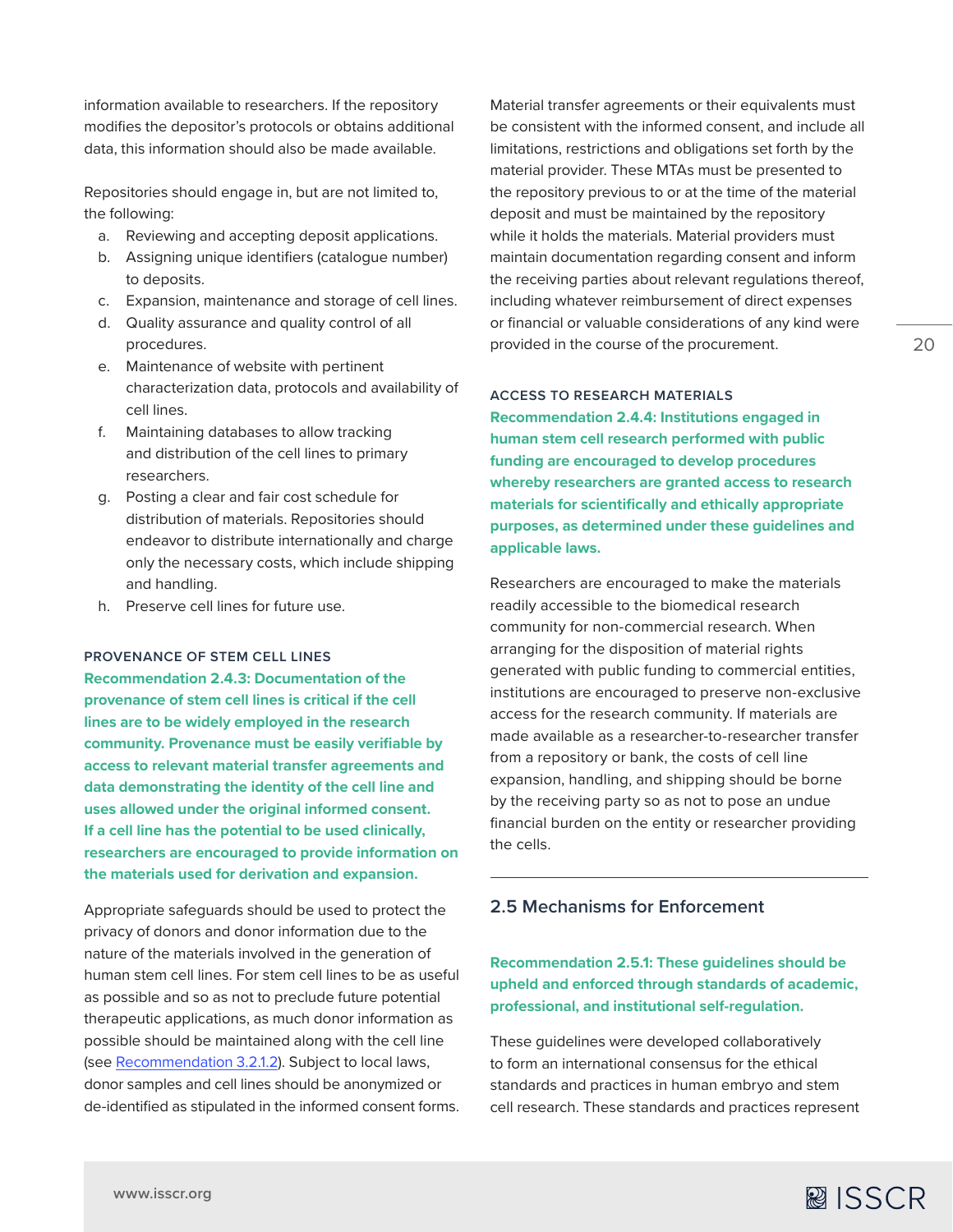information available to researchers. If the repository modifies the depositor's protocols or obtains additional data, this information should also be made available.

Repositories should engage in, but are not limited to, the following:

a. Reviewing and accepting deposit applications.
b. Assigning unique identifiers (catalogue number) to deposits.
c. Expansion, maintenance and storage of cell lines.
d. Quality assurance and quality control of all procedures.
e. Maintenance of website with pertinent characterization data, protocols and availability of cell lines.
f. Maintaining databases to allow tracking and distribution of the cell lines to primary researchers.
g. Posting a clear and fair cost schedule for distribution of materials. Repositories should endeavor to distribute internationally and charge only the necessary costs, which include shipping and handling.
h. Preserve cell lines for future use.

#### PROVENANCE OF STEM CELL LINES

**Recommendation 2.4.3: Documentation of the provenance of stem cell lines is critical if the cell lines are to be widely employed in the research community. Provenance must be easily verifiable by access to relevant material transfer agreements and data demonstrating the identity of the cell line and uses allowed under the original informed consent. If a cell line has the potential to be used clinically, researchers are encouraged to provide information on the materials used for derivation and expansion.**

Appropriate safeguards should be used to protect the privacy of donors and donor information due to the nature of the materials involved in the generation of human stem cell lines. For stem cell lines to be as useful as possible and so as not to preclude future potential therapeutic applications, as much donor information as possible should be maintained along with the cell line (see Recommendation 3.2.1.2). Subject to local laws, donor samples and cell lines should be anonymized or de-identified as stipulated in the informed consent forms.

Material transfer agreements or their equivalents must be consistent with the informed consent, and include all limitations, restrictions and obligations set forth by the material provider. These MTAs must be presented to the repository previous to or at the time of the material deposit and must be maintained by the repository while it holds the materials. Material providers must maintain documentation regarding consent and inform the receiving parties about relevant regulations thereof, including whatever reimbursement of direct expenses or financial or valuable considerations of any kind were provided in the course of the procurement.

#### ACCESS TO RESEARCH MATERIALS

**Recommendation 2.4.4: Institutions engaged in human stem cell research performed with public funding are encouraged to develop procedures whereby researchers are granted access to research materials for scientifically and ethically appropriate purposes, as determined under these guidelines and applicable laws.**

Researchers are encouraged to make the materials readily accessible to the biomedical research community for non-commercial research. When arranging for the disposition of material rights generated with public funding to commercial entities, institutions are encouraged to preserve non-exclusive access for the research community. If materials are made available as a researcher-to-researcher transfer from a repository or bank, the costs of cell line expansion, handling, and shipping should be borne by the receiving party so as not to pose an undue financial burden on the entity or researcher providing the cells.

## 2.5 Mechanisms for Enforcement

**Recommendation 2.5.1: These guidelines should be upheld and enforced through standards of academic, professional, and institutional self-regulation.**

These guidelines were developed collaboratively to form an international consensus for the ethical standards and practices in human embryo and stem cell research. These standards and practices represent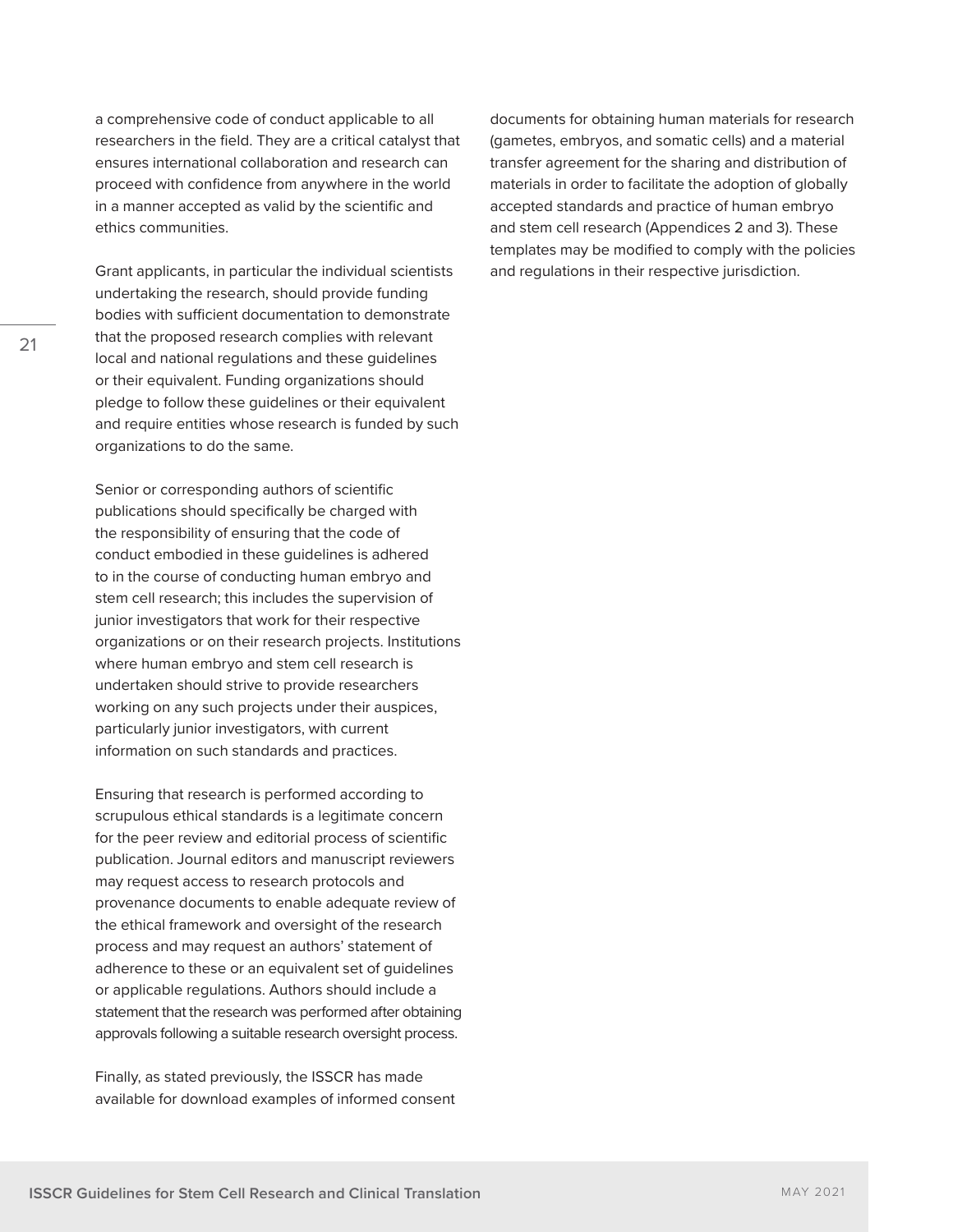a comprehensive code of conduct applicable to all researchers in the field. They are a critical catalyst that ensures international collaboration and research can proceed with confidence from anywhere in the world in a manner accepted as valid by the scientific and ethics communities.

Grant applicants, in particular the individual scientists undertaking the research, should provide funding bodies with sufficient documentation to demonstrate that the proposed research complies with relevant local and national regulations and these guidelines or their equivalent. Funding organizations should pledge to follow these guidelines or their equivalent and require entities whose research is funded by such organizations to do the same.

Senior or corresponding authors of scientific publications should specifically be charged with the responsibility of ensuring that the code of conduct embodied in these guidelines is adhered to in the course of conducting human embryo and stem cell research; this includes the supervision of junior investigators that work for their respective organizations or on their research projects. Institutions where human embryo and stem cell research is undertaken should strive to provide researchers working on any such projects under their auspices, particularly junior investigators, with current information on such standards and practices.

Ensuring that research is performed according to scrupulous ethical standards is a legitimate concern for the peer review and editorial process of scientific publication. Journal editors and manuscript reviewers may request access to research protocols and provenance documents to enable adequate review of the ethical framework and oversight of the research process and may request an authors' statement of adherence to these or an equivalent set of guidelines or applicable regulations. Authors should include a statement that the research was performed after obtaining approvals following a suitable research oversight process.

Finally, as stated previously, the ISSCR has made available for download examples of informed consent documents for obtaining human materials for research (gametes, embryos, and somatic cells) and a material transfer agreement for the sharing and distribution of materials in order to facilitate the adoption of globally accepted standards and practice of human embryo and stem cell research (Appendices 2 and 3). These templates may be modified to comply with the policies and regulations in their respective jurisdiction.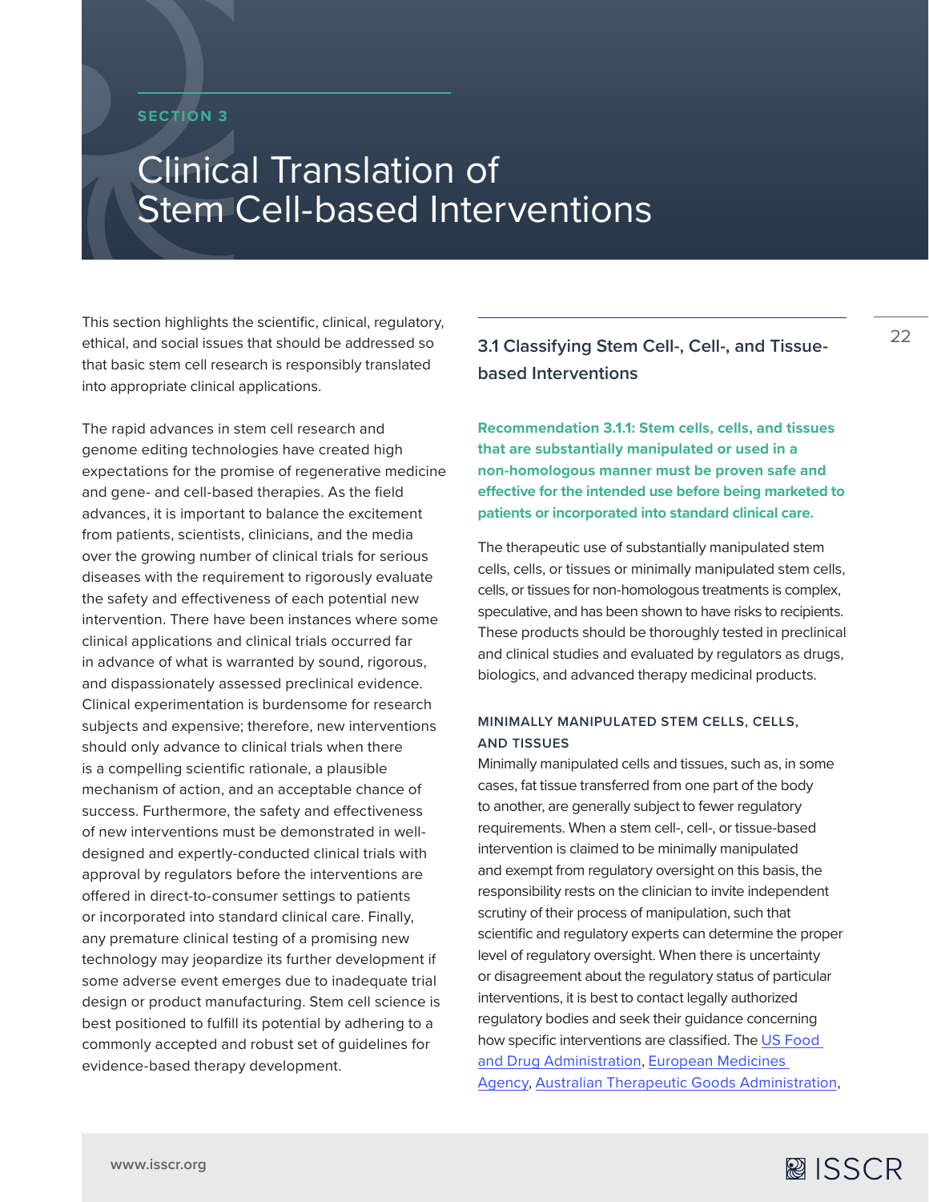SECTION 3

# Clinical Translation of Stem Cell-based Interventions

This section highlights the scientific, clinical, regulatory, ethical, and social issues that should be addressed so that basic stem cell research is responsibly translated into appropriate clinical applications.

The rapid advances in stem cell research and genome editing technologies have created high expectations for the promise of regenerative medicine and gene- and cell-based therapies. As the field advances, it is important to balance the excitement from patients, scientists, clinicians, and the media over the growing number of clinical trials for serious diseases with the requirement to rigorously evaluate the safety and effectiveness of each potential new intervention. There have been instances where some clinical applications and clinical trials occurred far in advance of what is warranted by sound, rigorous, and dispassionately assessed preclinical evidence. Clinical experimentation is burdensome for research subjects and expensive; therefore, new interventions should only advance to clinical trials when there is a compelling scientific rationale, a plausible mechanism of action, and an acceptable chance of success. Furthermore, the safety and effectiveness of new interventions must be demonstrated in well-designed and expertly-conducted clinical trials with approval by regulators before the interventions are offered in direct-to-consumer settings to patients or incorporated into standard clinical care. Finally, any premature clinical testing of a promising new technology may jeopardize its further development if some adverse event emerges due to inadequate trial design or product manufacturing. Stem cell science is best positioned to fulfill its potential by adhering to a commonly accepted and robust set of guidelines for evidence-based therapy development.

## 3.1 Classifying Stem Cell-, Cell-, and Tissue-based Interventions

**Recommendation 3.1.1: Stem cells, cells, and tissues that are substantially manipulated or used in a non-homologous manner must be proven safe and effective for the intended use before being marketed to patients or incorporated into standard clinical care.**

The therapeutic use of substantially manipulated stem cells, cells, or tissues or minimally manipulated stem cells, cells, or tissues for non-homologous treatments is complex, speculative, and has been shown to have risks to recipients. These products should be thoroughly tested in preclinical and clinical studies and evaluated by regulators as drugs, biologics, and advanced therapy medicinal products.

### MINIMALLY MANIPULATED STEM CELLS, CELLS, AND TISSUES

Minimally manipulated cells and tissues, such as, in some cases, fat tissue transferred from one part of the body to another, are generally subject to fewer regulatory requirements. When a stem cell-, cell-, or tissue-based intervention is claimed to be minimally manipulated and exempt from regulatory oversight on this basis, the responsibility rests on the clinician to invite independent scrutiny of their process of manipulation, such that scientific and regulatory experts can determine the proper level of regulatory oversight. When there is uncertainty or disagreement about the regulatory status of particular interventions, it is best to contact legally authorized regulatory bodies and seek their guidance concerning how specific interventions are classified. The US Food and Drug Administration, European Medicines Agency, Australian Therapeutic Goods Administration,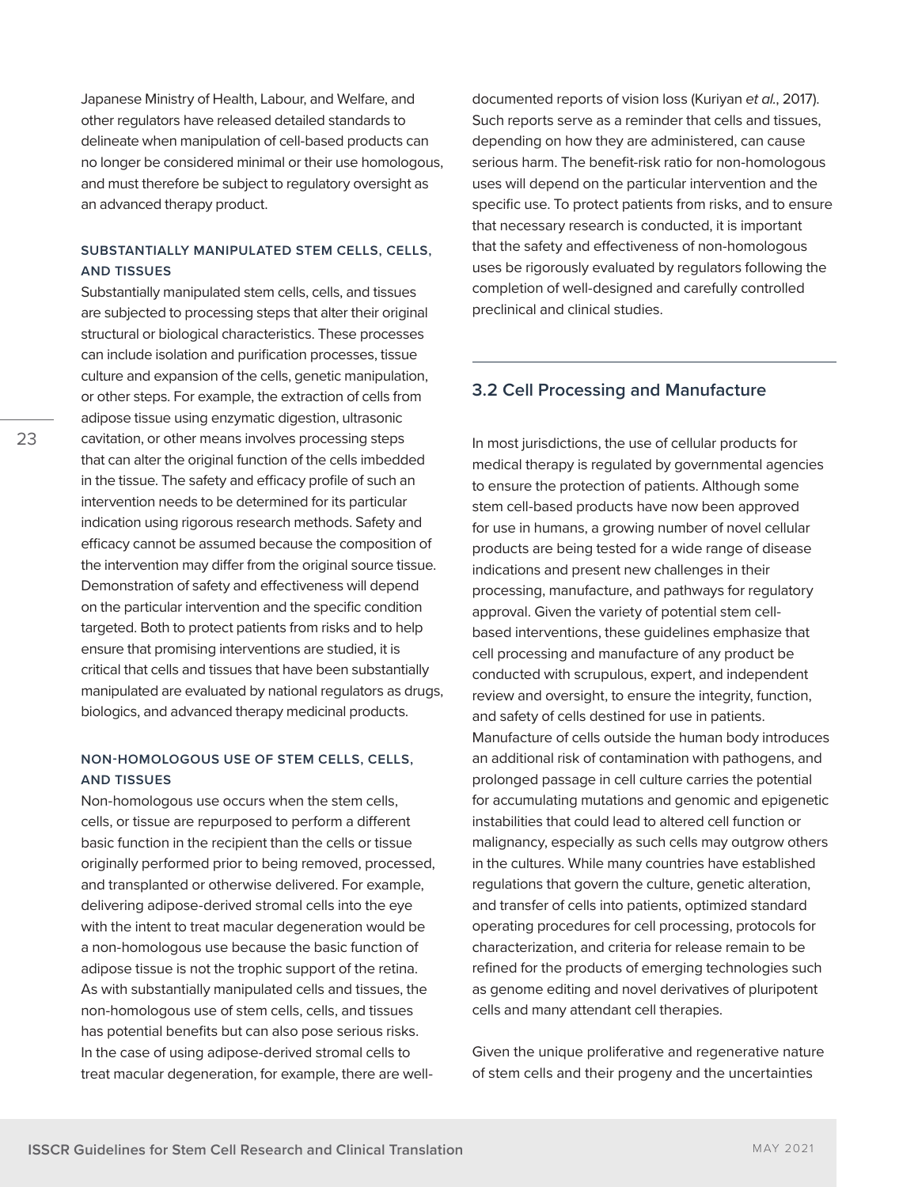Japanese Ministry of Health, Labour, and Welfare, and other regulators have released detailed standards to delineate when manipulation of cell-based products can no longer be considered minimal or their use homologous, and must therefore be subject to regulatory oversight as an advanced therapy product.

#### SUBSTANTIALLY MANIPULATED STEM CELLS, CELLS, AND TISSUES

Substantially manipulated stem cells, cells, and tissues are subjected to processing steps that alter their original structural or biological characteristics. These processes can include isolation and purification processes, tissue culture and expansion of the cells, genetic manipulation, or other steps. For example, the extraction of cells from adipose tissue using enzymatic digestion, ultrasonic cavitation, or other means involves processing steps that can alter the original function of the cells imbedded in the tissue. The safety and efficacy profile of such an intervention needs to be determined for its particular indication using rigorous research methods. Safety and efficacy cannot be assumed because the composition of the intervention may differ from the original source tissue. Demonstration of safety and effectiveness will depend on the particular intervention and the specific condition targeted. Both to protect patients from risks and to help ensure that promising interventions are studied, it is critical that cells and tissues that have been substantially manipulated are evaluated by national regulators as drugs, biologics, and advanced therapy medicinal products.

#### NON-HOMOLOGOUS USE OF STEM CELLS, CELLS, AND TISSUES

Non-homologous use occurs when the stem cells, cells, or tissue are repurposed to perform a different basic function in the recipient than the cells or tissue originally performed prior to being removed, processed, and transplanted or otherwise delivered. For example, delivering adipose-derived stromal cells into the eye with the intent to treat macular degeneration would be a non-homologous use because the basic function of adipose tissue is not the trophic support of the retina. As with substantially manipulated cells and tissues, the non-homologous use of stem cells, cells, and tissues has potential benefits but can also pose serious risks. In the case of using adipose-derived stromal cells to treat macular degeneration, for example, there are well-documented reports of vision loss (Kuriyan *et al.*, 2017). Such reports serve as a reminder that cells and tissues, depending on how they are administered, can cause serious harm. The benefit-risk ratio for non-homologous uses will depend on the particular intervention and the specific use. To protect patients from risks, and to ensure that necessary research is conducted, it is important that the safety and effectiveness of non-homologous uses be rigorously evaluated by regulators following the completion of well-designed and carefully controlled preclinical and clinical studies.

## 3.2 Cell Processing and Manufacture

In most jurisdictions, the use of cellular products for medical therapy is regulated by governmental agencies to ensure the protection of patients. Although some stem cell-based products have now been approved for use in humans, a growing number of novel cellular products are being tested for a wide range of disease indications and present new challenges in their processing, manufacture, and pathways for regulatory approval. Given the variety of potential stem cell-based interventions, these guidelines emphasize that cell processing and manufacture of any product be conducted with scrupulous, expert, and independent review and oversight, to ensure the integrity, function, and safety of cells destined for use in patients. Manufacture of cells outside the human body introduces an additional risk of contamination with pathogens, and prolonged passage in cell culture carries the potential for accumulating mutations and genomic and epigenetic instabilities that could lead to altered cell function or malignancy, especially as such cells may outgrow others in the cultures. While many countries have established regulations that govern the culture, genetic alteration, and transfer of cells into patients, optimized standard operating procedures for cell processing, protocols for characterization, and criteria for release remain to be refined for the products of emerging technologies such as genome editing and novel derivatives of pluripotent cells and many attendant cell therapies.

Given the unique proliferative and regenerative nature of stem cells and their progeny and the uncertainties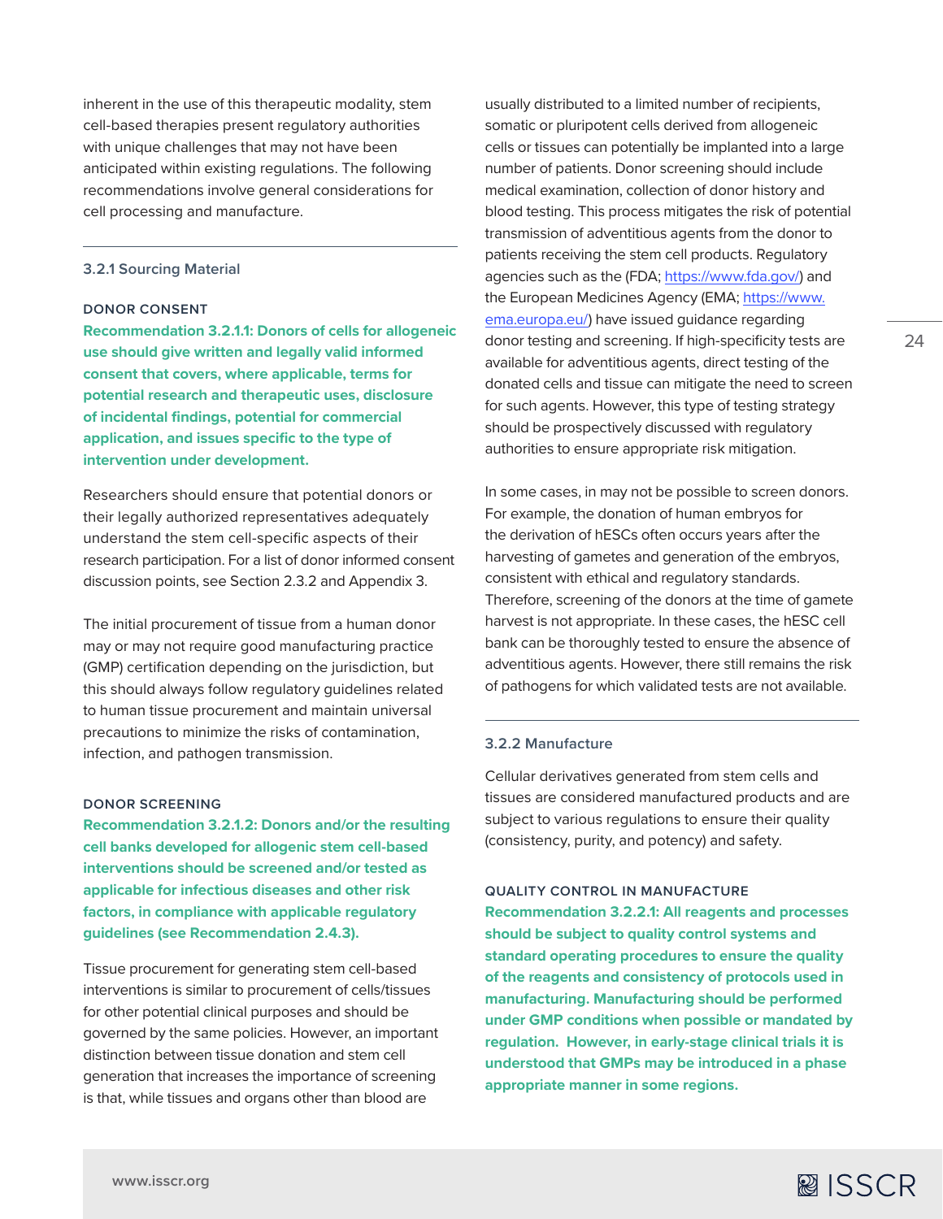inherent in the use of this therapeutic modality, stem cell-based therapies present regulatory authorities with unique challenges that may not have been anticipated within existing regulations. The following recommendations involve general considerations for cell processing and manufacture.

### 3.2.1 Sourcing Material

#### DONOR CONSENT

**Recommendation 3.2.1.1: Donors of cells for allogeneic use should give written and legally valid informed consent that covers, where applicable, terms for potential research and therapeutic uses, disclosure of incidental findings, potential for commercial application, and issues specific to the type of intervention under development.**

Researchers should ensure that potential donors or their legally authorized representatives adequately understand the stem cell-specific aspects of their research participation. For a list of donor informed consent discussion points, see Section 2.3.2 and Appendix 3.

The initial procurement of tissue from a human donor may or may not require good manufacturing practice (GMP) certification depending on the jurisdiction, but this should always follow regulatory guidelines related to human tissue procurement and maintain universal precautions to minimize the risks of contamination, infection, and pathogen transmission.

#### DONOR SCREENING

**Recommendation 3.2.1.2: Donors and/or the resulting cell banks developed for allogenic stem cell-based interventions should be screened and/or tested as applicable for infectious diseases and other risk factors, in compliance with applicable regulatory guidelines (see Recommendation 2.4.3).**

Tissue procurement for generating stem cell-based interventions is similar to procurement of cells/tissues for other potential clinical purposes and should be governed by the same policies. However, an important distinction between tissue donation and stem cell generation that increases the importance of screening is that, while tissues and organs other than blood are usually distributed to a limited number of recipients, somatic or pluripotent cells derived from allogeneic cells or tissues can potentially be implanted into a large number of patients. Donor screening should include medical examination, collection of donor history and blood testing. This process mitigates the risk of potential transmission of adventitious agents from the donor to patients receiving the stem cell products. Regulatory agencies such as the (FDA; https://www.fda.gov/) and the European Medicines Agency (EMA; https://www.ema.europa.eu/) have issued guidance regarding donor testing and screening. If high-specificity tests are available for adventitious agents, direct testing of the donated cells and tissue can mitigate the need to screen for such agents. However, this type of testing strategy should be prospectively discussed with regulatory authorities to ensure appropriate risk mitigation.

In some cases, in may not be possible to screen donors. For example, the donation of human embryos for the derivation of hESCs often occurs years after the harvesting of gametes and generation of the embryos, consistent with ethical and regulatory standards. Therefore, screening of the donors at the time of gamete harvest is not appropriate. In these cases, the hESC cell bank can be thoroughly tested to ensure the absence of adventitious agents. However, there still remains the risk of pathogens for which validated tests are not available.

### 3.2.2 Manufacture

Cellular derivatives generated from stem cells and tissues are considered manufactured products and are subject to various regulations to ensure their quality (consistency, purity, and potency) and safety.

#### QUALITY CONTROL IN MANUFACTURE

**Recommendation 3.2.2.1: All reagents and processes should be subject to quality control systems and standard operating procedures to ensure the quality of the reagents and consistency of protocols used in manufacturing. Manufacturing should be performed under GMP conditions when possible or mandated by regulation. However, in early-stage clinical trials it is understood that GMPs may be introduced in a phase appropriate manner in some regions.**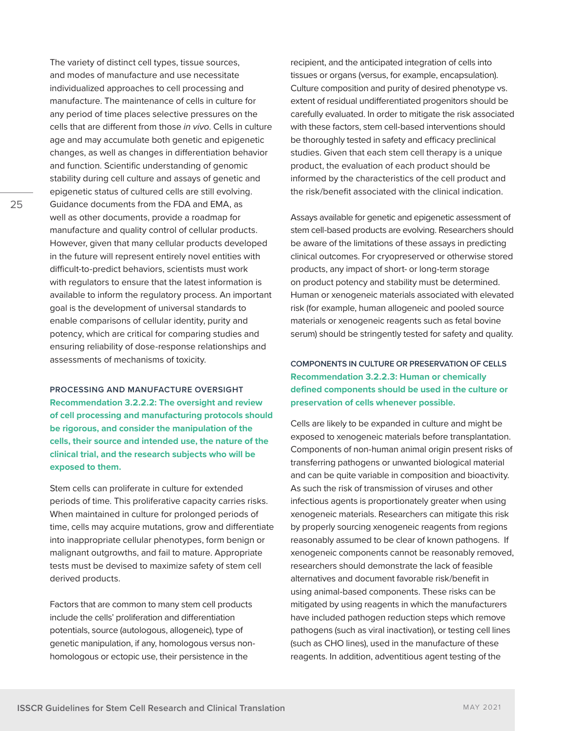The variety of distinct cell types, tissue sources, and modes of manufacture and use necessitate individualized approaches to cell processing and manufacture. The maintenance of cells in culture for any period of time places selective pressures on the cells that are different from those *in vivo*. Cells in culture age and may accumulate both genetic and epigenetic changes, as well as changes in differentiation behavior and function. Scientific understanding of genomic stability during cell culture and assays of genetic and epigenetic status of cultured cells are still evolving. Guidance documents from the FDA and EMA, as well as other documents, provide a roadmap for manufacture and quality control of cellular products. However, given that many cellular products developed in the future will represent entirely novel entities with difficult-to-predict behaviors, scientists must work with regulators to ensure that the latest information is available to inform the regulatory process. An important goal is the development of universal standards to enable comparisons of cellular identity, purity and potency, which are critical for comparing studies and ensuring reliability of dose-response relationships and assessments of mechanisms of toxicity.

#### PROCESSING AND MANUFACTURE OVERSIGHT

**Recommendation 3.2.2.2: The oversight and review of cell processing and manufacturing protocols should be rigorous, and consider the manipulation of the cells, their source and intended use, the nature of the clinical trial, and the research subjects who will be exposed to them.**

Stem cells can proliferate in culture for extended periods of time. This proliferative capacity carries risks. When maintained in culture for prolonged periods of time, cells may acquire mutations, grow and differentiate into inappropriate cellular phenotypes, form benign or malignant outgrowths, and fail to mature. Appropriate tests must be devised to maximize safety of stem cell derived products.

Factors that are common to many stem cell products include the cells' proliferation and differentiation potentials, source (autologous, allogeneic), type of genetic manipulation, if any, homologous versus non-homologous or ectopic use, their persistence in the recipient, and the anticipated integration of cells into tissues or organs (versus, for example, encapsulation). Culture composition and purity of desired phenotype vs. extent of residual undifferentiated progenitors should be carefully evaluated. In order to mitigate the risk associated with these factors, stem cell-based interventions should be thoroughly tested in safety and efficacy preclinical studies. Given that each stem cell therapy is a unique product, the evaluation of each product should be informed by the characteristics of the cell product and the risk/benefit associated with the clinical indication.

Assays available for genetic and epigenetic assessment of stem cell-based products are evolving. Researchers should be aware of the limitations of these assays in predicting clinical outcomes. For cryopreserved or otherwise stored products, any impact of short- or long-term storage on product potency and stability must be determined. Human or xenogeneic materials associated with elevated risk (for example, human allogeneic and pooled source materials or xenogeneic reagents such as fetal bovine serum) should be stringently tested for safety and quality.

#### COMPONENTS IN CULTURE OR PRESERVATION OF CELLS

**Recommendation 3.2.2.3: Human or chemically defined components should be used in the culture or preservation of cells whenever possible.**

Cells are likely to be expanded in culture and might be exposed to xenogeneic materials before transplantation. Components of non-human animal origin present risks of transferring pathogens or unwanted biological material and can be quite variable in composition and bioactivity. As such the risk of transmission of viruses and other infectious agents is proportionately greater when using xenogeneic materials. Researchers can mitigate this risk by properly sourcing xenogeneic reagents from regions reasonably assumed to be clear of known pathogens. If xenogeneic components cannot be reasonably removed, researchers should demonstrate the lack of feasible alternatives and document favorable risk/benefit in using animal-based components. These risks can be mitigated by using reagents in which the manufacturers have included pathogen reduction steps which remove pathogens (such as viral inactivation), or testing cell lines (such as CHO lines), used in the manufacture of these reagents. In addition, adventitious agent testing of the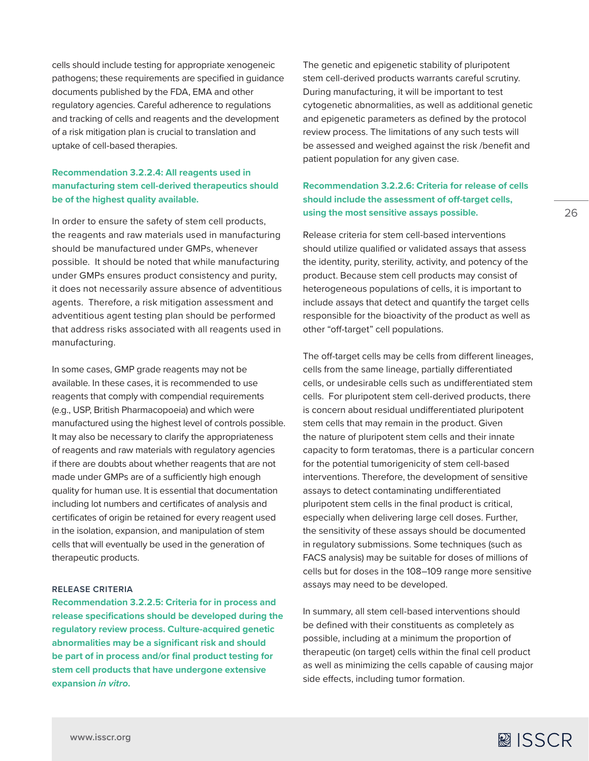cells should include testing for appropriate xenogeneic pathogens; these requirements are specified in guidance documents published by the FDA, EMA and other regulatory agencies. Careful adherence to regulations and tracking of cells and reagents and the development of a risk mitigation plan is crucial to translation and uptake of cell-based therapies.

**Recommendation 3.2.2.4: All reagents used in manufacturing stem cell-derived therapeutics should be of the highest quality available.**

In order to ensure the safety of stem cell products, the reagents and raw materials used in manufacturing should be manufactured under GMPs, whenever possible. It should be noted that while manufacturing under GMPs ensures product consistency and purity, it does not necessarily assure absence of adventitious agents. Therefore, a risk mitigation assessment and adventitious agent testing plan should be performed that address risks associated with all reagents used in manufacturing.

In some cases, GMP grade reagents may not be available. In these cases, it is recommended to use reagents that comply with compendial requirements (e.g., USP, British Pharmacopoeia) and which were manufactured using the highest level of controls possible. It may also be necessary to clarify the appropriateness of reagents and raw materials with regulatory agencies if there are doubts about whether reagents that are not made under GMPs are of a sufficiently high enough quality for human use. It is essential that documentation including lot numbers and certificates of analysis and certificates of origin be retained for every reagent used in the isolation, expansion, and manipulation of stem cells that will eventually be used in the generation of therapeutic products.

#### RELEASE CRITERIA

**Recommendation 3.2.2.5: Criteria for in process and release specifications should be developed during the regulatory review process. Culture-acquired genetic abnormalities may be a significant risk and should be part of in process and/or final product testing for stem cell products that have undergone extensive expansion *in vitro*.**

The genetic and epigenetic stability of pluripotent stem cell-derived products warrants careful scrutiny. During manufacturing, it will be important to test cytogenetic abnormalities, as well as additional genetic and epigenetic parameters as defined by the protocol review process. The limitations of any such tests will be assessed and weighed against the risk /benefit and patient population for any given case.

**Recommendation 3.2.2.6: Criteria for release of cells should include the assessment of off-target cells, using the most sensitive assays possible.**

Release criteria for stem cell-based interventions should utilize qualified or validated assays that assess the identity, purity, sterility, activity, and potency of the product. Because stem cell products may consist of heterogeneous populations of cells, it is important to include assays that detect and quantify the target cells responsible for the bioactivity of the product as well as other "off-target" cell populations.

The off-target cells may be cells from different lineages, cells from the same lineage, partially differentiated cells, or undesirable cells such as undifferentiated stem cells. For pluripotent stem cell-derived products, there is concern about residual undifferentiated pluripotent stem cells that may remain in the product. Given the nature of pluripotent stem cells and their innate capacity to form teratomas, there is a particular concern for the potential tumorigenicity of stem cell-based interventions. Therefore, the development of sensitive assays to detect contaminating undifferentiated pluripotent stem cells in the final product is critical, especially when delivering large cell doses. Further, the sensitivity of these assays should be documented in regulatory submissions. Some techniques (such as FACS analysis) may be suitable for doses of millions of cells but for doses in the $10^8$–$10^9$ range more sensitive assays may need to be developed.

In summary, all stem cell-based interventions should be defined with their constituents as completely as possible, including at a minimum the proportion of therapeutic (on target) cells within the final cell product as well as minimizing the cells capable of causing major side effects, including tumor formation.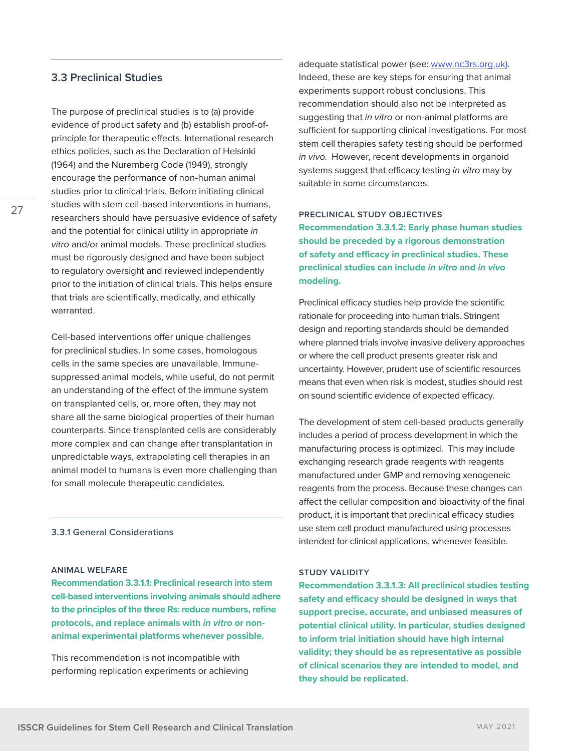## 3.3 Preclinical Studies

The purpose of preclinical studies is to (a) provide evidence of product safety and (b) establish proof-of-principle for therapeutic effects. International research ethics policies, such as the Declaration of Helsinki (1964) and the Nuremberg Code (1949), strongly encourage the performance of non-human animal studies prior to clinical trials. Before initiating clinical studies with stem cell-based interventions in humans, researchers should have persuasive evidence of safety and the potential for clinical utility in appropriate *in vitro* and/or animal models. These preclinical studies must be rigorously designed and have been subject to regulatory oversight and reviewed independently prior to the initiation of clinical trials. This helps ensure that trials are scientifically, medically, and ethically warranted.

Cell-based interventions offer unique challenges for preclinical studies. In some cases, homologous cells in the same species are unavailable. Immune-suppressed animal models, while useful, do not permit an understanding of the effect of the immune system on transplanted cells, or, more often, they may not share all the same biological properties of their human counterparts. Since transplanted cells are considerably more complex and can change after transplantation in unpredictable ways, extrapolating cell therapies in an animal model to humans is even more challenging than for small molecule therapeutic candidates.

### 3.3.1 General Considerations

#### ANIMAL WELFARE

**Recommendation 3.3.1.1: Preclinical research into stem cell-based interventions involving animals should adhere to the principles of the three Rs: reduce numbers, refine protocols, and replace animals with *in vitro* or non-animal experimental platforms whenever possible.**

This recommendation is not incompatible with performing replication experiments or achieving adequate statistical power (see: www.nc3rs.org.uk). Indeed, these are key steps for ensuring that animal experiments support robust conclusions. This recommendation should also not be interpreted as suggesting that *in vitro* or non-animal platforms are sufficient for supporting clinical investigations. For most stem cell therapies safety testing should be performed *in vivo*. However, recent developments in organoid systems suggest that efficacy testing *in vitro* may by suitable in some circumstances.

#### PRECLINICAL STUDY OBJECTIVES

**Recommendation 3.3.1.2: Early phase human studies should be preceded by a rigorous demonstration of safety and efficacy in preclinical studies. These preclinical studies can include *in vitro* and *in vivo* modeling.**

Preclinical efficacy studies help provide the scientific rationale for proceeding into human trials. Stringent design and reporting standards should be demanded where planned trials involve invasive delivery approaches or where the cell product presents greater risk and uncertainty. However, prudent use of scientific resources means that even when risk is modest, studies should rest on sound scientific evidence of expected efficacy.

The development of stem cell-based products generally includes a period of process development in which the manufacturing process is optimized. This may include exchanging research grade reagents with reagents manufactured under GMP and removing xenogeneic reagents from the process. Because these changes can affect the cellular composition and bioactivity of the final product, it is important that preclinical efficacy studies use stem cell product manufactured using processes intended for clinical applications, whenever feasible.

#### STUDY VALIDITY

**Recommendation 3.3.1.3: All preclinical studies testing safety and efficacy should be designed in ways that support precise, accurate, and unbiased measures of potential clinical utility. In particular, studies designed to inform trial initiation should have high internal validity; they should be as representative as possible of clinical scenarios they are intended to model, and they should be replicated.**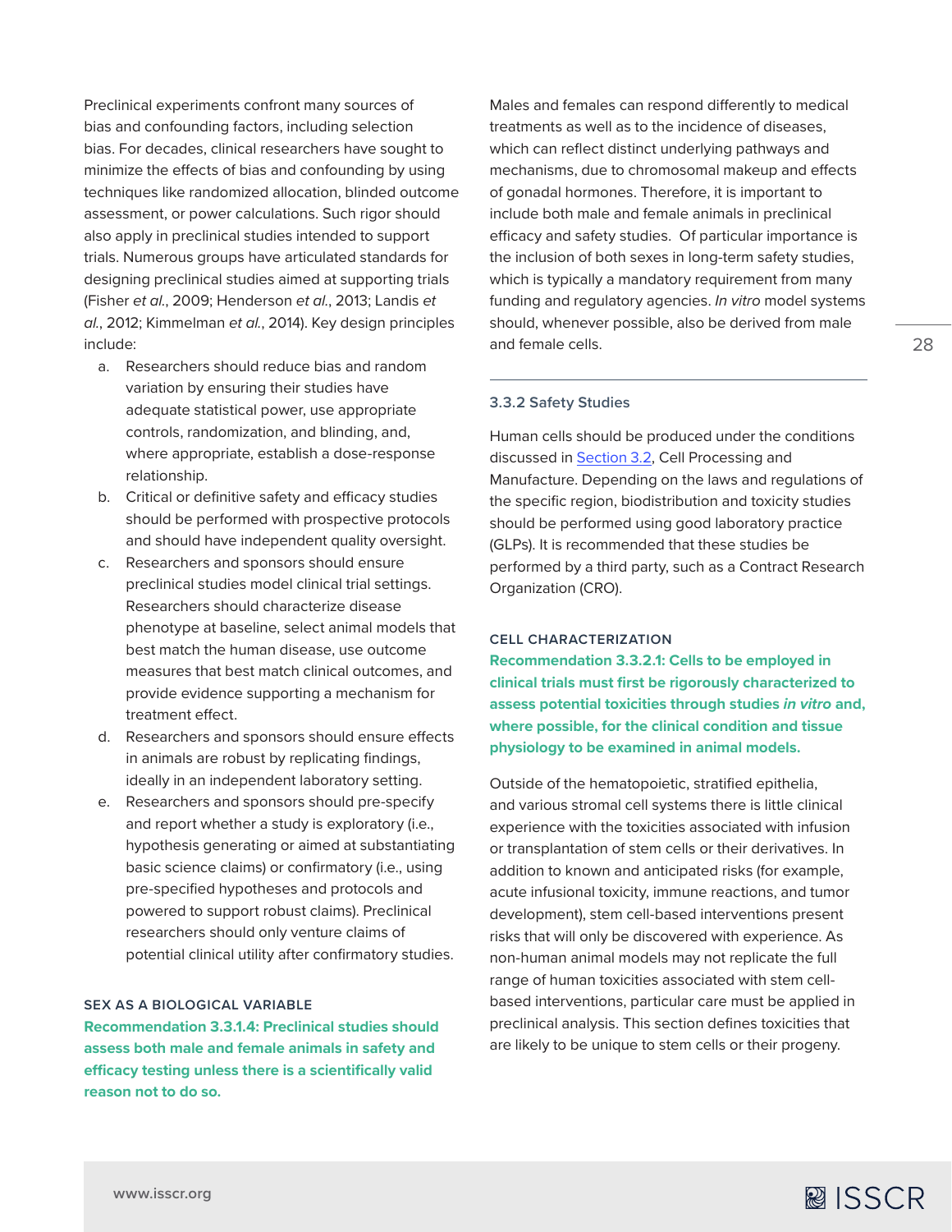Preclinical experiments confront many sources of bias and confounding factors, including selection bias. For decades, clinical researchers have sought to minimize the effects of bias and confounding by using techniques like randomized allocation, blinded outcome assessment, or power calculations. Such rigor should also apply in preclinical studies intended to support trials. Numerous groups have articulated standards for designing preclinical studies aimed at supporting trials (Fisher *et al.*, 2009; Henderson *et al.*, 2013; Landis *et al.*, 2012; Kimmelman *et al.*, 2014). Key design principles include:

a. Researchers should reduce bias and random variation by ensuring their studies have adequate statistical power, use appropriate controls, randomization, and blinding, and, where appropriate, establish a dose-response relationship.

b. Critical or definitive safety and efficacy studies should be performed with prospective protocols and should have independent quality oversight.

c. Researchers and sponsors should ensure preclinical studies model clinical trial settings. Researchers should characterize disease phenotype at baseline, select animal models that best match the human disease, use outcome measures that best match clinical outcomes, and provide evidence supporting a mechanism for treatment effect.

d. Researchers and sponsors should ensure effects in animals are robust by replicating findings, ideally in an independent laboratory setting.

e. Researchers and sponsors should pre-specify and report whether a study is exploratory (i.e., hypothesis generating or aimed at substantiating basic science claims) or confirmatory (i.e., using pre-specified hypotheses and protocols and powered to support robust claims). Preclinical researchers should only venture claims of potential clinical utility after confirmatory studies.

#### SEX AS A BIOLOGICAL VARIABLE

**Recommendation 3.3.1.4: Preclinical studies should assess both male and female animals in safety and efficacy testing unless there is a scientifically valid reason not to do so.**

Males and females can respond differently to medical treatments as well as to the incidence of diseases, which can reflect distinct underlying pathways and mechanisms, due to chromosomal makeup and effects of gonadal hormones. Therefore, it is important to include both male and female animals in preclinical efficacy and safety studies. Of particular importance is the inclusion of both sexes in long-term safety studies, which is typically a mandatory requirement from many funding and regulatory agencies. *In vitro* model systems should, whenever possible, also be derived from male and female cells.

### 3.3.2 Safety Studies

Human cells should be produced under the conditions discussed in Section 3.2, Cell Processing and Manufacture. Depending on the laws and regulations of the specific region, biodistribution and toxicity studies should be performed using good laboratory practice (GLPs). It is recommended that these studies be performed by a third party, such as a Contract Research Organization (CRO).

#### CELL CHARACTERIZATION

**Recommendation 3.3.2.1: Cells to be employed in clinical trials must first be rigorously characterized to assess potential toxicities through studies *in vitro* and, where possible, for the clinical condition and tissue physiology to be examined in animal models.**

Outside of the hematopoietic, stratified epithelia, and various stromal cell systems there is little clinical experience with the toxicities associated with infusion or transplantation of stem cells or their derivatives. In addition to known and anticipated risks (for example, acute infusional toxicity, immune reactions, and tumor development), stem cell-based interventions present risks that will only be discovered with experience. As non-human animal models may not replicate the full range of human toxicities associated with stem cell-based interventions, particular care must be applied in preclinical analysis. This section defines toxicities that are likely to be unique to stem cells or their progeny.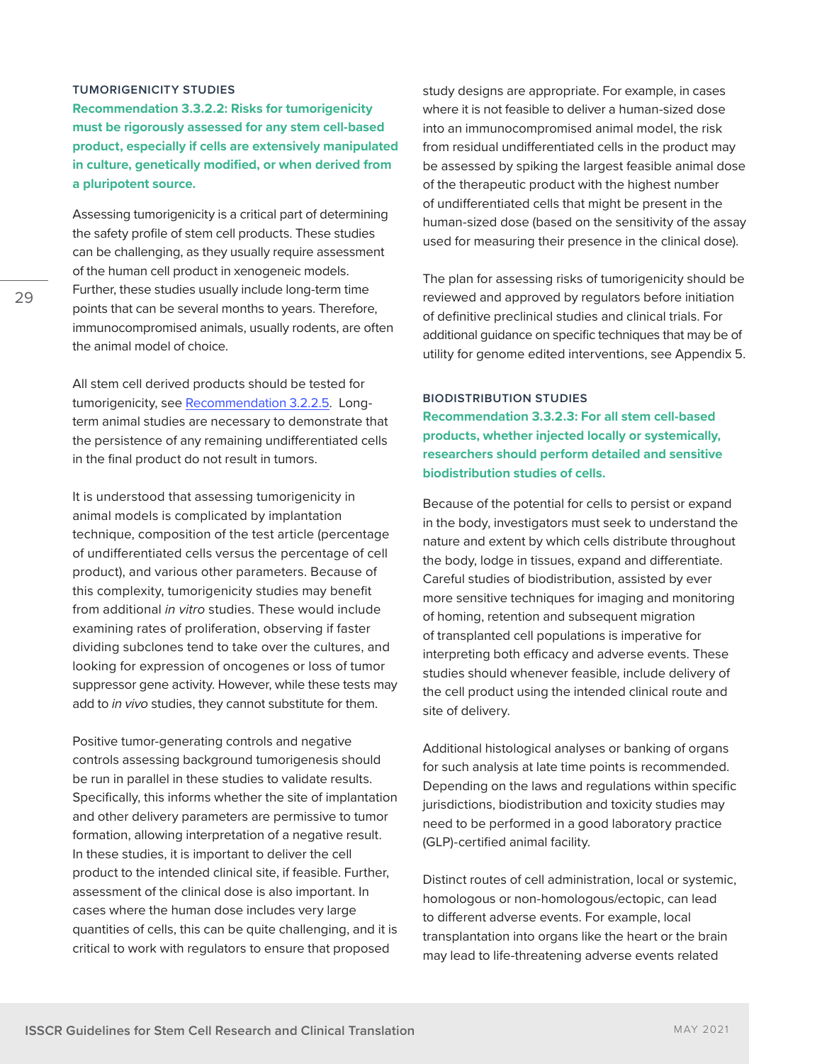### TUMORIGENICITY STUDIES

**Recommendation 3.3.2.2: Risks for tumorigenicity must be rigorously assessed for any stem cell-based product, especially if cells are extensively manipulated in culture, genetically modified, or when derived from a pluripotent source.**

Assessing tumorigenicity is a critical part of determining the safety profile of stem cell products. These studies can be challenging, as they usually require assessment of the human cell product in xenogeneic models. Further, these studies usually include long-term time points that can be several months to years. Therefore, immunocompromised animals, usually rodents, are often the animal model of choice.

All stem cell derived products should be tested for tumorigenicity, see Recommendation 3.2.2.5. Long-term animal studies are necessary to demonstrate that the persistence of any remaining undifferentiated cells in the final product do not result in tumors.

It is understood that assessing tumorigenicity in animal models is complicated by implantation technique, composition of the test article (percentage of undifferentiated cells versus the percentage of cell product), and various other parameters. Because of this complexity, tumorigenicity studies may benefit from additional *in vitro* studies. These would include examining rates of proliferation, observing if faster dividing subclones tend to take over the cultures, and looking for expression of oncogenes or loss of tumor suppressor gene activity. However, while these tests may add to *in vivo* studies, they cannot substitute for them.

Positive tumor-generating controls and negative controls assessing background tumorigenesis should be run in parallel in these studies to validate results. Specifically, this informs whether the site of implantation and other delivery parameters are permissive to tumor formation, allowing interpretation of a negative result. In these studies, it is important to deliver the cell product to the intended clinical site, if feasible. Further, assessment of the clinical dose is also important. In cases where the human dose includes very large quantities of cells, this can be quite challenging, and it is critical to work with regulators to ensure that proposed study designs are appropriate. For example, in cases where it is not feasible to deliver a human-sized dose into an immunocompromised animal model, the risk from residual undifferentiated cells in the product may be assessed by spiking the largest feasible animal dose of the therapeutic product with the highest number of undifferentiated cells that might be present in the human-sized dose (based on the sensitivity of the assay used for measuring their presence in the clinical dose).

The plan for assessing risks of tumorigenicity should be reviewed and approved by regulators before initiation of definitive preclinical studies and clinical trials. For additional guidance on specific techniques that may be of utility for genome edited interventions, see Appendix 5.

### BIODISTRIBUTION STUDIES

**Recommendation 3.3.2.3: For all stem cell-based products, whether injected locally or systemically, researchers should perform detailed and sensitive biodistribution studies of cells.**

Because of the potential for cells to persist or expand in the body, investigators must seek to understand the nature and extent by which cells distribute throughout the body, lodge in tissues, expand and differentiate. Careful studies of biodistribution, assisted by ever more sensitive techniques for imaging and monitoring of homing, retention and subsequent migration of transplanted cell populations is imperative for interpreting both efficacy and adverse events. These studies should whenever feasible, include delivery of the cell product using the intended clinical route and site of delivery.

Additional histological analyses or banking of organs for such analysis at late time points is recommended. Depending on the laws and regulations within specific jurisdictions, biodistribution and toxicity studies may need to be performed in a good laboratory practice (GLP)-certified animal facility.

Distinct routes of cell administration, local or systemic, homologous or non-homologous/ectopic, can lead to different adverse events. For example, local transplantation into organs like the heart or the brain may lead to life-threatening adverse events related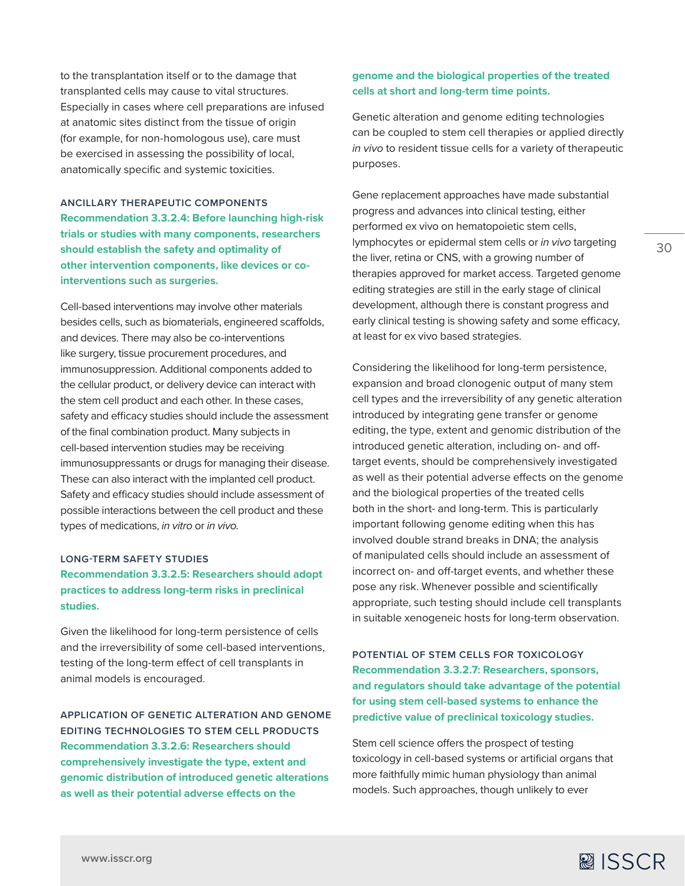to the transplantation itself or to the damage that transplanted cells may cause to vital structures. Especially in cases where cell preparations are infused at anatomic sites distinct from the tissue of origin (for example, for non-homologous use), care must be exercised in assessing the possibility of local, anatomically specific and systemic toxicities.

#### ANCILLARY THERAPEUTIC COMPONENTS

**Recommendation 3.3.2.4: Before launching high-risk trials or studies with many components, researchers should establish the safety and optimality of other intervention components, like devices or co-interventions such as surgeries.**

Cell-based interventions may involve other materials besides cells, such as biomaterials, engineered scaffolds, and devices. There may also be co-interventions like surgery, tissue procurement procedures, and immunosuppression. Additional components added to the cellular product, or delivery device can interact with the stem cell product and each other. In these cases, safety and efficacy studies should include the assessment of the final combination product. Many subjects in cell-based intervention studies may be receiving immunosuppressants or drugs for managing their disease. These can also interact with the implanted cell product. Safety and efficacy studies should include assessment of possible interactions between the cell product and these types of medications, *in vitro* or *in vivo*.

#### LONG-TERM SAFETY STUDIES

**Recommendation 3.3.2.5: Researchers should adopt practices to address long-term risks in preclinical studies.**

Given the likelihood for long-term persistence of cells and the irreversibility of some cell-based interventions, testing of the long-term effect of cell transplants in animal models is encouraged.

#### APPLICATION OF GENETIC ALTERATION AND GENOME EDITING TECHNOLOGIES TO STEM CELL PRODUCTS

**Recommendation 3.3.2.6: Researchers should comprehensively investigate the type, extent and genomic distribution of introduced genetic alterations as well as their potential adverse effects on the genome and the biological properties of the treated cells at short and long-term time points.**

Genetic alteration and genome editing technologies can be coupled to stem cell therapies or applied directly *in vivo* to resident tissue cells for a variety of therapeutic purposes.

Gene replacement approaches have made substantial progress and advances into clinical testing, either performed ex vivo on hematopoietic stem cells, lymphocytes or epidermal stem cells or *in vivo* targeting the liver, retina or CNS, with a growing number of therapies approved for market access. Targeted genome editing strategies are still in the early stage of clinical development, although there is constant progress and early clinical testing is showing safety and some efficacy, at least for ex vivo based strategies.

Considering the likelihood for long-term persistence, expansion and broad clonogenic output of many stem cell types and the irreversibility of any genetic alteration introduced by integrating gene transfer or genome editing, the type, extent and genomic distribution of the introduced genetic alteration, including on- and off-target events, should be comprehensively investigated as well as their potential adverse effects on the genome and the biological properties of the treated cells both in the short- and long-term. This is particularly important following genome editing when this has involved double strand breaks in DNA; the analysis of manipulated cells should include an assessment of incorrect on- and off-target events, and whether these pose any risk. Whenever possible and scientifically appropriate, such testing should include cell transplants in suitable xenogeneic hosts for long-term observation.

#### POTENTIAL OF STEM CELLS FOR TOXICOLOGY

**Recommendation 3.3.2.7: Researchers, sponsors, and regulators should take advantage of the potential for using stem cell-based systems to enhance the predictive value of preclinical toxicology studies.**

Stem cell science offers the prospect of testing toxicology in cell-based systems or artificial organs that more faithfully mimic human physiology than animal models. Such approaches, though unlikely to ever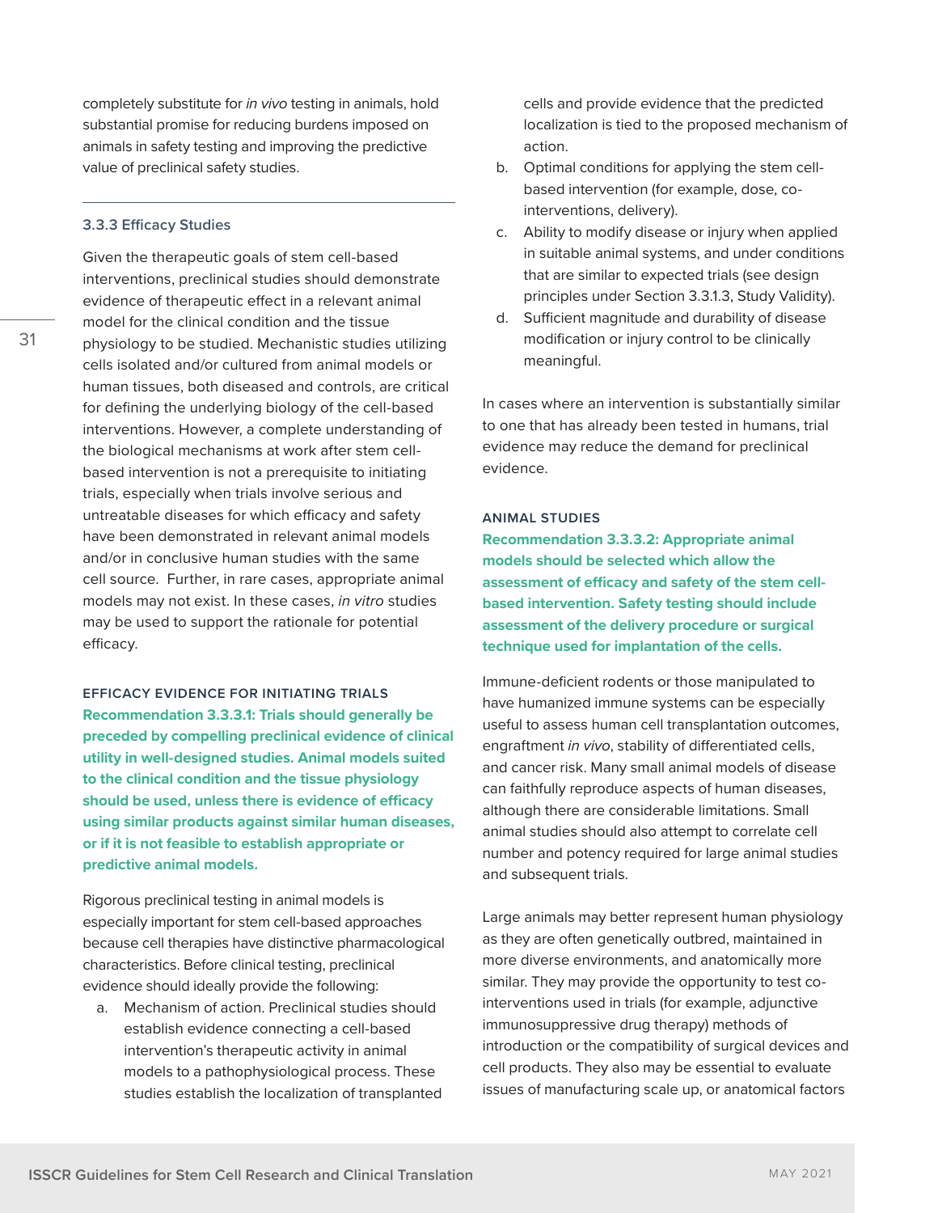completely substitute for *in vivo* testing in animals, hold substantial promise for reducing burdens imposed on animals in safety testing and improving the predictive value of preclinical safety studies.

### 3.3.3 Efficacy Studies

Given the therapeutic goals of stem cell-based interventions, preclinical studies should demonstrate evidence of therapeutic effect in a relevant animal model for the clinical condition and the tissue physiology to be studied. Mechanistic studies utilizing cells isolated and/or cultured from animal models or human tissues, both diseased and controls, are critical for defining the underlying biology of the cell-based interventions. However, a complete understanding of the biological mechanisms at work after stem cell-based intervention is not a prerequisite to initiating trials, especially when trials involve serious and untreatable diseases for which efficacy and safety have been demonstrated in relevant animal models and/or in conclusive human studies with the same cell source. Further, in rare cases, appropriate animal models may not exist. In these cases, *in vitro* studies may be used to support the rationale for potential efficacy.

#### EFFICACY EVIDENCE FOR INITIATING TRIALS

**Recommendation 3.3.3.1: Trials should generally be preceded by compelling preclinical evidence of clinical utility in well-designed studies. Animal models suited to the clinical condition and the tissue physiology should be used, unless there is evidence of efficacy using similar products against similar human diseases, or if it is not feasible to establish appropriate or predictive animal models.**

Rigorous preclinical testing in animal models is especially important for stem cell-based approaches because cell therapies have distinctive pharmacological characteristics. Before clinical testing, preclinical evidence should ideally provide the following:

a. Mechanism of action. Preclinical studies should establish evidence connecting a cell-based intervention's therapeutic activity in animal models to a pathophysiological process. These studies establish the localization of transplanted cells and provide evidence that the predicted localization is tied to the proposed mechanism of action.
b. Optimal conditions for applying the stem cell-based intervention (for example, dose, co-interventions, delivery).
c. Ability to modify disease or injury when applied in suitable animal systems, and under conditions that are similar to expected trials (see design principles under Section 3.3.1.3, Study Validity).
d. Sufficient magnitude and durability of disease modification or injury control to be clinically meaningful.

In cases where an intervention is substantially similar to one that has already been tested in humans, trial evidence may reduce the demand for preclinical evidence.

#### ANIMAL STUDIES

**Recommendation 3.3.3.2: Appropriate animal models should be selected which allow the assessment of efficacy and safety of the stem cell-based intervention. Safety testing should include assessment of the delivery procedure or surgical technique used for implantation of the cells.**

Immune-deficient rodents or those manipulated to have humanized immune systems can be especially useful to assess human cell transplantation outcomes, engraftment *in vivo*, stability of differentiated cells, and cancer risk. Many small animal models of disease can faithfully reproduce aspects of human diseases, although there are considerable limitations. Small animal studies should also attempt to correlate cell number and potency required for large animal studies and subsequent trials.

Large animals may better represent human physiology as they are often genetically outbred, maintained in more diverse environments, and anatomically more similar. They may provide the opportunity to test co-interventions used in trials (for example, adjunctive immunosuppressive drug therapy) methods of introduction or the compatibility of surgical devices and cell products. They also may be essential to evaluate issues of manufacturing scale up, or anatomical factors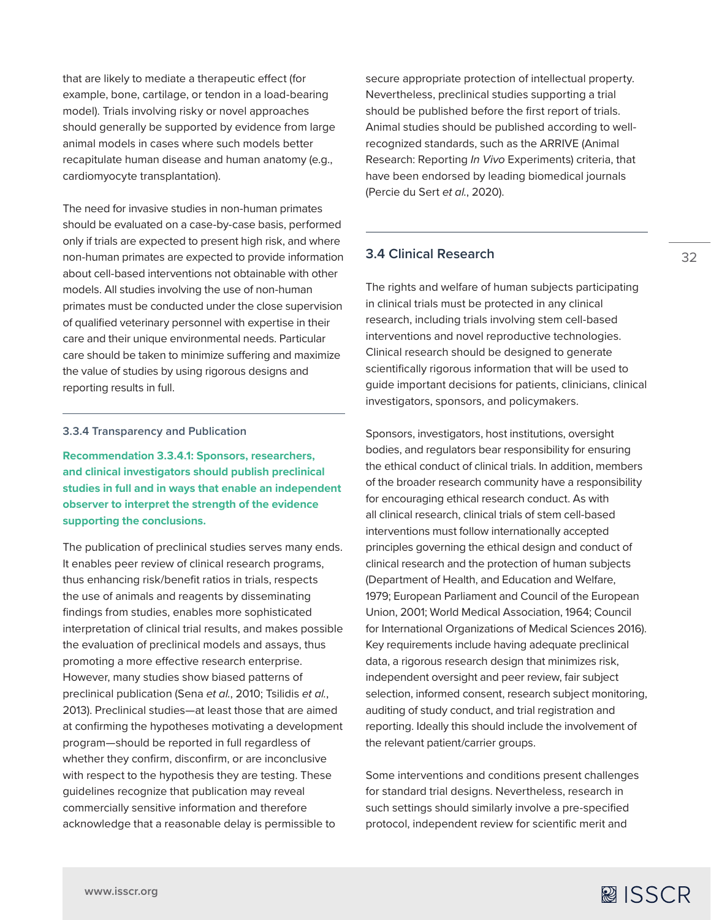that are likely to mediate a therapeutic effect (for example, bone, cartilage, or tendon in a load-bearing model). Trials involving risky or novel approaches should generally be supported by evidence from large animal models in cases where such models better recapitulate human disease and human anatomy (e.g., cardiomyocyte transplantation).

The need for invasive studies in non-human primates should be evaluated on a case-by-case basis, performed only if trials are expected to present high risk, and where non-human primates are expected to provide information about cell-based interventions not obtainable with other models. All studies involving the use of non-human primates must be conducted under the close supervision of qualified veterinary personnel with expertise in their care and their unique environmental needs. Particular care should be taken to minimize suffering and maximize the value of studies by using rigorous designs and reporting results in full.

#### 3.3.4 Transparency and Publication

**Recommendation 3.3.4.1: Sponsors, researchers, and clinical investigators should publish preclinical studies in full and in ways that enable an independent observer to interpret the strength of the evidence supporting the conclusions.**

The publication of preclinical studies serves many ends. It enables peer review of clinical research programs, thus enhancing risk/benefit ratios in trials, respects the use of animals and reagents by disseminating findings from studies, enables more sophisticated interpretation of clinical trial results, and makes possible the evaluation of preclinical models and assays, thus promoting a more effective research enterprise. However, many studies show biased patterns of preclinical publication (Sena *et al.*, 2010; Tsilidis *et al.*, 2013). Preclinical studies—at least those that are aimed at confirming the hypotheses motivating a development program—should be reported in full regardless of whether they confirm, disconfirm, or are inconclusive with respect to the hypothesis they are testing. These guidelines recognize that publication may reveal commercially sensitive information and therefore acknowledge that a reasonable delay is permissible to secure appropriate protection of intellectual property. Nevertheless, preclinical studies supporting a trial should be published before the first report of trials. Animal studies should be published according to well-recognized standards, such as the ARRIVE (Animal Research: Reporting *In Vivo* Experiments) criteria, that have been endorsed by leading biomedical journals (Percie du Sert *et al.*, 2020).

### 3.4 Clinical Research

The rights and welfare of human subjects participating in clinical trials must be protected in any clinical research, including trials involving stem cell-based interventions and novel reproductive technologies. Clinical research should be designed to generate scientifically rigorous information that will be used to guide important decisions for patients, clinicians, clinical investigators, sponsors, and policymakers.

Sponsors, investigators, host institutions, oversight bodies, and regulators bear responsibility for ensuring the ethical conduct of clinical trials. In addition, members of the broader research community have a responsibility for encouraging ethical research conduct. As with all clinical research, clinical trials of stem cell-based interventions must follow internationally accepted principles governing the ethical design and conduct of clinical research and the protection of human subjects (Department of Health, and Education and Welfare, 1979; European Parliament and Council of the European Union, 2001; World Medical Association, 1964; Council for International Organizations of Medical Sciences 2016). Key requirements include having adequate preclinical data, a rigorous research design that minimizes risk, independent oversight and peer review, fair subject selection, informed consent, research subject monitoring, auditing of study conduct, and trial registration and reporting. Ideally this should include the involvement of the relevant patient/carrier groups.

Some interventions and conditions present challenges for standard trial designs. Nevertheless, research in such settings should similarly involve a pre-specified protocol, independent review for scientific merit and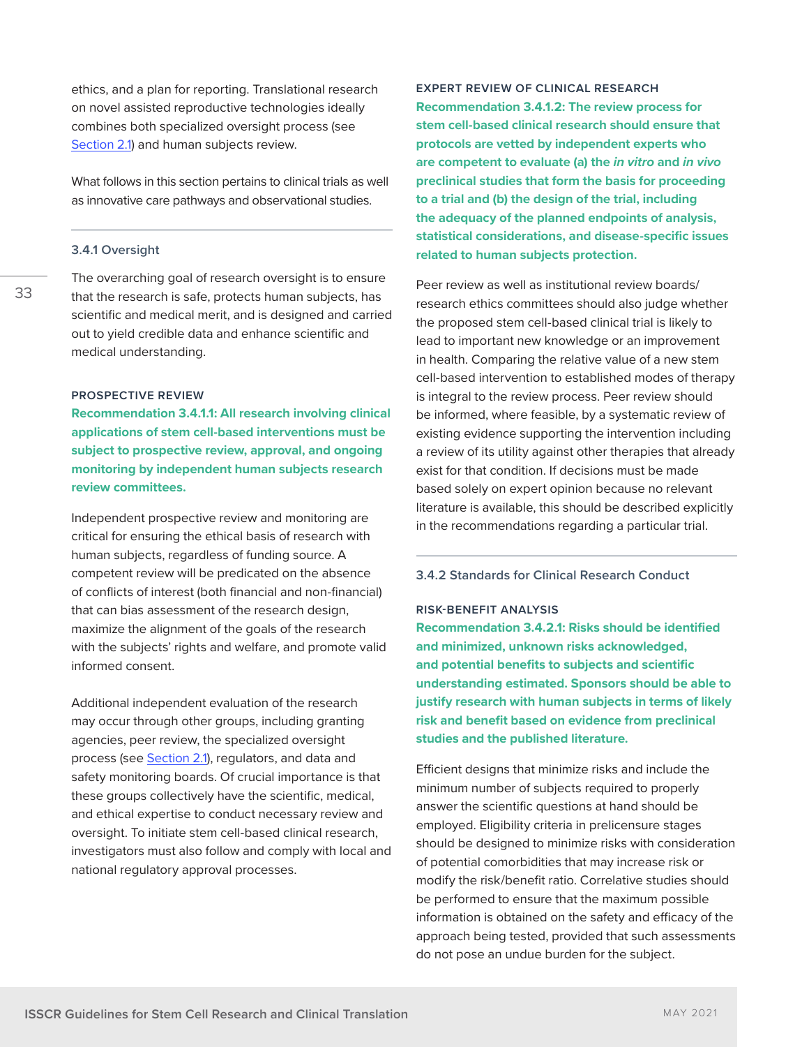ethics, and a plan for reporting. Translational research on novel assisted reproductive technologies ideally combines both specialized oversight process (see Section 2.1) and human subjects review.

What follows in this section pertains to clinical trials as well as innovative care pathways and observational studies.

### 3.4.1 Oversight

The overarching goal of research oversight is to ensure that the research is safe, protects human subjects, has scientific and medical merit, and is designed and carried out to yield credible data and enhance scientific and medical understanding.

#### PROSPECTIVE REVIEW

**Recommendation 3.4.1.1: All research involving clinical applications of stem cell-based interventions must be subject to prospective review, approval, and ongoing monitoring by independent human subjects research review committees.**

Independent prospective review and monitoring are critical for ensuring the ethical basis of research with human subjects, regardless of funding source. A competent review will be predicated on the absence of conflicts of interest (both financial and non-financial) that can bias assessment of the research design, maximize the alignment of the goals of the research with the subjects' rights and welfare, and promote valid informed consent.

Additional independent evaluation of the research may occur through other groups, including granting agencies, peer review, the specialized oversight process (see Section 2.1), regulators, and data and safety monitoring boards. Of crucial importance is that these groups collectively have the scientific, medical, and ethical expertise to conduct necessary review and oversight. To initiate stem cell-based clinical research, investigators must also follow and comply with local and national regulatory approval processes.

#### EXPERT REVIEW OF CLINICAL RESEARCH

**Recommendation 3.4.1.2: The review process for stem cell-based clinical research should ensure that protocols are vetted by independent experts who are competent to evaluate (a) the *in vitro* and *in vivo* preclinical studies that form the basis for proceeding to a trial and (b) the design of the trial, including the adequacy of the planned endpoints of analysis, statistical considerations, and disease-specific issues related to human subjects protection.**

Peer review as well as institutional review boards/research ethics committees should also judge whether the proposed stem cell-based clinical trial is likely to lead to important new knowledge or an improvement in health. Comparing the relative value of a new stem cell-based intervention to established modes of therapy is integral to the review process. Peer review should be informed, where feasible, by a systematic review of existing evidence supporting the intervention including a review of its utility against other therapies that already exist for that condition. If decisions must be made based solely on expert opinion because no relevant literature is available, this should be described explicitly in the recommendations regarding a particular trial.

### 3.4.2 Standards for Clinical Research Conduct

#### RISK-BENEFIT ANALYSIS

**Recommendation 3.4.2.1: Risks should be identified and minimized, unknown risks acknowledged, and potential benefits to subjects and scientific understanding estimated. Sponsors should be able to justify research with human subjects in terms of likely risk and benefit based on evidence from preclinical studies and the published literature.**

Efficient designs that minimize risks and include the minimum number of subjects required to properly answer the scientific questions at hand should be employed. Eligibility criteria in prelicensure stages should be designed to minimize risks with consideration of potential comorbidities that may increase risk or modify the risk/benefit ratio. Correlative studies should be performed to ensure that the maximum possible information is obtained on the safety and efficacy of the approach being tested, provided that such assessments do not pose an undue burden for the subject.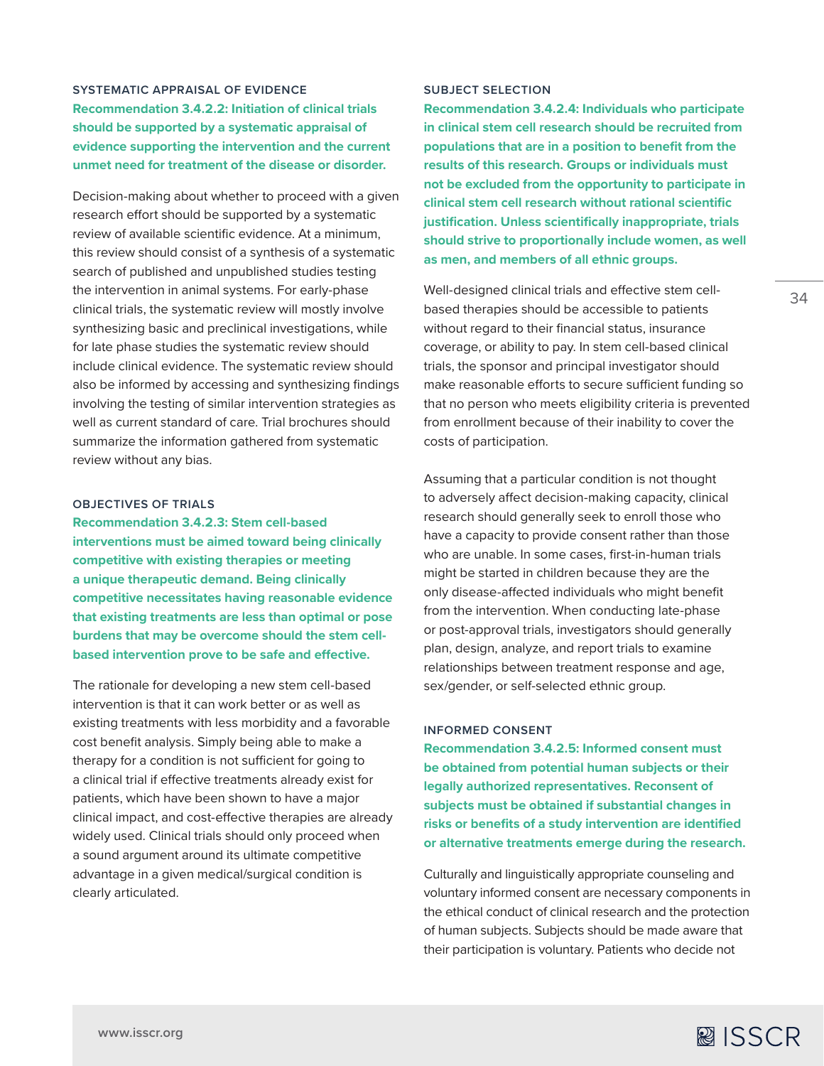#### SYSTEMATIC APPRAISAL OF EVIDENCE

**Recommendation 3.4.2.2: Initiation of clinical trials should be supported by a systematic appraisal of evidence supporting the intervention and the current unmet need for treatment of the disease or disorder.**

Decision-making about whether to proceed with a given research effort should be supported by a systematic review of available scientific evidence. At a minimum, this review should consist of a synthesis of a systematic search of published and unpublished studies testing the intervention in animal systems. For early-phase clinical trials, the systematic review will mostly involve synthesizing basic and preclinical investigations, while for late phase studies the systematic review should include clinical evidence. The systematic review should also be informed by accessing and synthesizing findings involving the testing of similar intervention strategies as well as current standard of care. Trial brochures should summarize the information gathered from systematic review without any bias.

#### OBJECTIVES OF TRIALS

**Recommendation 3.4.2.3: Stem cell-based interventions must be aimed toward being clinically competitive with existing therapies or meeting a unique therapeutic demand. Being clinically competitive necessitates having reasonable evidence that existing treatments are less than optimal or pose burdens that may be overcome should the stem cell-based intervention prove to be safe and effective.**

The rationale for developing a new stem cell-based intervention is that it can work better or as well as existing treatments with less morbidity and a favorable cost benefit analysis. Simply being able to make a therapy for a condition is not sufficient for going to a clinical trial if effective treatments already exist for patients, which have been shown to have a major clinical impact, and cost-effective therapies are already widely used. Clinical trials should only proceed when a sound argument around its ultimate competitive advantage in a given medical/surgical condition is clearly articulated.

#### SUBJECT SELECTION

**Recommendation 3.4.2.4: Individuals who participate in clinical stem cell research should be recruited from populations that are in a position to benefit from the results of this research. Groups or individuals must not be excluded from the opportunity to participate in clinical stem cell research without rational scientific justification. Unless scientifically inappropriate, trials should strive to proportionally include women, as well as men, and members of all ethnic groups.**

Well-designed clinical trials and effective stem cell-based therapies should be accessible to patients without regard to their financial status, insurance coverage, or ability to pay. In stem cell-based clinical trials, the sponsor and principal investigator should make reasonable efforts to secure sufficient funding so that no person who meets eligibility criteria is prevented from enrollment because of their inability to cover the costs of participation.

Assuming that a particular condition is not thought to adversely affect decision-making capacity, clinical research should generally seek to enroll those who have a capacity to provide consent rather than those who are unable. In some cases, first-in-human trials might be started in children because they are the only disease-affected individuals who might benefit from the intervention. When conducting late-phase or post-approval trials, investigators should generally plan, design, analyze, and report trials to examine relationships between treatment response and age, sex/gender, or self-selected ethnic group.

#### INFORMED CONSENT

**Recommendation 3.4.2.5: Informed consent must be obtained from potential human subjects or their legally authorized representatives. Reconsent of subjects must be obtained if substantial changes in risks or benefits of a study intervention are identified or alternative treatments emerge during the research.**

Culturally and linguistically appropriate counseling and voluntary informed consent are necessary components in the ethical conduct of clinical research and the protection of human subjects. Subjects should be made aware that their participation is voluntary. Patients who decide not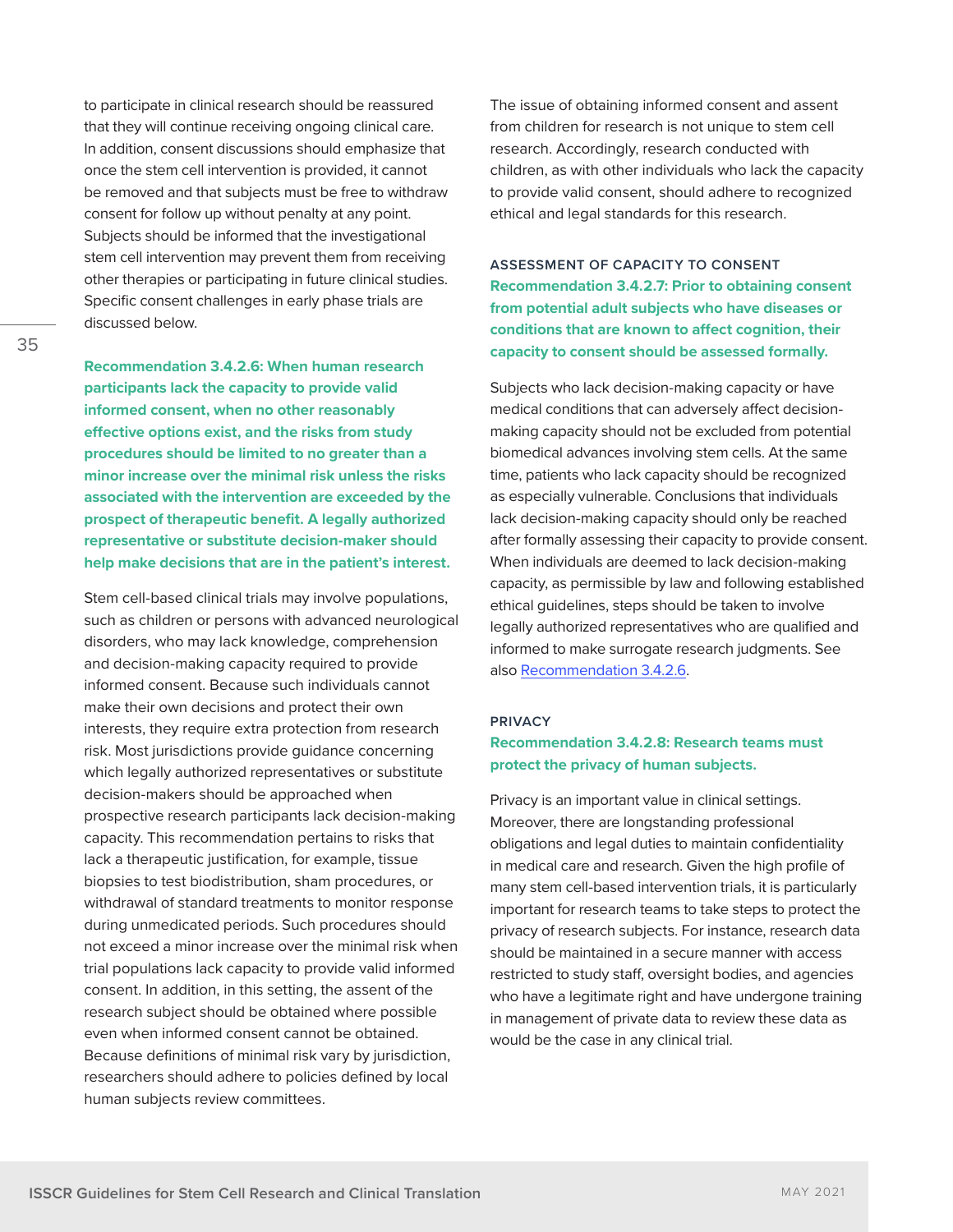to participate in clinical research should be reassured that they will continue receiving ongoing clinical care. In addition, consent discussions should emphasize that once the stem cell intervention is provided, it cannot be removed and that subjects must be free to withdraw consent for follow up without penalty at any point. Subjects should be informed that the investigational stem cell intervention may prevent them from receiving other therapies or participating in future clinical studies. Specific consent challenges in early phase trials are discussed below.

**Recommendation 3.4.2.6: When human research participants lack the capacity to provide valid informed consent, when no other reasonably effective options exist, and the risks from study procedures should be limited to no greater than a minor increase over the minimal risk unless the risks associated with the intervention are exceeded by the prospect of therapeutic benefit. A legally authorized representative or substitute decision-maker should help make decisions that are in the patient's interest.**

Stem cell-based clinical trials may involve populations, such as children or persons with advanced neurological disorders, who may lack knowledge, comprehension and decision-making capacity required to provide informed consent. Because such individuals cannot make their own decisions and protect their own interests, they require extra protection from research risk. Most jurisdictions provide guidance concerning which legally authorized representatives or substitute decision-makers should be approached when prospective research participants lack decision-making capacity. This recommendation pertains to risks that lack a therapeutic justification, for example, tissue biopsies to test biodistribution, sham procedures, or withdrawal of standard treatments to monitor response during unmedicated periods. Such procedures should not exceed a minor increase over the minimal risk when trial populations lack capacity to provide valid informed consent. In addition, in this setting, the assent of the research subject should be obtained where possible even when informed consent cannot be obtained. Because definitions of minimal risk vary by jurisdiction, researchers should adhere to policies defined by local human subjects review committees.

The issue of obtaining informed consent and assent from children for research is not unique to stem cell research. Accordingly, research conducted with children, as with other individuals who lack the capacity to provide valid consent, should adhere to recognized ethical and legal standards for this research.

### ASSESSMENT OF CAPACITY TO CONSENT

**Recommendation 3.4.2.7: Prior to obtaining consent from potential adult subjects who have diseases or conditions that are known to affect cognition, their capacity to consent should be assessed formally.**

Subjects who lack decision-making capacity or have medical conditions that can adversely affect decision-making capacity should not be excluded from potential biomedical advances involving stem cells. At the same time, patients who lack capacity should be recognized as especially vulnerable. Conclusions that individuals lack decision-making capacity should only be reached after formally assessing their capacity to provide consent. When individuals are deemed to lack decision-making capacity, as permissible by law and following established ethical guidelines, steps should be taken to involve legally authorized representatives who are qualified and informed to make surrogate research judgments. See also Recommendation 3.4.2.6.

### PRIVACY

**Recommendation 3.4.2.8: Research teams must protect the privacy of human subjects.**

Privacy is an important value in clinical settings. Moreover, there are longstanding professional obligations and legal duties to maintain confidentiality in medical care and research. Given the high profile of many stem cell-based intervention trials, it is particularly important for research teams to take steps to protect the privacy of research subjects. For instance, research data should be maintained in a secure manner with access restricted to study staff, oversight bodies, and agencies who have a legitimate right and have undergone training in management of private data to review these data as would be the case in any clinical trial.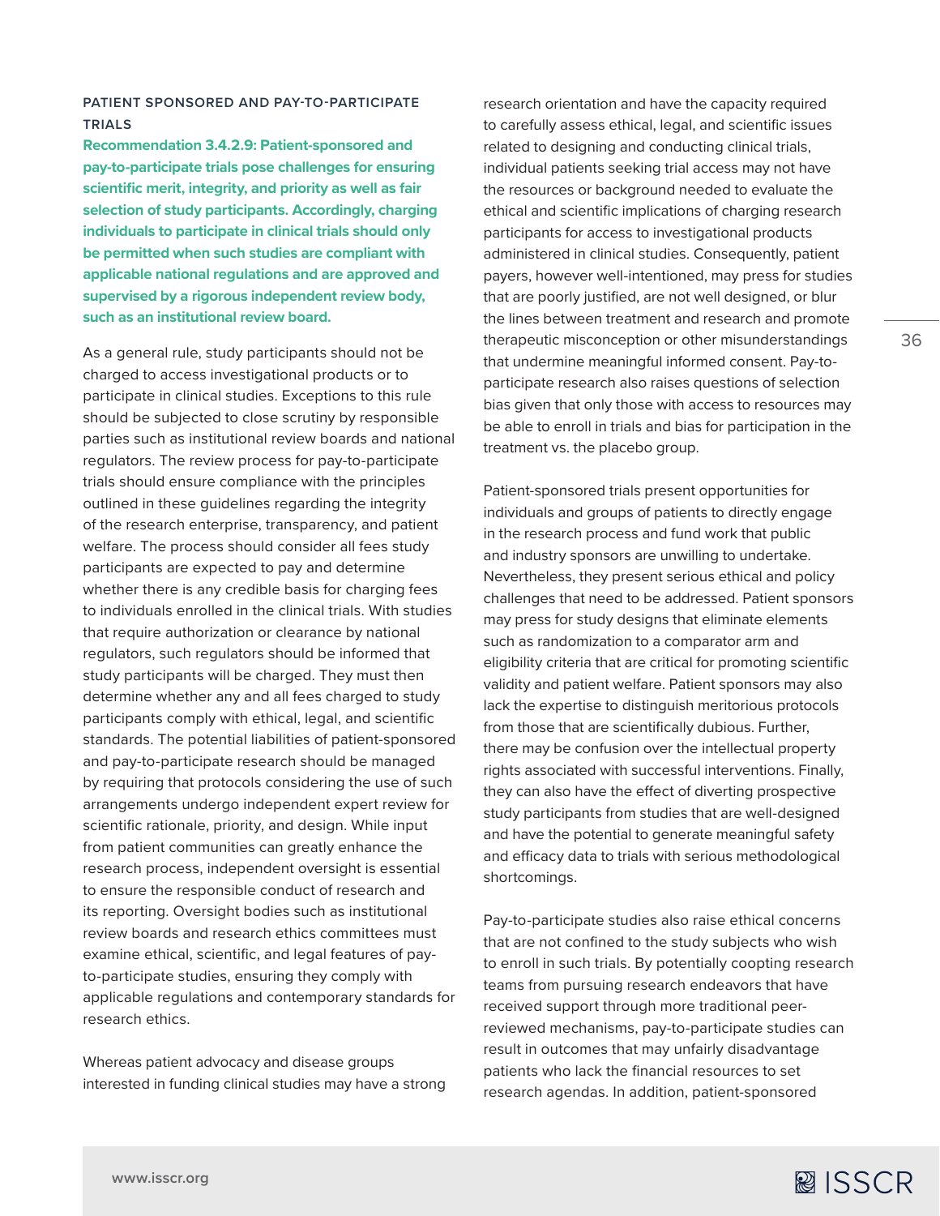### PATIENT SPONSORED AND PAY-TO-PARTICIPATE TRIALS

**Recommendation 3.4.2.9: Patient-sponsored and pay-to-participate trials pose challenges for ensuring scientific merit, integrity, and priority as well as fair selection of study participants. Accordingly, charging individuals to participate in clinical trials should only be permitted when such studies are compliant with applicable national regulations and are approved and supervised by a rigorous independent review body, such as an institutional review board.**

As a general rule, study participants should not be charged to access investigational products or to participate in clinical studies. Exceptions to this rule should be subjected to close scrutiny by responsible parties such as institutional review boards and national regulators. The review process for pay-to-participate trials should ensure compliance with the principles outlined in these guidelines regarding the integrity of the research enterprise, transparency, and patient welfare. The process should consider all fees study participants are expected to pay and determine whether there is any credible basis for charging fees to individuals enrolled in the clinical trials. With studies that require authorization or clearance by national regulators, such regulators should be informed that study participants will be charged. They must then determine whether any and all fees charged to study participants comply with ethical, legal, and scientific standards. The potential liabilities of patient-sponsored and pay-to-participate research should be managed by requiring that protocols considering the use of such arrangements undergo independent expert review for scientific rationale, priority, and design. While input from patient communities can greatly enhance the research process, independent oversight is essential to ensure the responsible conduct of research and its reporting. Oversight bodies such as institutional review boards and research ethics committees must examine ethical, scientific, and legal features of pay-to-participate studies, ensuring they comply with applicable regulations and contemporary standards for research ethics.

Whereas patient advocacy and disease groups interested in funding clinical studies may have a strong research orientation and have the capacity required to carefully assess ethical, legal, and scientific issues related to designing and conducting clinical trials, individual patients seeking trial access may not have the resources or background needed to evaluate the ethical and scientific implications of charging research participants for access to investigational products administered in clinical studies. Consequently, patient payers, however well-intentioned, may press for studies that are poorly justified, are not well designed, or blur the lines between treatment and research and promote therapeutic misconception or other misunderstandings that undermine meaningful informed consent. Pay-to-participate research also raises questions of selection bias given that only those with access to resources may be able to enroll in trials and bias for participation in the treatment vs. the placebo group.

Patient-sponsored trials present opportunities for individuals and groups of patients to directly engage in the research process and fund work that public and industry sponsors are unwilling to undertake. Nevertheless, they present serious ethical and policy challenges that need to be addressed. Patient sponsors may press for study designs that eliminate elements such as randomization to a comparator arm and eligibility criteria that are critical for promoting scientific validity and patient welfare. Patient sponsors may also lack the expertise to distinguish meritorious protocols from those that are scientifically dubious. Further, there may be confusion over the intellectual property rights associated with successful interventions. Finally, they can also have the effect of diverting prospective study participants from studies that are well-designed and have the potential to generate meaningful safety and efficacy data to trials with serious methodological shortcomings.

Pay-to-participate studies also raise ethical concerns that are not confined to the study subjects who wish to enroll in such trials. By potentially coopting research teams from pursuing research endeavors that have received support through more traditional peer-reviewed mechanisms, pay-to-participate studies can result in outcomes that may unfairly disadvantage patients who lack the financial resources to set research agendas. In addition, patient-sponsored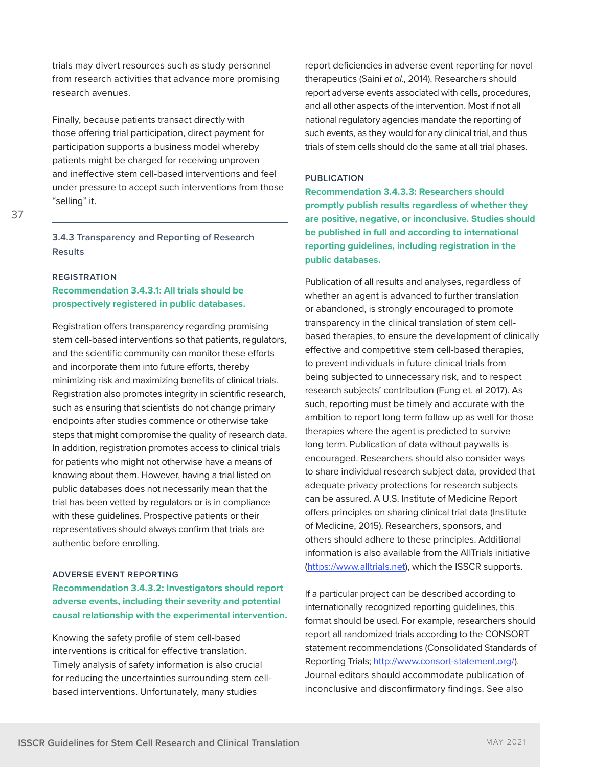trials may divert resources such as study personnel from research activities that advance more promising research avenues.

Finally, because patients transact directly with those offering trial participation, direct payment for participation supports a business model whereby patients might be charged for receiving unproven and ineffective stem cell-based interventions and feel under pressure to accept such interventions from those "selling" it.

### 3.4.3 Transparency and Reporting of Research Results

#### REGISTRATION

**Recommendation 3.4.3.1: All trials should be prospectively registered in public databases.**

Registration offers transparency regarding promising stem cell-based interventions so that patients, regulators, and the scientific community can monitor these efforts and incorporate them into future efforts, thereby minimizing risk and maximizing benefits of clinical trials. Registration also promotes integrity in scientific research, such as ensuring that scientists do not change primary endpoints after studies commence or otherwise take steps that might compromise the quality of research data. In addition, registration promotes access to clinical trials for patients who might not otherwise have a means of knowing about them. However, having a trial listed on public databases does not necessarily mean that the trial has been vetted by regulators or is in compliance with these guidelines. Prospective patients or their representatives should always confirm that trials are authentic before enrolling.

#### ADVERSE EVENT REPORTING

**Recommendation 3.4.3.2: Investigators should report adverse events, including their severity and potential causal relationship with the experimental intervention.**

Knowing the safety profile of stem cell-based interventions is critical for effective translation. Timely analysis of safety information is also crucial for reducing the uncertainties surrounding stem cell-based interventions. Unfortunately, many studies report deficiencies in adverse event reporting for novel therapeutics (Saini *et al.*, 2014). Researchers should report adverse events associated with cells, procedures, and all other aspects of the intervention. Most if not all national regulatory agencies mandate the reporting of such events, as they would for any clinical trial, and thus trials of stem cells should do the same at all trial phases.

#### PUBLICATION

**Recommendation 3.4.3.3: Researchers should promptly publish results regardless of whether they are positive, negative, or inconclusive. Studies should be published in full and according to international reporting guidelines, including registration in the public databases.**

Publication of all results and analyses, regardless of whether an agent is advanced to further translation or abandoned, is strongly encouraged to promote transparency in the clinical translation of stem cell-based therapies, to ensure the development of clinically effective and competitive stem cell-based therapies, to prevent individuals in future clinical trials from being subjected to unnecessary risk, and to respect research subjects' contribution (Fung et. al 2017). As such, reporting must be timely and accurate with the ambition to report long term follow up as well for those therapies where the agent is predicted to survive long term. Publication of data without paywalls is encouraged. Researchers should also consider ways to share individual research subject data, provided that adequate privacy protections for research subjects can be assured. A U.S. Institute of Medicine Report offers principles on sharing clinical trial data (Institute of Medicine, 2015). Researchers, sponsors, and others should adhere to these principles. Additional information is also available from the AllTrials initiative (https://www.alltrials.net), which the ISSCR supports.

If a particular project can be described according to internationally recognized reporting guidelines, this format should be used. For example, researchers should report all randomized trials according to the CONSORT statement recommendations (Consolidated Standards of Reporting Trials; http://www.consort-statement.org/). Journal editors should accommodate publication of inconclusive and disconfirmatory findings. See also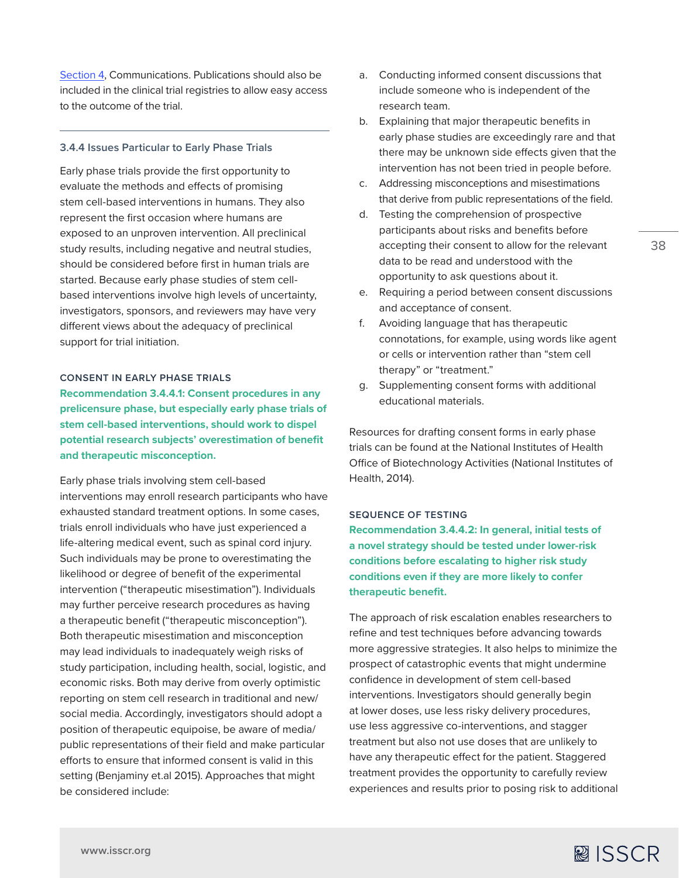Section 4, Communications. Publications should also be included in the clinical trial registries to allow easy access to the outcome of the trial.

---

### 3.4.4 Issues Particular to Early Phase Trials

Early phase trials provide the first opportunity to evaluate the methods and effects of promising stem cell-based interventions in humans. They also represent the first occasion where humans are exposed to an unproven intervention. All preclinical study results, including negative and neutral studies, should be considered before first in human trials are started. Because early phase studies of stem cell-based interventions involve high levels of uncertainty, investigators, sponsors, and reviewers may have very different views about the adequacy of preclinical support for trial initiation.

#### CONSENT IN EARLY PHASE TRIALS

**Recommendation 3.4.4.1: Consent procedures in any prelicensure phase, but especially early phase trials of stem cell-based interventions, should work to dispel potential research subjects' overestimation of benefit and therapeutic misconception.**

Early phase trials involving stem cell-based interventions may enroll research participants who have exhausted standard treatment options. In some cases, trials enroll individuals who have just experienced a life-altering medical event, such as spinal cord injury. Such individuals may be prone to overestimating the likelihood or degree of benefit of the experimental intervention ("therapeutic misestimation"). Individuals may further perceive research procedures as having a therapeutic benefit ("therapeutic misconception"). Both therapeutic misestimation and misconception may lead individuals to inadequately weigh risks of study participation, including health, social, logistic, and economic risks. Both may derive from overly optimistic reporting on stem cell research in traditional and new/social media. Accordingly, investigators should adopt a position of therapeutic equipoise, be aware of media/public representations of their field and make particular efforts to ensure that informed consent is valid in this setting (Benjaminy et.al 2015). Approaches that might be considered include:

a. Conducting informed consent discussions that include someone who is independent of the research team.
b. Explaining that major therapeutic benefits in early phase studies are exceedingly rare and that there may be unknown side effects given that the intervention has not been tried in people before.
c. Addressing misconceptions and misestimations that derive from public representations of the field.
d. Testing the comprehension of prospective participants about risks and benefits before accepting their consent to allow for the relevant data to be read and understood with the opportunity to ask questions about it.
e. Requiring a period between consent discussions and acceptance of consent.
f. Avoiding language that has therapeutic connotations, for example, using words like agent or cells or intervention rather than "stem cell therapy" or "treatment."
g. Supplementing consent forms with additional educational materials.

Resources for drafting consent forms in early phase trials can be found at the National Institutes of Health Office of Biotechnology Activities (National Institutes of Health, 2014).

#### SEQUENCE OF TESTING

**Recommendation 3.4.4.2: In general, initial tests of a novel strategy should be tested under lower-risk conditions before escalating to higher risk study conditions even if they are more likely to confer therapeutic benefit.**

The approach of risk escalation enables researchers to refine and test techniques before advancing towards more aggressive strategies. It also helps to minimize the prospect of catastrophic events that might undermine confidence in development of stem cell-based interventions. Investigators should generally begin at lower doses, use less risky delivery procedures, use less aggressive co-interventions, and stagger treatment but also not use doses that are unlikely to have any therapeutic effect for the patient. Staggered treatment provides the opportunity to carefully review experiences and results prior to posing risk to additional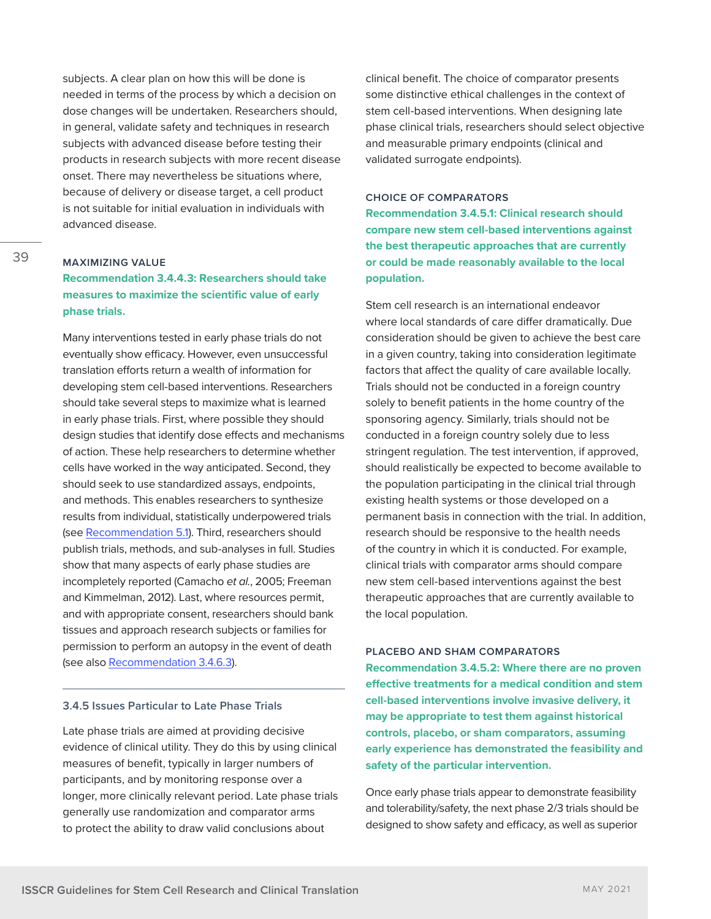subjects. A clear plan on how this will be done is needed in terms of the process by which a decision on dose changes will be undertaken. Researchers should, in general, validate safety and techniques in research subjects with advanced disease before testing their products in research subjects with more recent disease onset. There may nevertheless be situations where, because of delivery or disease target, a cell product is not suitable for initial evaluation in individuals with advanced disease.

#### MAXIMIZING VALUE

**Recommendation 3.4.4.3: Researchers should take measures to maximize the scientific value of early phase trials.**

Many interventions tested in early phase trials do not eventually show efficacy. However, even unsuccessful translation efforts return a wealth of information for developing stem cell-based interventions. Researchers should take several steps to maximize what is learned in early phase trials. First, where possible they should design studies that identify dose effects and mechanisms of action. These help researchers to determine whether cells have worked in the way anticipated. Second, they should seek to use standardized assays, endpoints, and methods. This enables researchers to synthesize results from individual, statistically underpowered trials (see Recommendation 5.1). Third, researchers should publish trials, methods, and sub-analyses in full. Studies show that many aspects of early phase studies are incompletely reported (Camacho *et al.*, 2005; Freeman and Kimmelman, 2012). Last, where resources permit, and with appropriate consent, researchers should bank tissues and approach research subjects or families for permission to perform an autopsy in the event of death (see also Recommendation 3.4.6.3).

### 3.4.5 Issues Particular to Late Phase Trials

Late phase trials are aimed at providing decisive evidence of clinical utility. They do this by using clinical measures of benefit, typically in larger numbers of participants, and by monitoring response over a longer, more clinically relevant period. Late phase trials generally use randomization and comparator arms to protect the ability to draw valid conclusions about clinical benefit. The choice of comparator presents some distinctive ethical challenges in the context of stem cell-based interventions. When designing late phase clinical trials, researchers should select objective and measurable primary endpoints (clinical and validated surrogate endpoints).

#### CHOICE OF COMPARATORS

**Recommendation 3.4.5.1: Clinical research should compare new stem cell-based interventions against the best therapeutic approaches that are currently or could be made reasonably available to the local population.**

Stem cell research is an international endeavor where local standards of care differ dramatically. Due consideration should be given to achieve the best care in a given country, taking into consideration legitimate factors that affect the quality of care available locally. Trials should not be conducted in a foreign country solely to benefit patients in the home country of the sponsoring agency. Similarly, trials should not be conducted in a foreign country solely due to less stringent regulation. The test intervention, if approved, should realistically be expected to become available to the population participating in the clinical trial through existing health systems or those developed on a permanent basis in connection with the trial. In addition, research should be responsive to the health needs of the country in which it is conducted. For example, clinical trials with comparator arms should compare new stem cell-based interventions against the best therapeutic approaches that are currently available to the local population.

#### PLACEBO AND SHAM COMPARATORS

**Recommendation 3.4.5.2: Where there are no proven effective treatments for a medical condition and stem cell-based interventions involve invasive delivery, it may be appropriate to test them against historical controls, placebo, or sham comparators, assuming early experience has demonstrated the feasibility and safety of the particular intervention.**

Once early phase trials appear to demonstrate feasibility and tolerability/safety, the next phase 2/3 trials should be designed to show safety and efficacy, as well as superior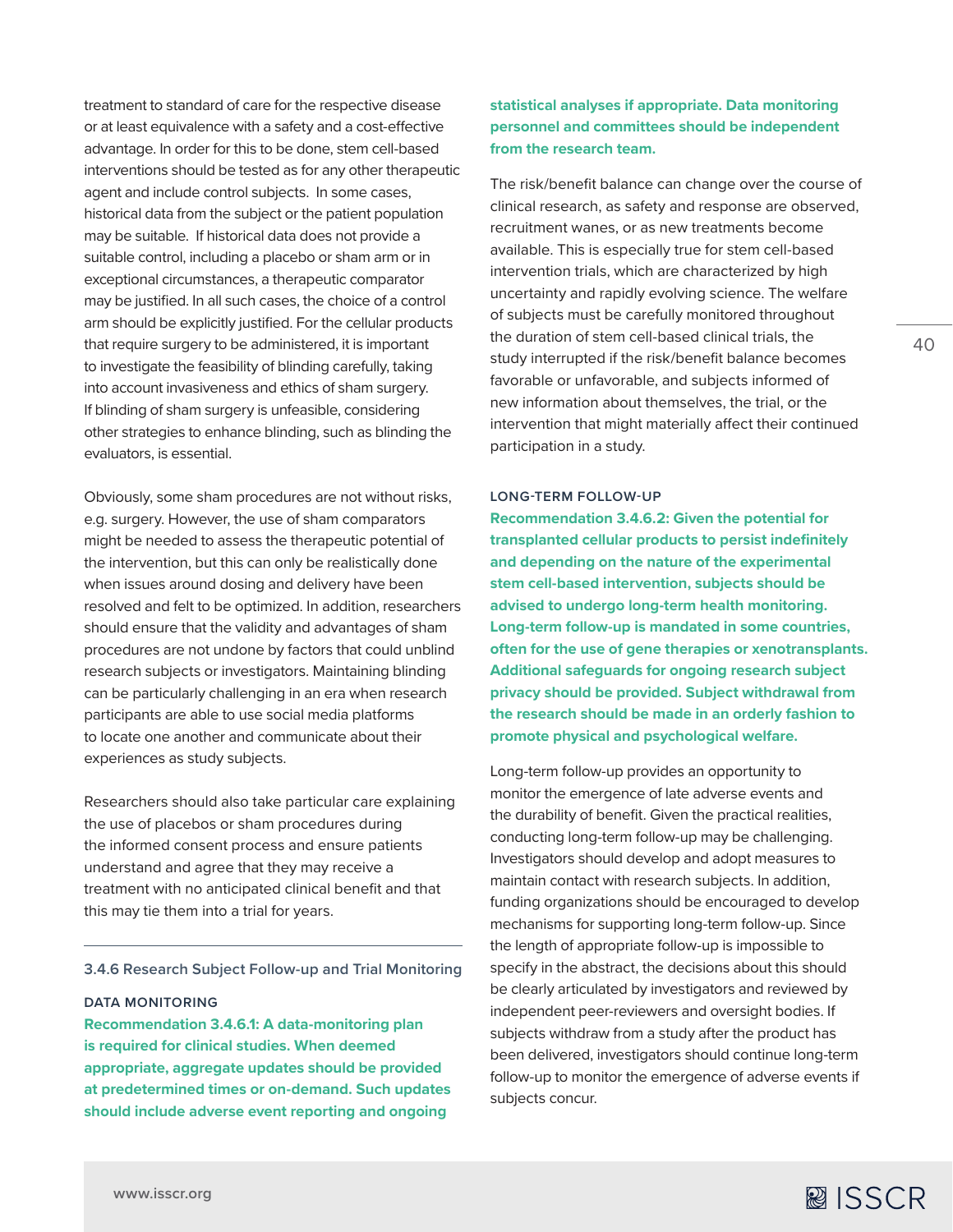treatment to standard of care for the respective disease or at least equivalence with a safety and a cost-effective advantage. In order for this to be done, stem cell-based interventions should be tested as for any other therapeutic agent and include control subjects. In some cases, historical data from the subject or the patient population may be suitable. If historical data does not provide a suitable control, including a placebo or sham arm or in exceptional circumstances, a therapeutic comparator may be justified. In all such cases, the choice of a control arm should be explicitly justified. For the cellular products that require surgery to be administered, it is important to investigate the feasibility of blinding carefully, taking into account invasiveness and ethics of sham surgery. If blinding of sham surgery is unfeasible, considering other strategies to enhance blinding, such as blinding the evaluators, is essential.

Obviously, some sham procedures are not without risks, e.g. surgery. However, the use of sham comparators might be needed to assess the therapeutic potential of the intervention, but this can only be realistically done when issues around dosing and delivery have been resolved and felt to be optimized. In addition, researchers should ensure that the validity and advantages of sham procedures are not undone by factors that could unblind research subjects or investigators. Maintaining blinding can be particularly challenging in an era when research participants are able to use social media platforms to locate one another and communicate about their experiences as study subjects.

Researchers should also take particular care explaining the use of placebos or sham procedures during the informed consent process and ensure patients understand and agree that they may receive a treatment with no anticipated clinical benefit and that this may tie them into a trial for years.

### 3.4.6 Research Subject Follow-up and Trial Monitoring

#### DATA MONITORING

**Recommendation 3.4.6.1: A data-monitoring plan is required for clinical studies. When deemed appropriate, aggregate updates should be provided at predetermined times or on-demand. Such updates should include adverse event reporting and ongoing statistical analyses if appropriate. Data monitoring personnel and committees should be independent from the research team.**

The risk/benefit balance can change over the course of clinical research, as safety and response are observed, recruitment wanes, or as new treatments become available. This is especially true for stem cell-based intervention trials, which are characterized by high uncertainty and rapidly evolving science. The welfare of subjects must be carefully monitored throughout the duration of stem cell-based clinical trials, the study interrupted if the risk/benefit balance becomes favorable or unfavorable, and subjects informed of new information about themselves, the trial, or the intervention that might materially affect their continued participation in a study.

#### LONG-TERM FOLLOW-UP

**Recommendation 3.4.6.2: Given the potential for transplanted cellular products to persist indefinitely and depending on the nature of the experimental stem cell-based intervention, subjects should be advised to undergo long-term health monitoring. Long-term follow-up is mandated in some countries, often for the use of gene therapies or xenotransplants. Additional safeguards for ongoing research subject privacy should be provided. Subject withdrawal from the research should be made in an orderly fashion to promote physical and psychological welfare.**

Long-term follow-up provides an opportunity to monitor the emergence of late adverse events and the durability of benefit. Given the practical realities, conducting long-term follow-up may be challenging. Investigators should develop and adopt measures to maintain contact with research subjects. In addition, funding organizations should be encouraged to develop mechanisms for supporting long-term follow-up. Since the length of appropriate follow-up is impossible to specify in the abstract, the decisions about this should be clearly articulated by investigators and reviewed by independent peer-reviewers and oversight bodies. If subjects withdraw from a study after the product has been delivered, investigators should continue long-term follow-up to monitor the emergence of adverse events if subjects concur.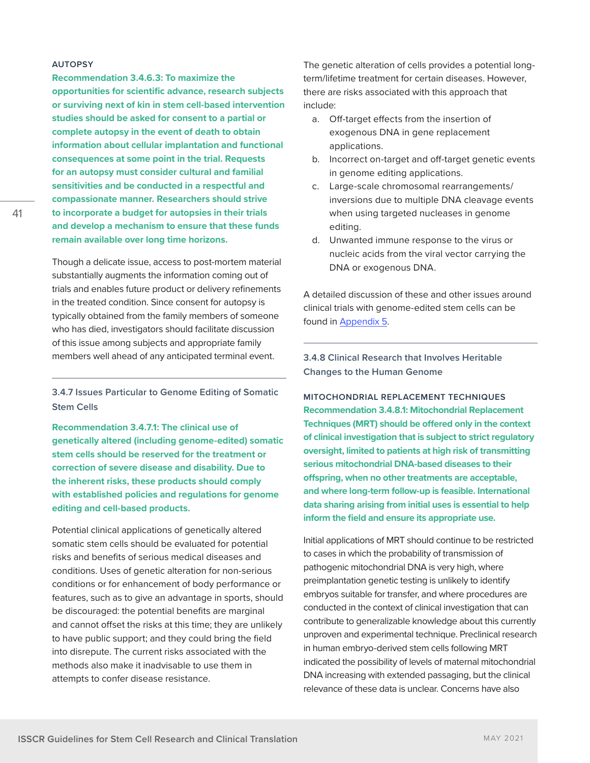#### AUTOPSY

**Recommendation 3.4.6.3: To maximize the opportunities for scientific advance, research subjects or surviving next of kin in stem cell-based intervention studies should be asked for consent to a partial or complete autopsy in the event of death to obtain information about cellular implantation and functional consequences at some point in the trial. Requests for an autopsy must consider cultural and familial sensitivities and be conducted in a respectful and compassionate manner. Researchers should strive to incorporate a budget for autopsies in their trials and develop a mechanism to ensure that these funds remain available over long time horizons.**

Though a delicate issue, access to post-mortem material substantially augments the information coming out of trials and enables future product or delivery refinements in the treated condition. Since consent for autopsy is typically obtained from the family members of someone who has died, investigators should facilitate discussion of this issue among subjects and appropriate family members well ahead of any anticipated terminal event.

### 3.4.7 Issues Particular to Genome Editing of Somatic Stem Cells

**Recommendation 3.4.7.1: The clinical use of genetically altered (including genome-edited) somatic stem cells should be reserved for the treatment or correction of severe disease and disability. Due to the inherent risks, these products should comply with established policies and regulations for genome editing and cell-based products.**

Potential clinical applications of genetically altered somatic stem cells should be evaluated for potential risks and benefits of serious medical diseases and conditions. Uses of genetic alteration for non-serious conditions or for enhancement of body performance or features, such as to give an advantage in sports, should be discouraged: the potential benefits are marginal and cannot offset the risks at this time; they are unlikely to have public support; and they could bring the field into disrepute. The current risks associated with the methods also make it inadvisable to use them in attempts to confer disease resistance.

The genetic alteration of cells provides a potential long-term/lifetime treatment for certain diseases. However, there are risks associated with this approach that include:

a. Off-target effects from the insertion of exogenous DNA in gene replacement applications.
b. Incorrect on-target and off-target genetic events in genome editing applications.
c. Large-scale chromosomal rearrangements/inversions due to multiple DNA cleavage events when using targeted nucleases in genome editing.
d. Unwanted immune response to the virus or nucleic acids from the viral vector carrying the DNA or exogenous DNA.

A detailed discussion of these and other issues around clinical trials with genome-edited stem cells can be found in Appendix 5.

### 3.4.8 Clinical Research that Involves Heritable Changes to the Human Genome

#### MITOCHONDRIAL REPLACEMENT TECHNIQUES

**Recommendation 3.4.8.1: Mitochondrial Replacement Techniques (MRT) should be offered only in the context of clinical investigation that is subject to strict regulatory oversight, limited to patients at high risk of transmitting serious mitochondrial DNA-based diseases to their offspring, when no other treatments are acceptable, and where long-term follow-up is feasible. International data sharing arising from initial uses is essential to help inform the field and ensure its appropriate use.**

Initial applications of MRT should continue to be restricted to cases in which the probability of transmission of pathogenic mitochondrial DNA is very high, where preimplantation genetic testing is unlikely to identify embryos suitable for transfer, and where procedures are conducted in the context of clinical investigation that can contribute to generalizable knowledge about this currently unproven and experimental technique. Preclinical research in human embryo-derived stem cells following MRT indicated the possibility of levels of maternal mitochondrial DNA increasing with extended passaging, but the clinical relevance of these data is unclear. Concerns have also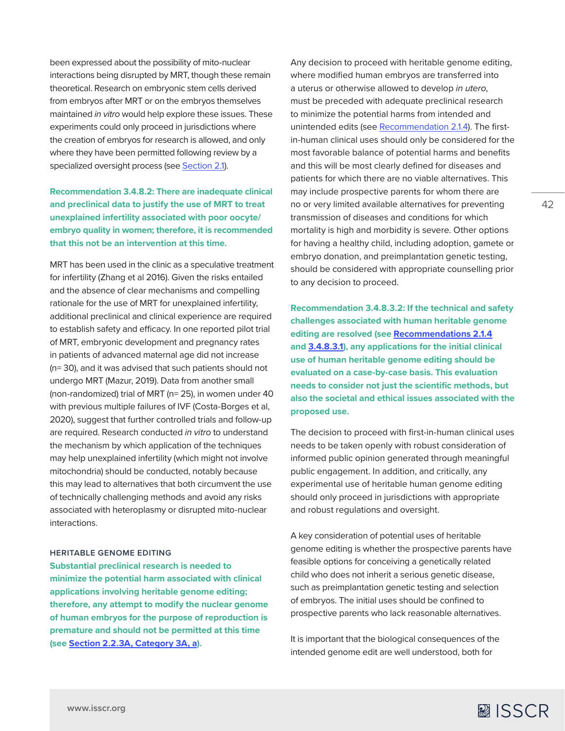been expressed about the possibility of mito-nuclear interactions being disrupted by MRT, though these remain theoretical. Research on embryonic stem cells derived from embryos after MRT or on the embryos themselves maintained *in vitro* would help explore these issues. These experiments could only proceed in jurisdictions where the creation of embryos for research is allowed, and only where they have been permitted following review by a specialized oversight process (see Section 2.1).

**Recommendation 3.4.8.2: There are inadequate clinical and preclinical data to justify the use of MRT to treat unexplained infertility associated with poor oocyte/embryo quality in women; therefore, it is recommended that this not be an intervention at this time.**

MRT has been used in the clinic as a speculative treatment for infertility (Zhang et al 2016). Given the risks entailed and the absence of clear mechanisms and compelling rationale for the use of MRT for unexplained infertility, additional preclinical and clinical experience are required to establish safety and efficacy. In one reported pilot trial of MRT, embryonic development and pregnancy rates in patients of advanced maternal age did not increase (n= 30), and it was advised that such patients should not undergo MRT (Mazur, 2019). Data from another small (non-randomized) trial of MRT (n= 25), in women under 40 with previous multiple failures of IVF (Costa-Borges et al, 2020), suggest that further controlled trials and follow-up are required. Research conducted *in vitro* to understand the mechanism by which application of the techniques may help unexplained infertility (which might not involve mitochondria) should be conducted, notably because this may lead to alternatives that both circumvent the use of technically challenging methods and avoid any risks associated with heteroplasmy or disrupted mito-nuclear interactions.

#### HERITABLE GENOME EDITING

**Substantial preclinical research is needed to minimize the potential harm associated with clinical applications involving heritable genome editing; therefore, any attempt to modify the nuclear genome of human embryos for the purpose of reproduction is premature and should not be permitted at this time (see Section 2.2.3A, Category 3A, a).**

Any decision to proceed with heritable genome editing, where modified human embryos are transferred into a uterus or otherwise allowed to develop *in utero*, must be preceded with adequate preclinical research to minimize the potential harms from intended and unintended edits (see Recommendation 2.1.4). The first-in-human clinical uses should only be considered for the most favorable balance of potential harms and benefits and this will be most clearly defined for diseases and patients for which there are no viable alternatives. This may include prospective parents for whom there are no or very limited available alternatives for preventing transmission of diseases and conditions for which mortality is high and morbidity is severe. Other options for having a healthy child, including adoption, gamete or embryo donation, and preimplantation genetic testing, should be considered with appropriate counselling prior to any decision to proceed.

**Recommendation 3.4.8.3.2: If the technical and safety challenges associated with human heritable genome editing are resolved (see Recommendations 2.1.4 and 3.4.8.3.1), any applications for the initial clinical use of human heritable genome editing should be evaluated on a case-by-case basis. This evaluation needs to consider not just the scientific methods, but also the societal and ethical issues associated with the proposed use.**

The decision to proceed with first-in-human clinical uses needs to be taken openly with robust consideration of informed public opinion generated through meaningful public engagement. In addition, and critically, any experimental use of heritable human genome editing should only proceed in jurisdictions with appropriate and robust regulations and oversight.

A key consideration of potential uses of heritable genome editing is whether the prospective parents have feasible options for conceiving a genetically related child who does not inherit a serious genetic disease, such as preimplantation genetic testing and selection of embryos. The initial uses should be confined to prospective parents who lack reasonable alternatives.

It is important that the biological consequences of the intended genome edit are well understood, both for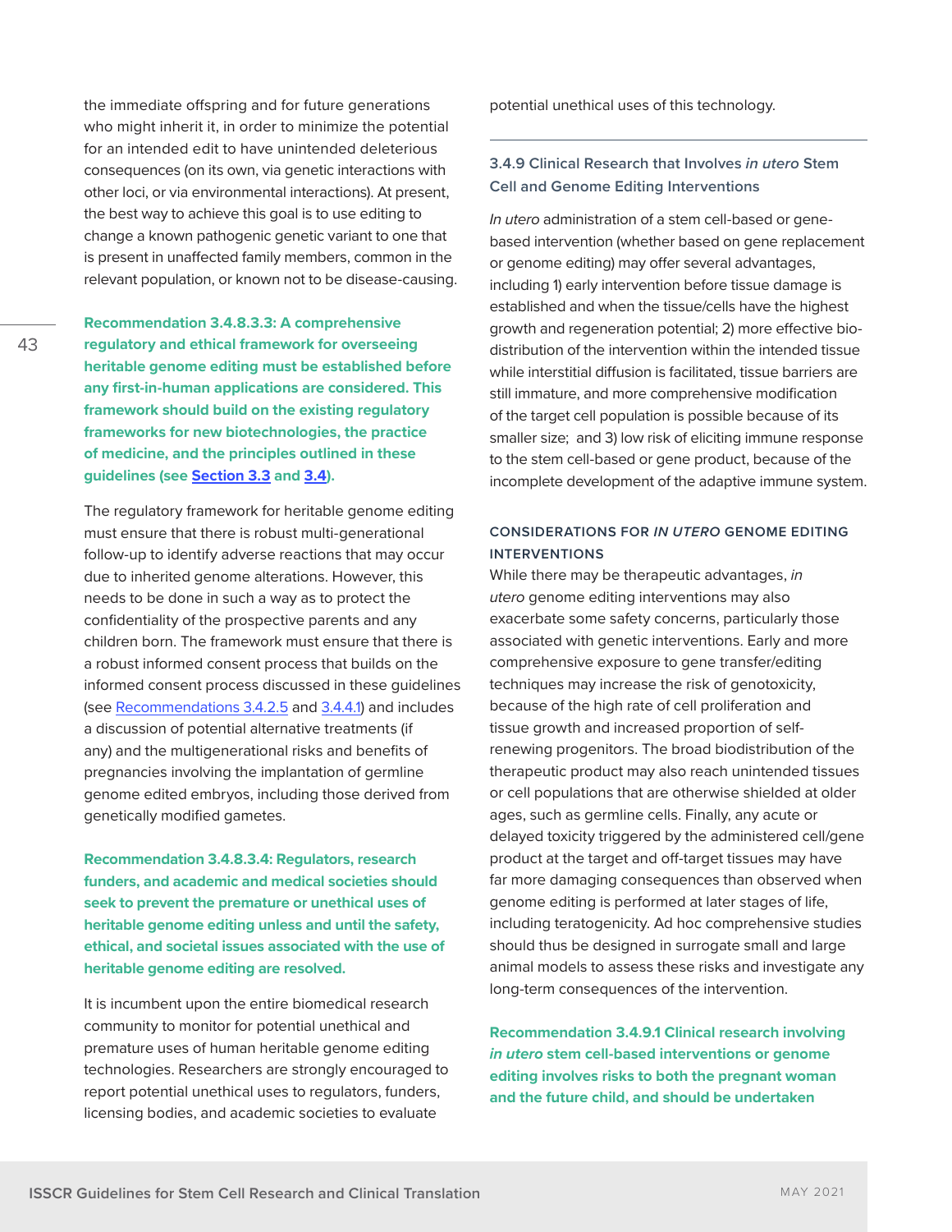the immediate offspring and for future generations who might inherit it, in order to minimize the potential for an intended edit to have unintended deleterious consequences (on its own, via genetic interactions with other loci, or via environmental interactions). At present, the best way to achieve this goal is to use editing to change a known pathogenic genetic variant to one that is present in unaffected family members, common in the relevant population, or known not to be disease-causing.

**Recommendation 3.4.8.3.3: A comprehensive regulatory and ethical framework for overseeing heritable genome editing must be established before any first-in-human applications are considered. This framework should build on the existing regulatory frameworks for new biotechnologies, the practice of medicine, and the principles outlined in these guidelines (see Section 3.3 and 3.4).**

The regulatory framework for heritable genome editing must ensure that there is robust multi-generational follow-up to identify adverse reactions that may occur due to inherited genome alterations. However, this needs to be done in such a way as to protect the confidentiality of the prospective parents and any children born. The framework must ensure that there is a robust informed consent process that builds on the informed consent process discussed in these guidelines (see Recommendations 3.4.2.5 and 3.4.4.1) and includes a discussion of potential alternative treatments (if any) and the multigenerational risks and benefits of pregnancies involving the implantation of germline genome edited embryos, including those derived from genetically modified gametes.

**Recommendation 3.4.8.3.4: Regulators, research funders, and academic and medical societies should seek to prevent the premature or unethical uses of heritable genome editing unless and until the safety, ethical, and societal issues associated with the use of heritable genome editing are resolved.**

It is incumbent upon the entire biomedical research community to monitor for potential unethical and premature uses of human heritable genome editing technologies. Researchers are strongly encouraged to report potential unethical uses to regulators, funders, licensing bodies, and academic societies to evaluate potential unethical uses of this technology.

### 3.4.9 Clinical Research that Involves *in utero* Stem Cell and Genome Editing Interventions

*In utero* administration of a stem cell-based or gene-based intervention (whether based on gene replacement or genome editing) may offer several advantages, including 1) early intervention before tissue damage is established and when the tissue/cells have the highest growth and regeneration potential; 2) more effective bio-distribution of the intervention within the intended tissue while interstitial diffusion is facilitated, tissue barriers are still immature, and more comprehensive modification of the target cell population is possible because of its smaller size; and 3) low risk of eliciting immune response to the stem cell-based or gene product, because of the incomplete development of the adaptive immune system.

#### CONSIDERATIONS FOR *IN UTERO* GENOME EDITING INTERVENTIONS

While there may be therapeutic advantages, *in utero* genome editing interventions may also exacerbate some safety concerns, particularly those associated with genetic interventions. Early and more comprehensive exposure to gene transfer/editing techniques may increase the risk of genotoxicity, because of the high rate of cell proliferation and tissue growth and increased proportion of self-renewing progenitors. The broad biodistribution of the therapeutic product may also reach unintended tissues or cell populations that are otherwise shielded at older ages, such as germline cells. Finally, any acute or delayed toxicity triggered by the administered cell/gene product at the target and off-target tissues may have far more damaging consequences than observed when genome editing is performed at later stages of life, including teratogenicity. Ad hoc comprehensive studies should thus be designed in surrogate small and large animal models to assess these risks and investigate any long-term consequences of the intervention.

**Recommendation 3.4.9.1 Clinical research involving *in utero* stem cell-based interventions or genome editing involves risks to both the pregnant woman and the future child, and should be undertaken**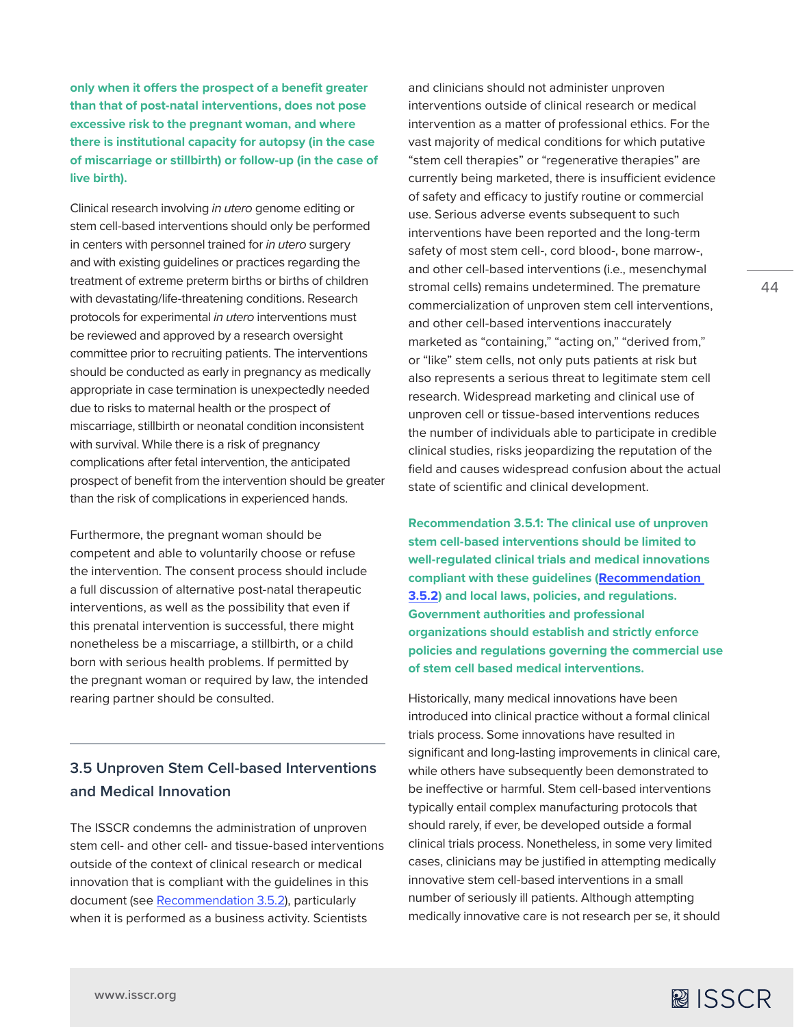**only when it offers the prospect of a benefit greater than that of post-natal interventions, does not pose excessive risk to the pregnant woman, and where there is institutional capacity for autopsy (in the case of miscarriage or stillbirth) or follow-up (in the case of live birth).**

Clinical research involving *in utero* genome editing or stem cell-based interventions should only be performed in centers with personnel trained for *in utero* surgery and with existing guidelines or practices regarding the treatment of extreme preterm births or births of children with devastating/life-threatening conditions. Research protocols for experimental *in utero* interventions must be reviewed and approved by a research oversight committee prior to recruiting patients. The interventions should be conducted as early in pregnancy as medically appropriate in case termination is unexpectedly needed due to risks to maternal health or the prospect of miscarriage, stillbirth or neonatal condition inconsistent with survival. While there is a risk of pregnancy complications after fetal intervention, the anticipated prospect of benefit from the intervention should be greater than the risk of complications in experienced hands.

Furthermore, the pregnant woman should be competent and able to voluntarily choose or refuse the intervention. The consent process should include a full discussion of alternative post-natal therapeutic interventions, as well as the possibility that even if this prenatal intervention is successful, there might nonetheless be a miscarriage, a stillbirth, or a child born with serious health problems. If permitted by the pregnant woman or required by law, the intended rearing partner should be consulted.

## 3.5 Unproven Stem Cell-based Interventions and Medical Innovation

The ISSCR condemns the administration of unproven stem cell- and other cell- and tissue-based interventions outside of the context of clinical research or medical innovation that is compliant with the guidelines in this document (see Recommendation 3.5.2), particularly when it is performed as a business activity. Scientists and clinicians should not administer unproven interventions outside of clinical research or medical intervention as a matter of professional ethics. For the vast majority of medical conditions for which putative "stem cell therapies" or "regenerative therapies" are currently being marketed, there is insufficient evidence of safety and efficacy to justify routine or commercial use. Serious adverse events subsequent to such interventions have been reported and the long-term safety of most stem cell-, cord blood-, bone marrow-, and other cell-based interventions (i.e., mesenchymal stromal cells) remains undetermined. The premature commercialization of unproven stem cell interventions, and other cell-based interventions inaccurately marketed as "containing," "acting on," "derived from," or "like" stem cells, not only puts patients at risk but also represents a serious threat to legitimate stem cell research. Widespread marketing and clinical use of unproven cell or tissue-based interventions reduces the number of individuals able to participate in credible clinical studies, risks jeopardizing the reputation of the field and causes widespread confusion about the actual state of scientific and clinical development.

**Recommendation 3.5.1: The clinical use of unproven stem cell-based interventions should be limited to well-regulated clinical trials and medical innovations compliant with these guidelines (Recommendation 3.5.2) and local laws, policies, and regulations. Government authorities and professional organizations should establish and strictly enforce policies and regulations governing the commercial use of stem cell based medical interventions.**

Historically, many medical innovations have been introduced into clinical practice without a formal clinical trials process. Some innovations have resulted in significant and long-lasting improvements in clinical care, while others have subsequently been demonstrated to be ineffective or harmful. Stem cell-based interventions typically entail complex manufacturing protocols that should rarely, if ever, be developed outside a formal clinical trials process. Nonetheless, in some very limited cases, clinicians may be justified in attempting medically innovative stem cell-based interventions in a small number of seriously ill patients. Although attempting medically innovative care is not research per se, it should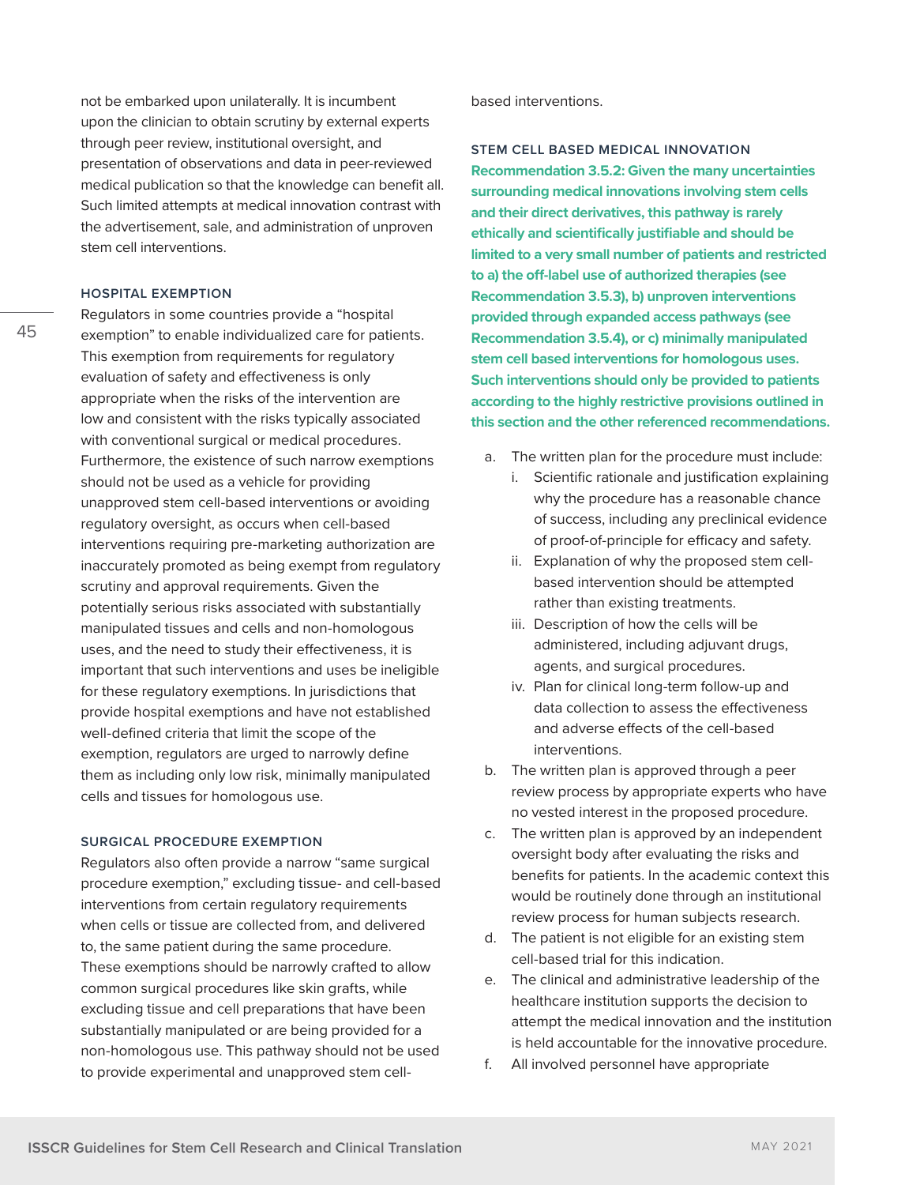not be embarked upon unilaterally. It is incumbent upon the clinician to obtain scrutiny by external experts through peer review, institutional oversight, and presentation of observations and data in peer-reviewed medical publication so that the knowledge can benefit all. Such limited attempts at medical innovation contrast with the advertisement, sale, and administration of unproven stem cell interventions.

### HOSPITAL EXEMPTION

Regulators in some countries provide a "hospital exemption" to enable individualized care for patients. This exemption from requirements for regulatory evaluation of safety and effectiveness is only appropriate when the risks of the intervention are low and consistent with the risks typically associated with conventional surgical or medical procedures. Furthermore, the existence of such narrow exemptions should not be used as a vehicle for providing unapproved stem cell-based interventions or avoiding regulatory oversight, as occurs when cell-based interventions requiring pre-marketing authorization are inaccurately promoted as being exempt from regulatory scrutiny and approval requirements. Given the potentially serious risks associated with substantially manipulated tissues and cells and non-homologous uses, and the need to study their effectiveness, it is important that such interventions and uses be ineligible for these regulatory exemptions. In jurisdictions that provide hospital exemptions and have not established well-defined criteria that limit the scope of the exemption, regulators are urged to narrowly define them as including only low risk, minimally manipulated cells and tissues for homologous use.

### SURGICAL PROCEDURE EXEMPTION

Regulators also often provide a narrow "same surgical procedure exemption," excluding tissue- and cell-based interventions from certain regulatory requirements when cells or tissue are collected from, and delivered to, the same patient during the same procedure. These exemptions should be narrowly crafted to allow common surgical procedures like skin grafts, while excluding tissue and cell preparations that have been substantially manipulated or are being provided for a non-homologous use. This pathway should not be used to provide experimental and unapproved stem cell-based interventions.

### STEM CELL BASED MEDICAL INNOVATION

**Recommendation 3.5.2: Given the many uncertainties surrounding medical innovations involving stem cells and their direct derivatives, this pathway is rarely ethically and scientifically justifiable and should be limited to a very small number of patients and restricted to a) the off-label use of authorized therapies (see Recommendation 3.5.3), b) unproven interventions provided through expanded access pathways (see Recommendation 3.5.4), or c) minimally manipulated stem cell based interventions for homologous uses. Such interventions should only be provided to patients according to the highly restrictive provisions outlined in this section and the other referenced recommendations.**

a. The written plan for the procedure must include:
   i. Scientific rationale and justification explaining why the procedure has a reasonable chance of success, including any preclinical evidence of proof-of-principle for efficacy and safety.
   ii. Explanation of why the proposed stem cell-based intervention should be attempted rather than existing treatments.
   iii. Description of how the cells will be administered, including adjuvant drugs, agents, and surgical procedures.
   iv. Plan for clinical long-term follow-up and data collection to assess the effectiveness and adverse effects of the cell-based interventions.
b. The written plan is approved through a peer review process by appropriate experts who have no vested interest in the proposed procedure.
c. The written plan is approved by an independent oversight body after evaluating the risks and benefits for patients. In the academic context this would be routinely done through an institutional review process for human subjects research.
d. The patient is not eligible for an existing stem cell-based trial for this indication.
e. The clinical and administrative leadership of the healthcare institution supports the decision to attempt the medical innovation and the institution is held accountable for the innovative procedure.
f. All involved personnel have appropriate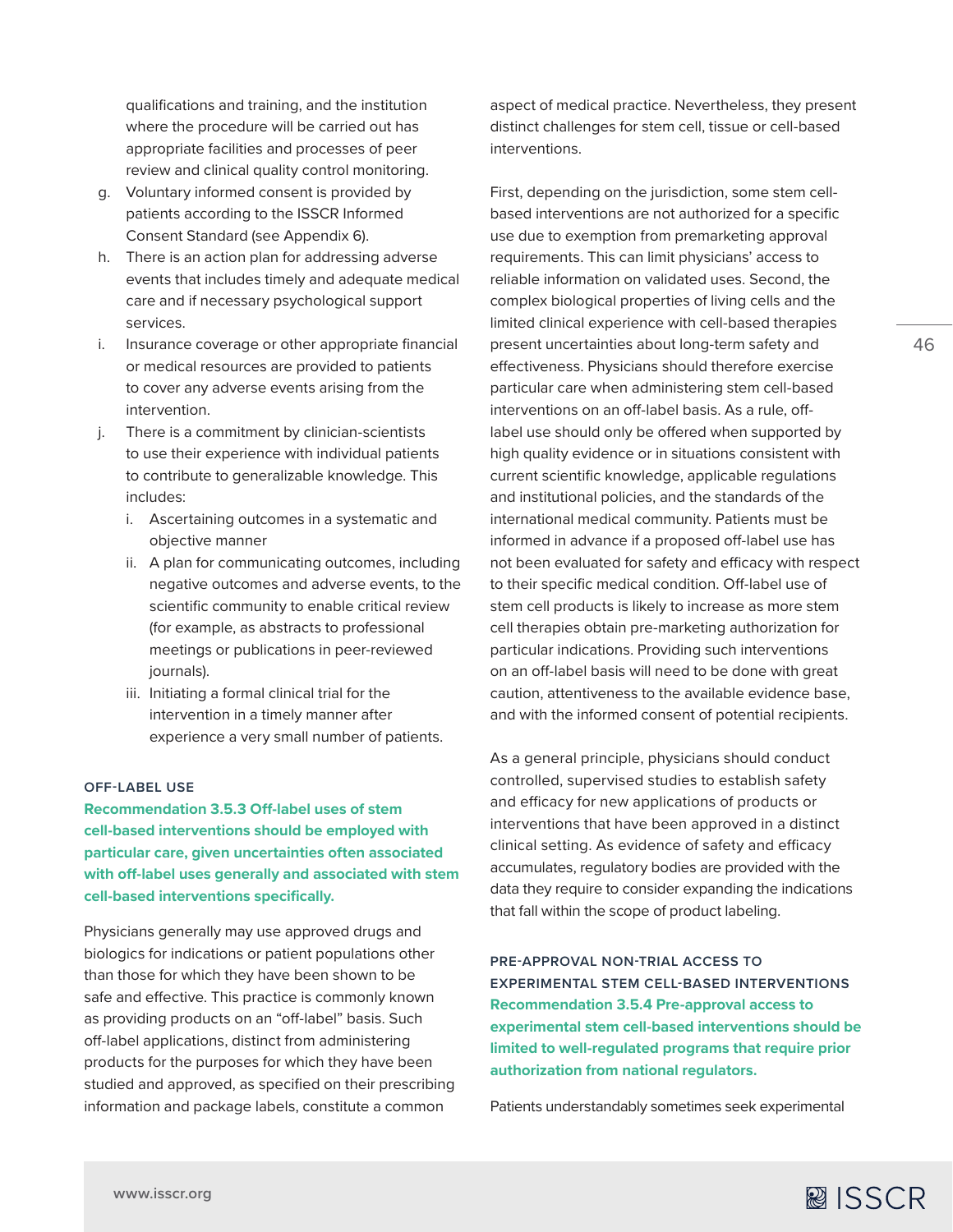qualifications and training, and the institution where the procedure will be carried out has appropriate facilities and processes of peer review and clinical quality control monitoring.

g. Voluntary informed consent is provided by patients according to the ISSCR Informed Consent Standard (see Appendix 6).
h. There is an action plan for addressing adverse events that includes timely and adequate medical care and if necessary psychological support services.
i. Insurance coverage or other appropriate financial or medical resources are provided to patients to cover any adverse events arising from the intervention.
j. There is a commitment by clinician-scientists to use their experience with individual patients to contribute to generalizable knowledge. This includes:
    i. Ascertaining outcomes in a systematic and objective manner
    ii. A plan for communicating outcomes, including negative outcomes and adverse events, to the scientific community to enable critical review (for example, as abstracts to professional meetings or publications in peer-reviewed journals).
    iii. Initiating a formal clinical trial for the intervention in a timely manner after experience a very small number of patients.

#### OFF-LABEL USE

**Recommendation 3.5.3 Off-label uses of stem cell-based interventions should be employed with particular care, given uncertainties often associated with off-label uses generally and associated with stem cell-based interventions specifically.**

Physicians generally may use approved drugs and biologics for indications or patient populations other than those for which they have been shown to be safe and effective. This practice is commonly known as providing products on an "off-label" basis. Such off-label applications, distinct from administering products for the purposes for which they have been studied and approved, as specified on their prescribing information and package labels, constitute a common aspect of medical practice. Nevertheless, they present distinct challenges for stem cell, tissue or cell-based interventions.

First, depending on the jurisdiction, some stem cell-based interventions are not authorized for a specific use due to exemption from premarketing approval requirements. This can limit physicians' access to reliable information on validated uses. Second, the complex biological properties of living cells and the limited clinical experience with cell-based therapies present uncertainties about long-term safety and effectiveness. Physicians should therefore exercise particular care when administering stem cell-based interventions on an off-label basis. As a rule, off-label use should only be offered when supported by high quality evidence or in situations consistent with current scientific knowledge, applicable regulations and institutional policies, and the standards of the international medical community. Patients must be informed in advance if a proposed off-label use has not been evaluated for safety and efficacy with respect to their specific medical condition. Off-label use of stem cell products is likely to increase as more stem cell therapies obtain pre-marketing authorization for particular indications. Providing such interventions on an off-label basis will need to be done with great caution, attentiveness to the available evidence base, and with the informed consent of potential recipients.

As a general principle, physicians should conduct controlled, supervised studies to establish safety and efficacy for new applications of products or interventions that have been approved in a distinct clinical setting. As evidence of safety and efficacy accumulates, regulatory bodies are provided with the data they require to consider expanding the indications that fall within the scope of product labeling.

#### PRE-APPROVAL NON-TRIAL ACCESS TO EXPERIMENTAL STEM CELL-BASED INTERVENTIONS

**Recommendation 3.5.4 Pre-approval access to experimental stem cell-based interventions should be limited to well-regulated programs that require prior authorization from national regulators.**

Patients understandably sometimes seek experimental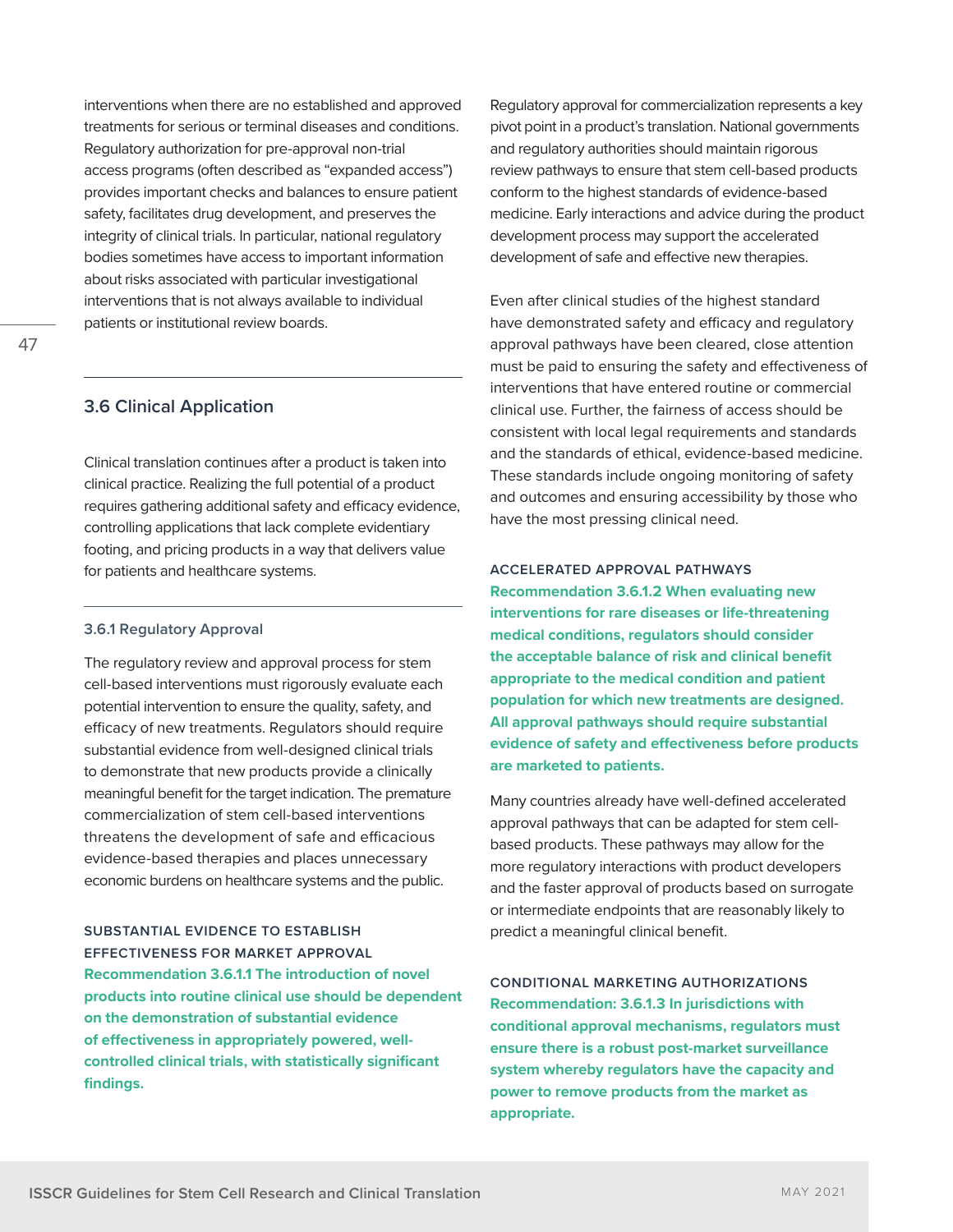interventions when there are no established and approved treatments for serious or terminal diseases and conditions. Regulatory authorization for pre-approval non-trial access programs (often described as "expanded access") provides important checks and balances to ensure patient safety, facilitates drug development, and preserves the integrity of clinical trials. In particular, national regulatory bodies sometimes have access to important information about risks associated with particular investigational interventions that is not always available to individual patients or institutional review boards.

## 3.6 Clinical Application

Clinical translation continues after a product is taken into clinical practice. Realizing the full potential of a product requires gathering additional safety and efficacy evidence, controlling applications that lack complete evidentiary footing, and pricing products in a way that delivers value for patients and healthcare systems.

### 3.6.1 Regulatory Approval

The regulatory review and approval process for stem cell-based interventions must rigorously evaluate each potential intervention to ensure the quality, safety, and efficacy of new treatments. Regulators should require substantial evidence from well-designed clinical trials to demonstrate that new products provide a clinically meaningful benefit for the target indication. The premature commercialization of stem cell-based interventions threatens the development of safe and efficacious evidence-based therapies and places unnecessary economic burdens on healthcare systems and the public.

#### SUBSTANTIAL EVIDENCE TO ESTABLISH EFFECTIVENESS FOR MARKET APPROVAL

**Recommendation 3.6.1.1 The introduction of novel products into routine clinical use should be dependent on the demonstration of substantial evidence of effectiveness in appropriately powered, well-controlled clinical trials, with statistically significant findings.**

Regulatory approval for commercialization represents a key pivot point in a product's translation. National governments and regulatory authorities should maintain rigorous review pathways to ensure that stem cell-based products conform to the highest standards of evidence-based medicine. Early interactions and advice during the product development process may support the accelerated development of safe and effective new therapies.

Even after clinical studies of the highest standard have demonstrated safety and efficacy and regulatory approval pathways have been cleared, close attention must be paid to ensuring the safety and effectiveness of interventions that have entered routine or commercial clinical use. Further, the fairness of access should be consistent with local legal requirements and standards and the standards of ethical, evidence-based medicine. These standards include ongoing monitoring of safety and outcomes and ensuring accessibility by those who have the most pressing clinical need.

#### ACCELERATED APPROVAL PATHWAYS

**Recommendation 3.6.1.2 When evaluating new interventions for rare diseases or life-threatening medical conditions, regulators should consider the acceptable balance of risk and clinical benefit appropriate to the medical condition and patient population for which new treatments are designed. All approval pathways should require substantial evidence of safety and effectiveness before products are marketed to patients.**

Many countries already have well-defined accelerated approval pathways that can be adapted for stem cell-based products. These pathways may allow for the more regulatory interactions with product developers and the faster approval of products based on surrogate or intermediate endpoints that are reasonably likely to predict a meaningful clinical benefit.

#### CONDITIONAL MARKETING AUTHORIZATIONS

**Recommendation: 3.6.1.3 In jurisdictions with conditional approval mechanisms, regulators must ensure there is a robust post-market surveillance system whereby regulators have the capacity and power to remove products from the market as appropriate.**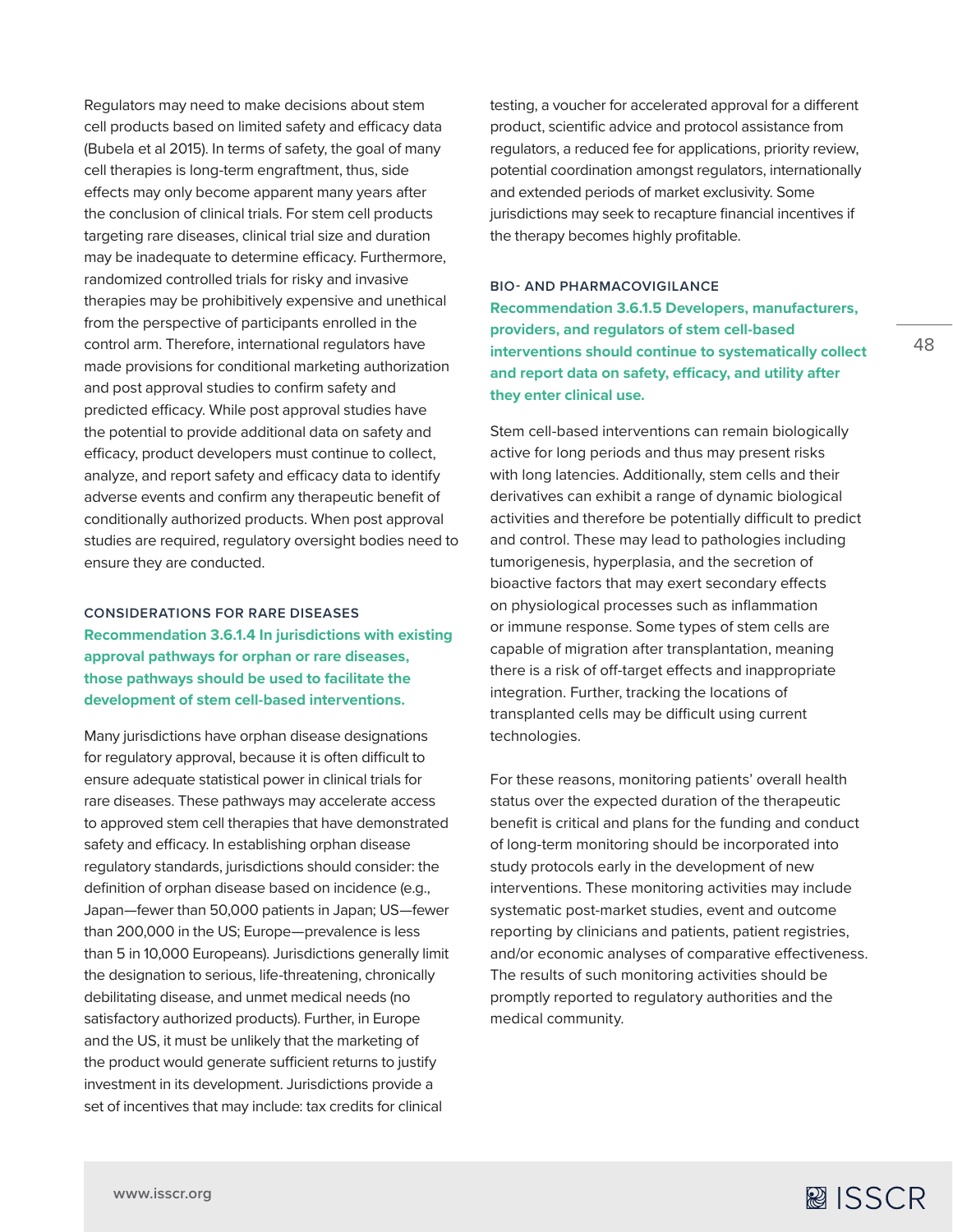Regulators may need to make decisions about stem cell products based on limited safety and efficacy data (Bubela et al 2015). In terms of safety, the goal of many cell therapies is long-term engraftment, thus, side effects may only become apparent many years after the conclusion of clinical trials. For stem cell products targeting rare diseases, clinical trial size and duration may be inadequate to determine efficacy. Furthermore, randomized controlled trials for risky and invasive therapies may be prohibitively expensive and unethical from the perspective of participants enrolled in the control arm. Therefore, international regulators have made provisions for conditional marketing authorization and post approval studies to confirm safety and predicted efficacy. While post approval studies have the potential to provide additional data on safety and efficacy, product developers must continue to collect, analyze, and report safety and efficacy data to identify adverse events and confirm any therapeutic benefit of conditionally authorized products. When post approval studies are required, regulatory oversight bodies need to ensure they are conducted.

#### CONSIDERATIONS FOR RARE DISEASES

**Recommendation 3.6.1.4 In jurisdictions with existing approval pathways for orphan or rare diseases, those pathways should be used to facilitate the development of stem cell-based interventions.**

Many jurisdictions have orphan disease designations for regulatory approval, because it is often difficult to ensure adequate statistical power in clinical trials for rare diseases. These pathways may accelerate access to approved stem cell therapies that have demonstrated safety and efficacy. In establishing orphan disease regulatory standards, jurisdictions should consider: the definition of orphan disease based on incidence (e.g., Japan—fewer than 50,000 patients in Japan; US—fewer than 200,000 in the US; Europe—prevalence is less than 5 in 10,000 Europeans). Jurisdictions generally limit the designation to serious, life-threatening, chronically debilitating disease, and unmet medical needs (no satisfactory authorized products). Further, in Europe and the US, it must be unlikely that the marketing of the product would generate sufficient returns to justify investment in its development. Jurisdictions provide a set of incentives that may include: tax credits for clinical testing, a voucher for accelerated approval for a different product, scientific advice and protocol assistance from regulators, a reduced fee for applications, priority review, potential coordination amongst regulators, internationally and extended periods of market exclusivity. Some jurisdictions may seek to recapture financial incentives if the therapy becomes highly profitable.

#### BIO- AND PHARMACOVIGILANCE

**Recommendation 3.6.1.5 Developers, manufacturers, providers, and regulators of stem cell-based interventions should continue to systematically collect and report data on safety, efficacy, and utility after they enter clinical use.**

Stem cell-based interventions can remain biologically active for long periods and thus may present risks with long latencies. Additionally, stem cells and their derivatives can exhibit a range of dynamic biological activities and therefore be potentially difficult to predict and control. These may lead to pathologies including tumorigenesis, hyperplasia, and the secretion of bioactive factors that may exert secondary effects on physiological processes such as inflammation or immune response. Some types of stem cells are capable of migration after transplantation, meaning there is a risk of off-target effects and inappropriate integration. Further, tracking the locations of transplanted cells may be difficult using current technologies.

For these reasons, monitoring patients' overall health status over the expected duration of the therapeutic benefit is critical and plans for the funding and conduct of long-term monitoring should be incorporated into study protocols early in the development of new interventions. These monitoring activities may include systematic post-market studies, event and outcome reporting by clinicians and patients, patient registries, and/or economic analyses of comparative effectiveness. The results of such monitoring activities should be promptly reported to regulatory authorities and the medical community.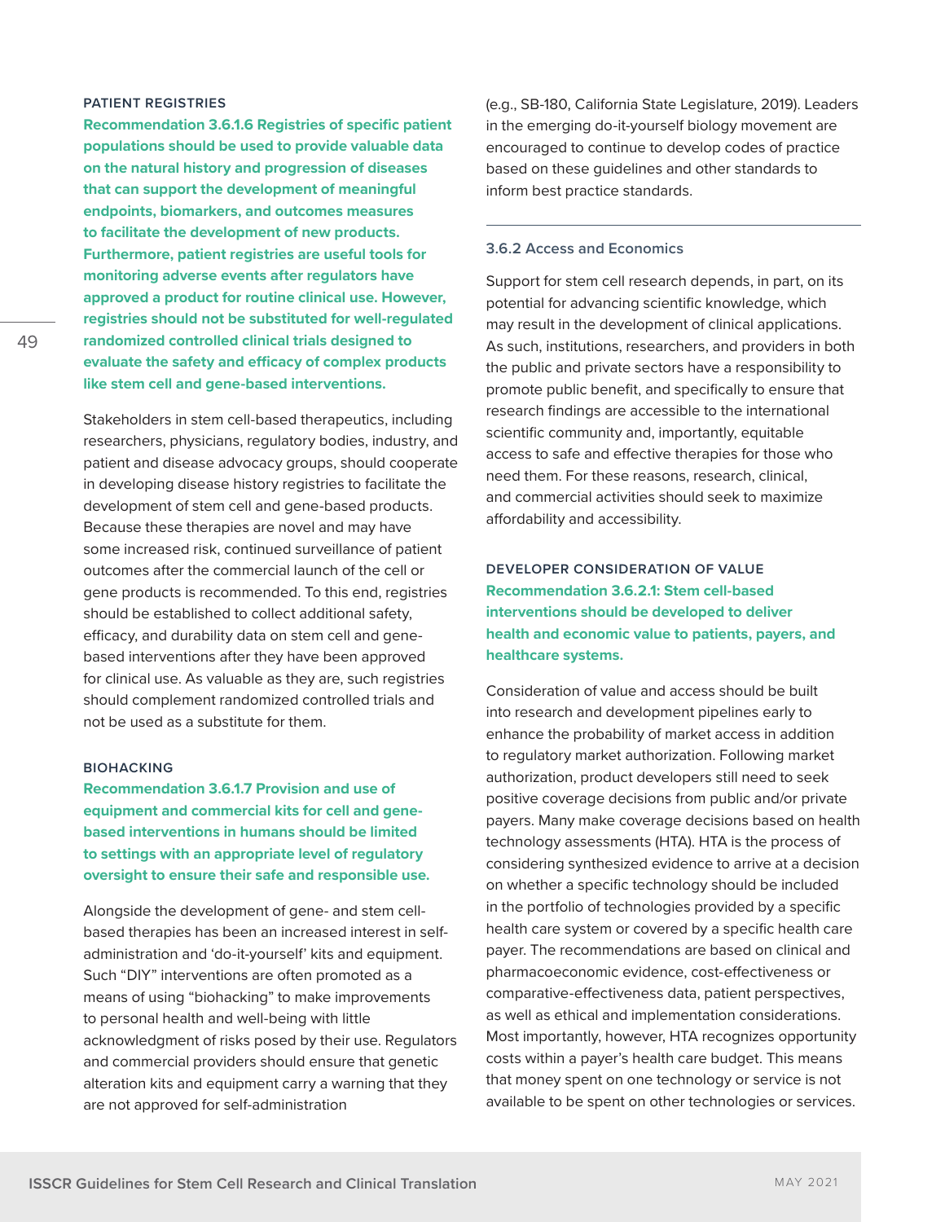#### PATIENT REGISTRIES

**Recommendation 3.6.1.6 Registries of specific patient populations should be used to provide valuable data on the natural history and progression of diseases that can support the development of meaningful endpoints, biomarkers, and outcomes measures to facilitate the development of new products. Furthermore, patient registries are useful tools for monitoring adverse events after regulators have approved a product for routine clinical use. However, registries should not be substituted for well-regulated randomized controlled clinical trials designed to evaluate the safety and efficacy of complex products like stem cell and gene-based interventions.**

Stakeholders in stem cell-based therapeutics, including researchers, physicians, regulatory bodies, industry, and patient and disease advocacy groups, should cooperate in developing disease history registries to facilitate the development of stem cell and gene-based products. Because these therapies are novel and may have some increased risk, continued surveillance of patient outcomes after the commercial launch of the cell or gene products is recommended. To this end, registries should be established to collect additional safety, efficacy, and durability data on stem cell and gene-based interventions after they have been approved for clinical use. As valuable as they are, such registries should complement randomized controlled trials and not be used as a substitute for them.

#### BIOHACKING

**Recommendation 3.6.1.7 Provision and use of equipment and commercial kits for cell and gene-based interventions in humans should be limited to settings with an appropriate level of regulatory oversight to ensure their safe and responsible use.**

Alongside the development of gene- and stem cell-based therapies has been an increased interest in self-administration and 'do-it-yourself' kits and equipment. Such "DIY" interventions are often promoted as a means of using "biohacking" to make improvements to personal health and well-being with little acknowledgment of risks posed by their use. Regulators and commercial providers should ensure that genetic alteration kits and equipment carry a warning that they are not approved for self-administration (e.g., SB-180, California State Legislature, 2019). Leaders in the emerging do-it-yourself biology movement are encouraged to continue to develop codes of practice based on these guidelines and other standards to inform best practice standards.

### 3.6.2 Access and Economics

Support for stem cell research depends, in part, on its potential for advancing scientific knowledge, which may result in the development of clinical applications. As such, institutions, researchers, and providers in both the public and private sectors have a responsibility to promote public benefit, and specifically to ensure that research findings are accessible to the international scientific community and, importantly, equitable access to safe and effective therapies for those who need them. For these reasons, research, clinical, and commercial activities should seek to maximize affordability and accessibility.

#### DEVELOPER CONSIDERATION OF VALUE

**Recommendation 3.6.2.1: Stem cell-based interventions should be developed to deliver health and economic value to patients, payers, and healthcare systems.**

Consideration of value and access should be built into research and development pipelines early to enhance the probability of market access in addition to regulatory market authorization. Following market authorization, product developers still need to seek positive coverage decisions from public and/or private payers. Many make coverage decisions based on health technology assessments (HTA). HTA is the process of considering synthesized evidence to arrive at a decision on whether a specific technology should be included in the portfolio of technologies provided by a specific health care system or covered by a specific health care payer. The recommendations are based on clinical and pharmacoeconomic evidence, cost-effectiveness or comparative-effectiveness data, patient perspectives, as well as ethical and implementation considerations. Most importantly, however, HTA recognizes opportunity costs within a payer's health care budget. This means that money spent on one technology or service is not available to be spent on other technologies or services.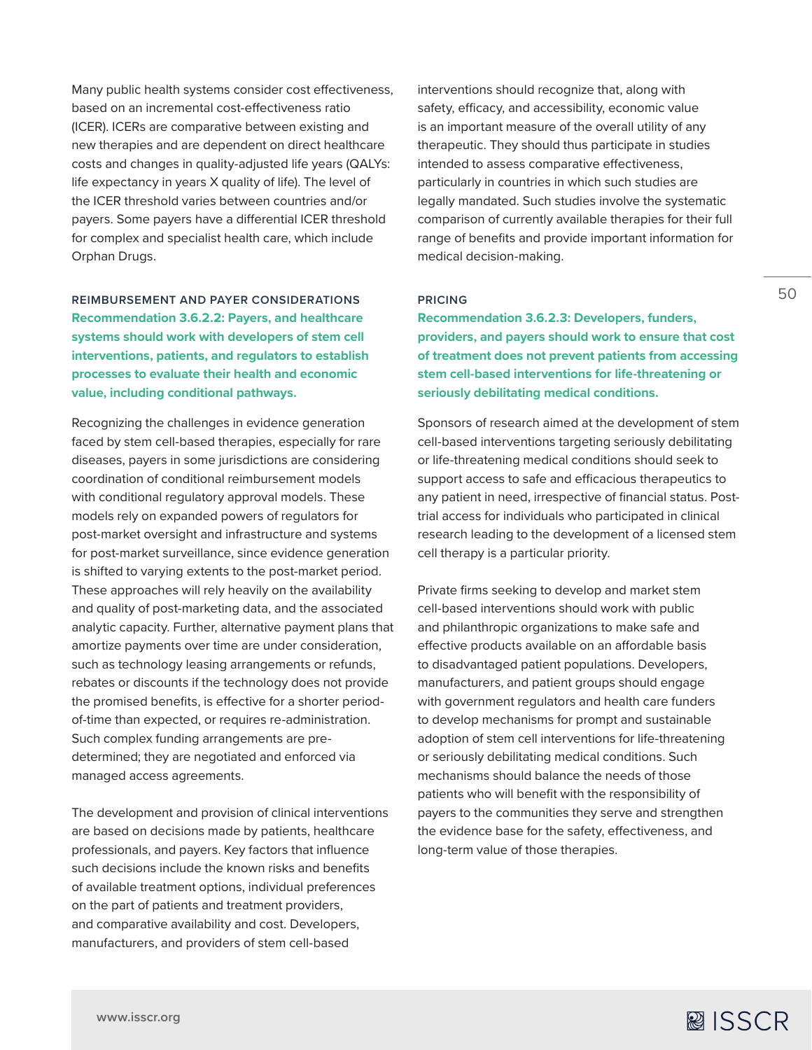Many public health systems consider cost effectiveness, based on an incremental cost-effectiveness ratio (ICER). ICERs are comparative between existing and new therapies and are dependent on direct healthcare costs and changes in quality-adjusted life years (QALYs: life expectancy in years X quality of life). The level of the ICER threshold varies between countries and/or payers. Some payers have a differential ICER threshold for complex and specialist health care, which include Orphan Drugs.

### REIMBURSEMENT AND PAYER CONSIDERATIONS

**Recommendation 3.6.2.2: Payers, and healthcare systems should work with developers of stem cell interventions, patients, and regulators to establish processes to evaluate their health and economic value, including conditional pathways.**

Recognizing the challenges in evidence generation faced by stem cell-based therapies, especially for rare diseases, payers in some jurisdictions are considering coordination of conditional reimbursement models with conditional regulatory approval models. These models rely on expanded powers of regulators for post-market oversight and infrastructure and systems for post-market surveillance, since evidence generation is shifted to varying extents to the post-market period. These approaches will rely heavily on the availability and quality of post-marketing data, and the associated analytic capacity. Further, alternative payment plans that amortize payments over time are under consideration, such as technology leasing arrangements or refunds, rebates or discounts if the technology does not provide the promised benefits, is effective for a shorter period-of-time than expected, or requires re-administration. Such complex funding arrangements are pre-determined; they are negotiated and enforced via managed access agreements.

The development and provision of clinical interventions are based on decisions made by patients, healthcare professionals, and payers. Key factors that influence such decisions include the known risks and benefits of available treatment options, individual preferences on the part of patients and treatment providers, and comparative availability and cost. Developers, manufacturers, and providers of stem cell-based interventions should recognize that, along with safety, efficacy, and accessibility, economic value is an important measure of the overall utility of any therapeutic. They should thus participate in studies intended to assess comparative effectiveness, particularly in countries in which such studies are legally mandated. Such studies involve the systematic comparison of currently available therapies for their full range of benefits and provide important information for medical decision-making.

### PRICING

**Recommendation 3.6.2.3: Developers, funders, providers, and payers should work to ensure that cost of treatment does not prevent patients from accessing stem cell-based interventions for life-threatening or seriously debilitating medical conditions.**

Sponsors of research aimed at the development of stem cell-based interventions targeting seriously debilitating or life-threatening medical conditions should seek to support access to safe and efficacious therapeutics to any patient in need, irrespective of financial status. Post-trial access for individuals who participated in clinical research leading to the development of a licensed stem cell therapy is a particular priority.

Private firms seeking to develop and market stem cell-based interventions should work with public and philanthropic organizations to make safe and effective products available on an affordable basis to disadvantaged patient populations. Developers, manufacturers, and patient groups should engage with government regulators and health care funders to develop mechanisms for prompt and sustainable adoption of stem cell interventions for life-threatening or seriously debilitating medical conditions. Such mechanisms should balance the needs of those patients who will benefit with the responsibility of payers to the communities they serve and strengthen the evidence base for the safety, effectiveness, and long-term value of those therapies.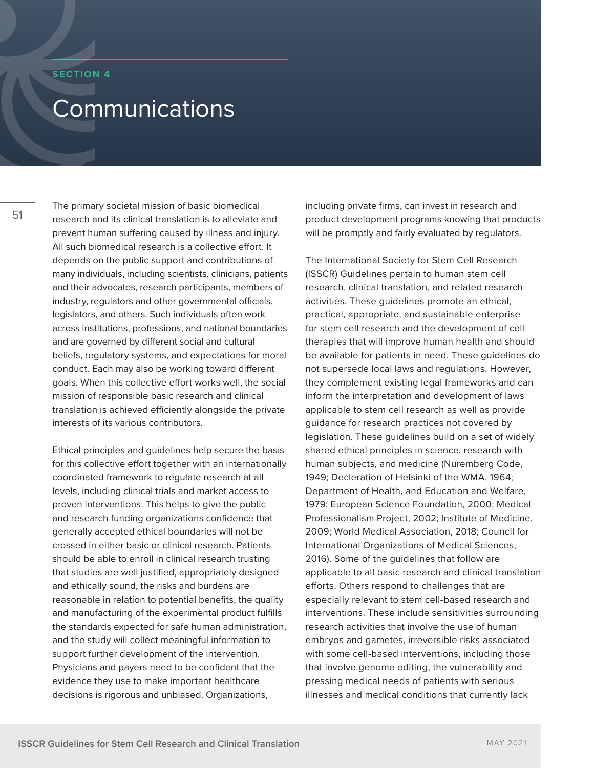## SECTION 4

# Communications

The primary societal mission of basic biomedical research and its clinical translation is to alleviate and prevent human suffering caused by illness and injury. All such biomedical research is a collective effort. It depends on the public support and contributions of many individuals, including scientists, clinicians, patients and their advocates, research participants, members of industry, regulators and other governmental officials, legislators, and others. Such individuals often work across institutions, professions, and national boundaries and are governed by different social and cultural beliefs, regulatory systems, and expectations for moral conduct. Each may also be working toward different goals. When this collective effort works well, the social mission of responsible basic research and clinical translation is achieved efficiently alongside the private interests of its various contributors.

Ethical principles and guidelines help secure the basis for this collective effort together with an internationally coordinated framework to regulate research at all levels, including clinical trials and market access to proven interventions. This helps to give the public and research funding organizations confidence that generally accepted ethical boundaries will not be crossed in either basic or clinical research. Patients should be able to enroll in clinical research trusting that studies are well justified, appropriately designed and ethically sound, the risks and burdens are reasonable in relation to potential benefits, the quality and manufacturing of the experimental product fulfills the standards expected for safe human administration, and the study will collect meaningful information to support further development of the intervention. Physicians and payers need to be confident that the evidence they use to make important healthcare decisions is rigorous and unbiased. Organizations, including private firms, can invest in research and product development programs knowing that products will be promptly and fairly evaluated by regulators.

The International Society for Stem Cell Research (ISSCR) Guidelines pertain to human stem cell research, clinical translation, and related research activities. These guidelines promote an ethical, practical, appropriate, and sustainable enterprise for stem cell research and the development of cell therapies that will improve human health and should be available for patients in need. These guidelines do not supersede local laws and regulations. However, they complement existing legal frameworks and can inform the interpretation and development of laws applicable to stem cell research as well as provide guidance for research practices not covered by legislation. These guidelines build on a set of widely shared ethical principles in science, research with human subjects, and medicine (Nuremberg Code, 1949; Decleration of Helsinki of the WMA, 1964; Department of Health, and Education and Welfare, 1979; European Science Foundation, 2000; Medical Professionalism Project, 2002; Institute of Medicine, 2009; World Medical Association, 2018; Council for International Organizations of Medical Sciences, 2016). Some of the guidelines that follow are applicable to all basic research and clinical translation efforts. Others respond to challenges that are especially relevant to stem cell-based research and interventions. These include sensitivities surrounding research activities that involve the use of human embryos and gametes, irreversible risks associated with some cell-based interventions, including those that involve genome editing, the vulnerability and pressing medical needs of patients with serious illnesses and medical conditions that currently lack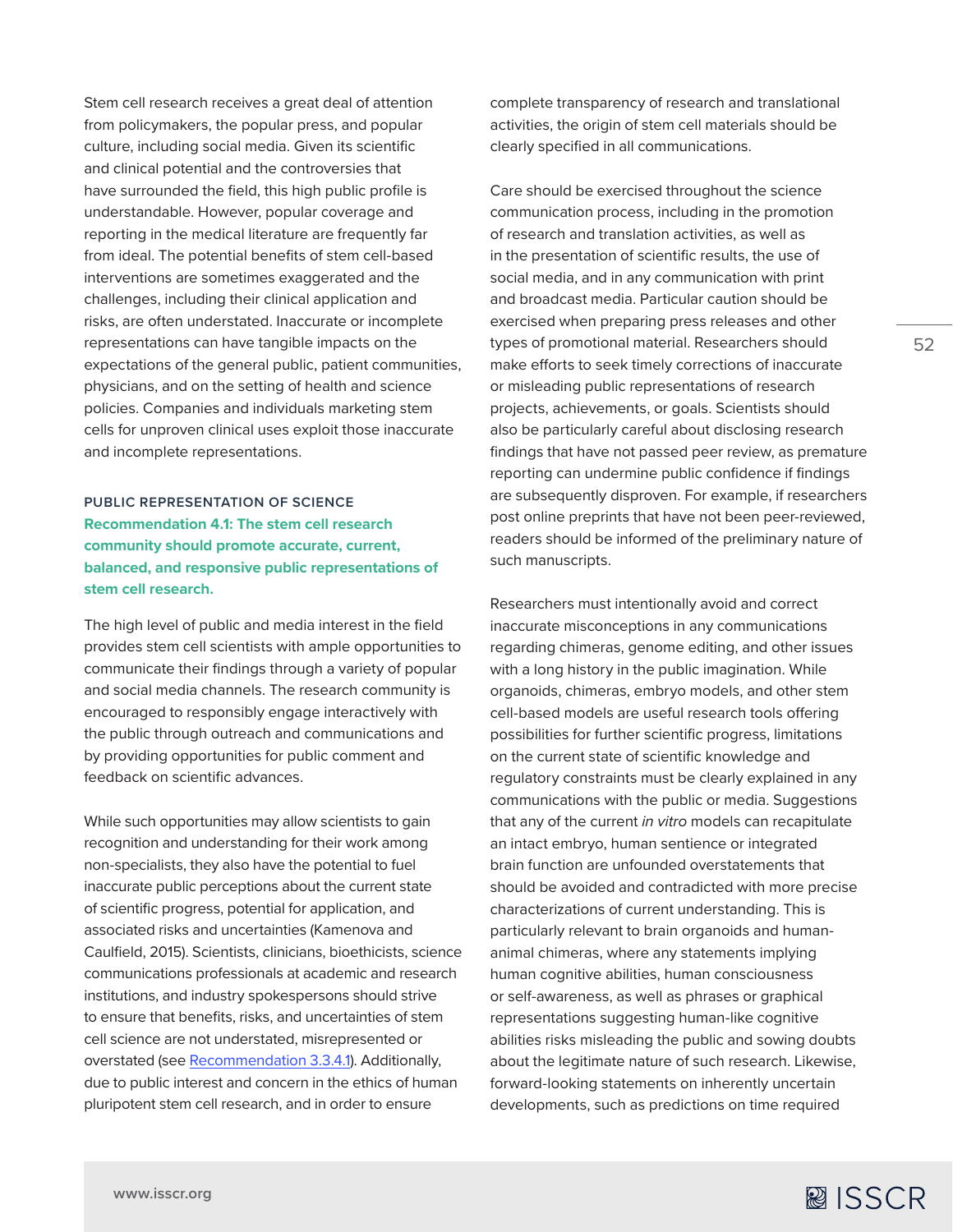Stem cell research receives a great deal of attention from policymakers, the popular press, and popular culture, including social media. Given its scientific and clinical potential and the controversies that have surrounded the field, this high public profile is understandable. However, popular coverage and reporting in the medical literature are frequently far from ideal. The potential benefits of stem cell-based interventions are sometimes exaggerated and the challenges, including their clinical application and risks, are often understated. Inaccurate or incomplete representations can have tangible impacts on the expectations of the general public, patient communities, physicians, and on the setting of health and science policies. Companies and individuals marketing stem cells for unproven clinical uses exploit those inaccurate and incomplete representations.

### PUBLIC REPRESENTATION OF SCIENCE

**Recommendation 4.1: The stem cell research community should promote accurate, current, balanced, and responsive public representations of stem cell research.**

The high level of public and media interest in the field provides stem cell scientists with ample opportunities to communicate their findings through a variety of popular and social media channels. The research community is encouraged to responsibly engage interactively with the public through outreach and communications and by providing opportunities for public comment and feedback on scientific advances.

While such opportunities may allow scientists to gain recognition and understanding for their work among non-specialists, they also have the potential to fuel inaccurate public perceptions about the current state of scientific progress, potential for application, and associated risks and uncertainties (Kamenova and Caulfield, 2015). Scientists, clinicians, bioethicists, science communications professionals at academic and research institutions, and industry spokespersons should strive to ensure that benefits, risks, and uncertainties of stem cell science are not understated, misrepresented or overstated (see Recommendation 3.3.4.1). Additionally, due to public interest and concern in the ethics of human pluripotent stem cell research, and in order to ensure complete transparency of research and translational activities, the origin of stem cell materials should be clearly specified in all communications.

Care should be exercised throughout the science communication process, including in the promotion of research and translation activities, as well as in the presentation of scientific results, the use of social media, and in any communication with print and broadcast media. Particular caution should be exercised when preparing press releases and other types of promotional material. Researchers should make efforts to seek timely corrections of inaccurate or misleading public representations of research projects, achievements, or goals. Scientists should also be particularly careful about disclosing research findings that have not passed peer review, as premature reporting can undermine public confidence if findings are subsequently disproven. For example, if researchers post online preprints that have not been peer-reviewed, readers should be informed of the preliminary nature of such manuscripts.

Researchers must intentionally avoid and correct inaccurate misconceptions in any communications regarding chimeras, genome editing, and other issues with a long history in the public imagination. While organoids, chimeras, embryo models, and other stem cell-based models are useful research tools offering possibilities for further scientific progress, limitations on the current state of scientific knowledge and regulatory constraints must be clearly explained in any communications with the public or media. Suggestions that any of the current *in vitro* models can recapitulate an intact embryo, human sentience or integrated brain function are unfounded overstatements that should be avoided and contradicted with more precise characterizations of current understanding. This is particularly relevant to brain organoids and human-animal chimeras, where any statements implying human cognitive abilities, human consciousness or self-awareness, as well as phrases or graphical representations suggesting human-like cognitive abilities risks misleading the public and sowing doubts about the legitimate nature of such research. Likewise, forward-looking statements on inherently uncertain developments, such as predictions on time required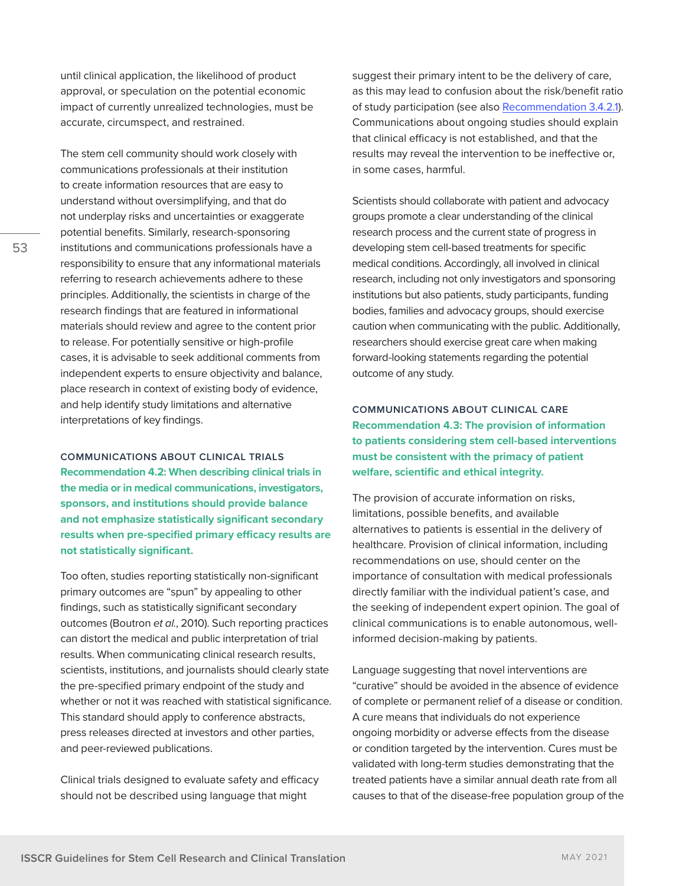until clinical application, the likelihood of product approval, or speculation on the potential economic impact of currently unrealized technologies, must be accurate, circumspect, and restrained.

The stem cell community should work closely with communications professionals at their institution to create information resources that are easy to understand without oversimplifying, and that do not underplay risks and uncertainties or exaggerate potential benefits. Similarly, research-sponsoring institutions and communications professionals have a responsibility to ensure that any informational materials referring to research achievements adhere to these principles. Additionally, the scientists in charge of the research findings that are featured in informational materials should review and agree to the content prior to release. For potentially sensitive or high-profile cases, it is advisable to seek additional comments from independent experts to ensure objectivity and balance, place research in context of existing body of evidence, and help identify study limitations and alternative interpretations of key findings.

### COMMUNICATIONS ABOUT CLINICAL TRIALS

**Recommendation 4.2: When describing clinical trials in the media or in medical communications, investigators, sponsors, and institutions should provide balance and not emphasize statistically significant secondary results when pre-specified primary efficacy results are not statistically significant.**

Too often, studies reporting statistically non-significant primary outcomes are "spun" by appealing to other findings, such as statistically significant secondary outcomes (Boutron *et al.*, 2010). Such reporting practices can distort the medical and public interpretation of trial results. When communicating clinical research results, scientists, institutions, and journalists should clearly state the pre-specified primary endpoint of the study and whether or not it was reached with statistical significance. This standard should apply to conference abstracts, press releases directed at investors and other parties, and peer-reviewed publications.

Clinical trials designed to evaluate safety and efficacy should not be described using language that might suggest their primary intent to be the delivery of care, as this may lead to confusion about the risk/benefit ratio of study participation (see also Recommendation 3.4.2.1). Communications about ongoing studies should explain that clinical efficacy is not established, and that the results may reveal the intervention to be ineffective or, in some cases, harmful.

Scientists should collaborate with patient and advocacy groups promote a clear understanding of the clinical research process and the current state of progress in developing stem cell-based treatments for specific medical conditions. Accordingly, all involved in clinical research, including not only investigators and sponsoring institutions but also patients, study participants, funding bodies, families and advocacy groups, should exercise caution when communicating with the public. Additionally, researchers should exercise great care when making forward-looking statements regarding the potential outcome of any study.

### COMMUNICATIONS ABOUT CLINICAL CARE

**Recommendation 4.3: The provision of information to patients considering stem cell-based interventions must be consistent with the primacy of patient welfare, scientific and ethical integrity.**

The provision of accurate information on risks, limitations, possible benefits, and available alternatives to patients is essential in the delivery of healthcare. Provision of clinical information, including recommendations on use, should center on the importance of consultation with medical professionals directly familiar with the individual patient's case, and the seeking of independent expert opinion. The goal of clinical communications is to enable autonomous, well-informed decision-making by patients.

Language suggesting that novel interventions are "curative" should be avoided in the absence of evidence of complete or permanent relief of a disease or condition. A cure means that individuals do not experience ongoing morbidity or adverse effects from the disease or condition targeted by the intervention. Cures must be validated with long-term studies demonstrating that the treated patients have a similar annual death rate from all causes to that of the disease-free population group of the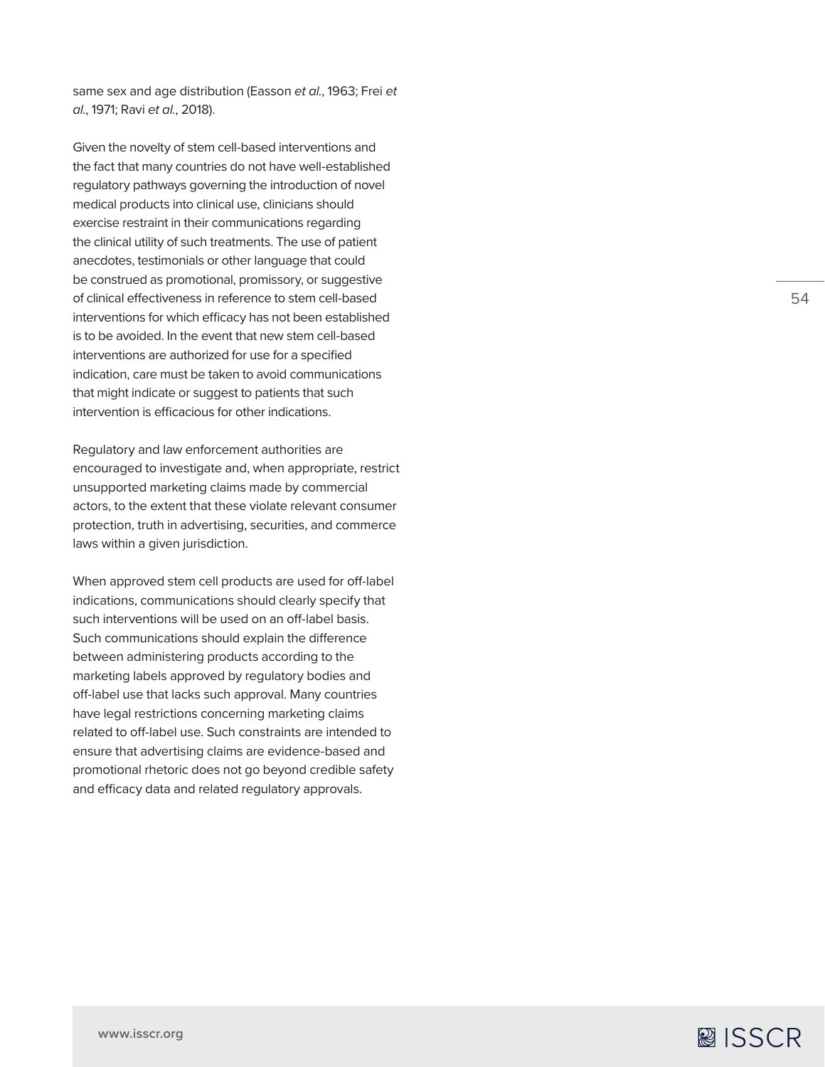same sex and age distribution (Easson *et al.*, 1963; Frei *et al.*, 1971; Ravi *et al.*, 2018).

Given the novelty of stem cell-based interventions and the fact that many countries do not have well-established regulatory pathways governing the introduction of novel medical products into clinical use, clinicians should exercise restraint in their communications regarding the clinical utility of such treatments. The use of patient anecdotes, testimonials or other language that could be construed as promotional, promissory, or suggestive of clinical effectiveness in reference to stem cell-based interventions for which efficacy has not been established is to be avoided. In the event that new stem cell-based interventions are authorized for use for a specified indication, care must be taken to avoid communications that might indicate or suggest to patients that such intervention is efficacious for other indications.

Regulatory and law enforcement authorities are encouraged to investigate and, when appropriate, restrict unsupported marketing claims made by commercial actors, to the extent that these violate relevant consumer protection, truth in advertising, securities, and commerce laws within a given jurisdiction.

When approved stem cell products are used for off-label indications, communications should clearly specify that such interventions will be used on an off-label basis. Such communications should explain the difference between administering products according to the marketing labels approved by regulatory bodies and off-label use that lacks such approval. Many countries have legal restrictions concerning marketing claims related to off-label use. Such constraints are intended to ensure that advertising claims are evidence-based and promotional rhetoric does not go beyond credible safety and efficacy data and related regulatory approvals.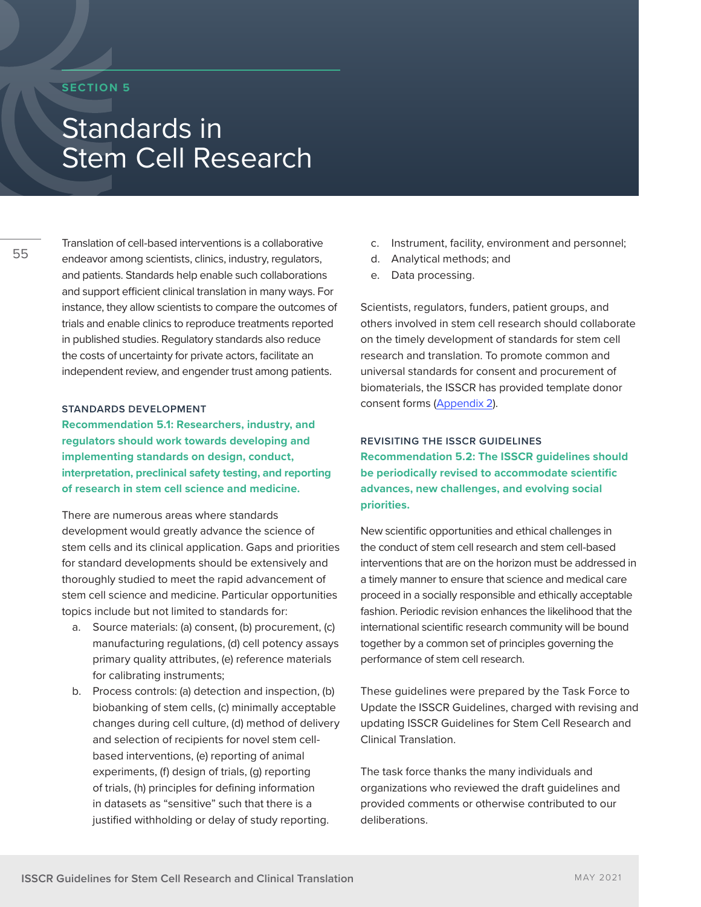SECTION 5

# Standards in Stem Cell Research

Translation of cell-based interventions is a collaborative endeavor among scientists, clinics, industry, regulators, and patients. Standards help enable such collaborations and support efficient clinical translation in many ways. For instance, they allow scientists to compare the outcomes of trials and enable clinics to reproduce treatments reported in published studies. Regulatory standards also reduce the costs of uncertainty for private actors, facilitate an independent review, and engender trust among patients.

## STANDARDS DEVELOPMENT

**Recommendation 5.1: Researchers, industry, and regulators should work towards developing and implementing standards on design, conduct, interpretation, preclinical safety testing, and reporting of research in stem cell science and medicine.**

There are numerous areas where standards development would greatly advance the science of stem cells and its clinical application. Gaps and priorities for standard developments should be extensively and thoroughly studied to meet the rapid advancement of stem cell science and medicine. Particular opportunities topics include but not limited to standards for:

a. Source materials: (a) consent, (b) procurement, (c) manufacturing regulations, (d) cell potency assays primary quality attributes, (e) reference materials for calibrating instruments;
b. Process controls: (a) detection and inspection, (b) biobanking of stem cells, (c) minimally acceptable changes during cell culture, (d) method of delivery and selection of recipients for novel stem cell-based interventions, (e) reporting of animal experiments, (f) design of trials, (g) reporting of trials, (h) principles for defining information in datasets as "sensitive" such that there is a justified withholding or delay of study reporting.
c. Instrument, facility, environment and personnel;
d. Analytical methods; and
e. Data processing.

Scientists, regulators, funders, patient groups, and others involved in stem cell research should collaborate on the timely development of standards for stem cell research and translation. To promote common and universal standards for consent and procurement of biomaterials, the ISSCR has provided template donor consent forms (Appendix 2).

## REVISITING THE ISSCR GUIDELINES

**Recommendation 5.2: The ISSCR guidelines should be periodically revised to accommodate scientific advances, new challenges, and evolving social priorities.**

New scientific opportunities and ethical challenges in the conduct of stem cell research and stem cell-based interventions that are on the horizon must be addressed in a timely manner to ensure that science and medical care proceed in a socially responsible and ethically acceptable fashion. Periodic revision enhances the likelihood that the international scientific research community will be bound together by a common set of principles governing the performance of stem cell research.

These guidelines were prepared by the Task Force to Update the ISSCR Guidelines, charged with revising and updating ISSCR Guidelines for Stem Cell Research and Clinical Translation.

The task force thanks the many individuals and organizations who reviewed the draft guidelines and provided comments or otherwise contributed to our deliberations.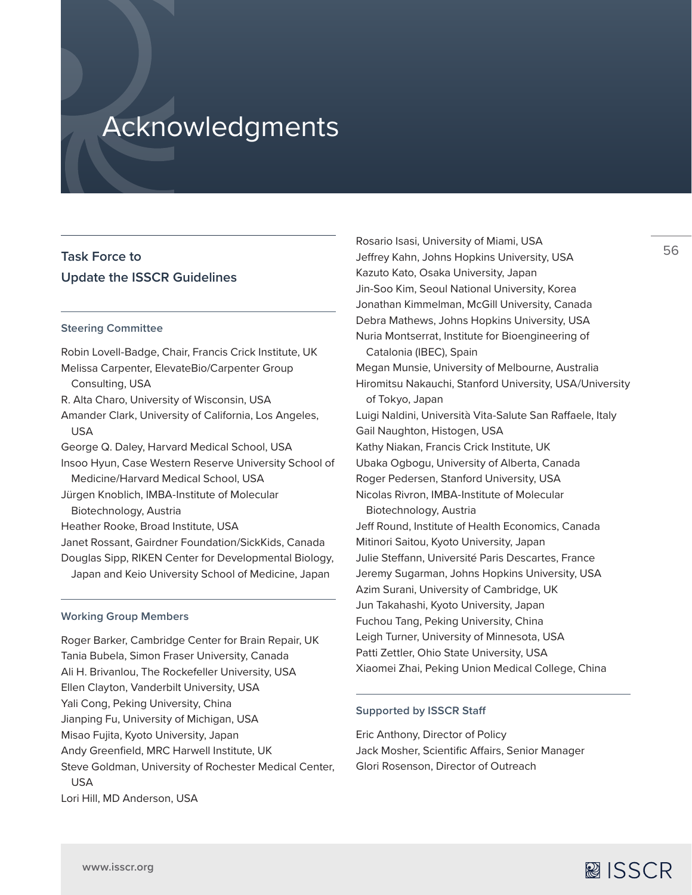# Acknowledgments

## Task Force to Update the ISSCR Guidelines

### Steering Committee

Robin Lovell-Badge, Chair, Francis Crick Institute, UK
Melissa Carpenter, ElevateBio/Carpenter Group Consulting, USA
R. Alta Charo, University of Wisconsin, USA
Amander Clark, University of California, Los Angeles, USA
George Q. Daley, Harvard Medical School, USA
Insoo Hyun, Case Western Reserve University School of Medicine/Harvard Medical School, USA
Jürgen Knoblich, IMBA-Institute of Molecular Biotechnology, Austria
Heather Rooke, Broad Institute, USA
Janet Rossant, Gairdner Foundation/SickKids, Canada
Douglas Sipp, RIKEN Center for Developmental Biology, Japan and Keio University School of Medicine, Japan

### Working Group Members

Roger Barker, Cambridge Center for Brain Repair, UK
Tania Bubela, Simon Fraser University, Canada
Ali H. Brivanlou, The Rockefeller University, USA
Ellen Clayton, Vanderbilt University, USA
Yali Cong, Peking University, China
Jianping Fu, University of Michigan, USA
Misao Fujita, Kyoto University, Japan
Andy Greenfield, MRC Harwell Institute, UK
Steve Goldman, University of Rochester Medical Center, USA
Lori Hill, MD Anderson, USA
Rosario Isasi, University of Miami, USA
Jeffrey Kahn, Johns Hopkins University, USA
Kazuto Kato, Osaka University, Japan
Jin-Soo Kim, Seoul National University, Korea
Jonathan Kimmelman, McGill University, Canada
Debra Mathews, Johns Hopkins University, USA
Nuria Montserrat, Institute for Bioengineering of Catalonia (IBEC), Spain
Megan Munsie, University of Melbourne, Australia
Hiromitsu Nakauchi, Stanford University, USA/University of Tokyo, Japan
Luigi Naldini, Università Vita-Salute San Raffaele, Italy
Gail Naughton, Histogen, USA
Kathy Niakan, Francis Crick Institute, UK
Ubaka Ogbogu, University of Alberta, Canada
Roger Pedersen, Stanford University, USA
Nicolas Rivron, IMBA-Institute of Molecular Biotechnology, Austria
Jeff Round, Institute of Health Economics, Canada
Mitinori Saitou, Kyoto University, Japan
Julie Steffann, Université Paris Descartes, France
Jeremy Sugarman, Johns Hopkins University, USA
Azim Surani, University of Cambridge, UK
Jun Takahashi, Kyoto University, Japan
Fuchou Tang, Peking University, China
Leigh Turner, University of Minnesota, USA
Patti Zettler, Ohio State University, USA
Xiaomei Zhai, Peking Union Medical College, China

### Supported by ISSCR Staff

Eric Anthony, Director of Policy
Jack Mosher, Scientific Affairs, Senior Manager
Glori Rosenson, Director of Outreach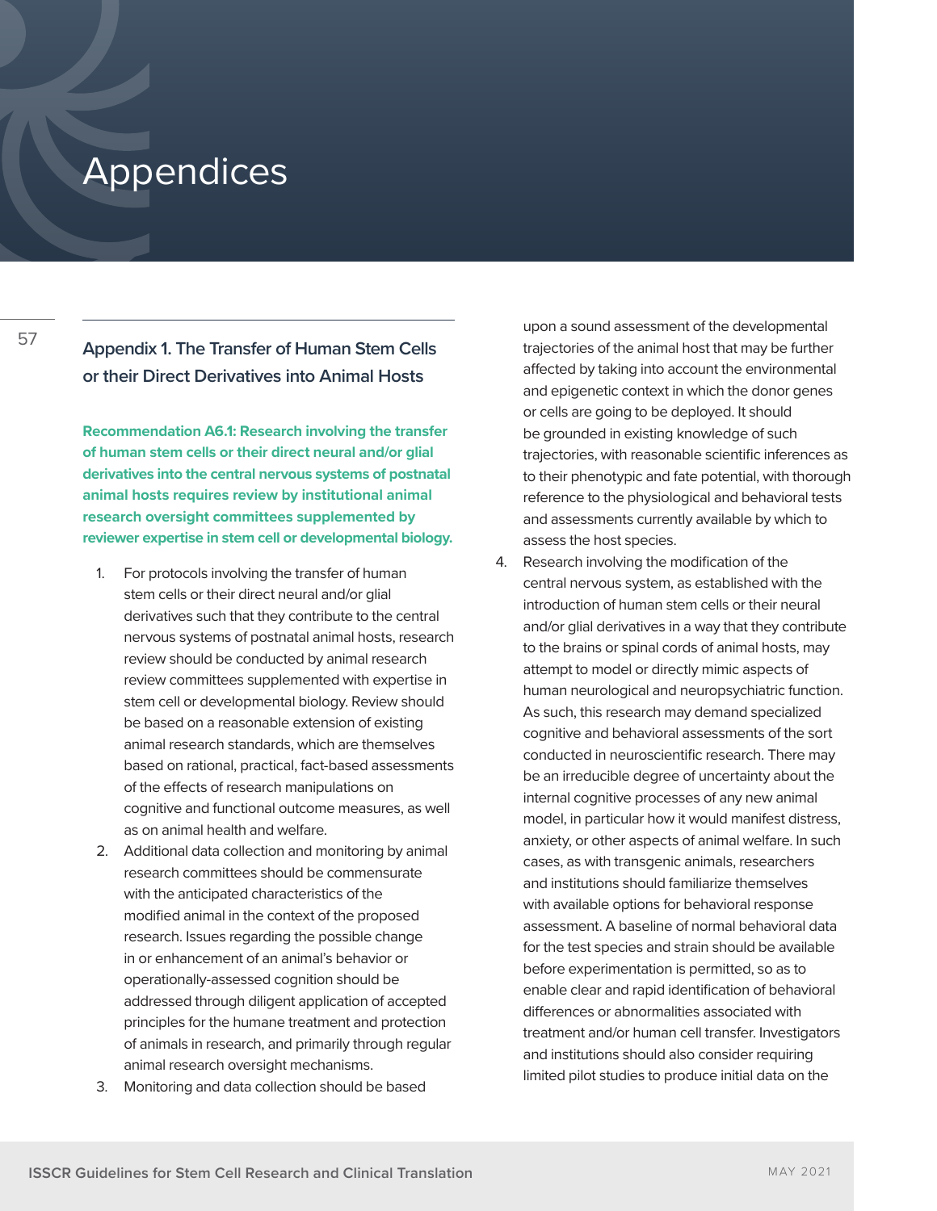# Appendices

## Appendix 1. The Transfer of Human Stem Cells or their Direct Derivatives into Animal Hosts

**Recommendation A6.1: Research involving the transfer of human stem cells or their direct neural and/or glial derivatives into the central nervous systems of postnatal animal hosts requires review by institutional animal research oversight committees supplemented by reviewer expertise in stem cell or developmental biology.**

1. For protocols involving the transfer of human stem cells or their direct neural and/or glial derivatives such that they contribute to the central nervous systems of postnatal animal hosts, research review should be conducted by animal research review committees supplemented with expertise in stem cell or developmental biology. Review should be based on a reasonable extension of existing animal research standards, which are themselves based on rational, practical, fact-based assessments of the effects of research manipulations on cognitive and functional outcome measures, as well as on animal health and welfare.
2. Additional data collection and monitoring by animal research committees should be commensurate with the anticipated characteristics of the modified animal in the context of the proposed research. Issues regarding the possible change in or enhancement of an animal's behavior or operationally-assessed cognition should be addressed through diligent application of accepted principles for the humane treatment and protection of animals in research, and primarily through regular animal research oversight mechanisms.
3. Monitoring and data collection should be based upon a sound assessment of the developmental trajectories of the animal host that may be further affected by taking into account the environmental and epigenetic context in which the donor genes or cells are going to be deployed. It should be grounded in existing knowledge of such trajectories, with reasonable scientific inferences as to their phenotypic and fate potential, with thorough reference to the physiological and behavioral tests and assessments currently available by which to assess the host species.
4. Research involving the modification of the central nervous system, as established with the introduction of human stem cells or their neural and/or glial derivatives in a way that they contribute to the brains or spinal cords of animal hosts, may attempt to model or directly mimic aspects of human neurological and neuropsychiatric function. As such, this research may demand specialized cognitive and behavioral assessments of the sort conducted in neuroscientific research. There may be an irreducible degree of uncertainty about the internal cognitive processes of any new animal model, in particular how it would manifest distress, anxiety, or other aspects of animal welfare. In such cases, as with transgenic animals, researchers and institutions should familiarize themselves with available options for behavioral response assessment. A baseline of normal behavioral data for the test species and strain should be available before experimentation is permitted, so as to enable clear and rapid identification of behavioral differences or abnormalities associated with treatment and/or human cell transfer. Investigators and institutions should also consider requiring limited pilot studies to produce initial data on the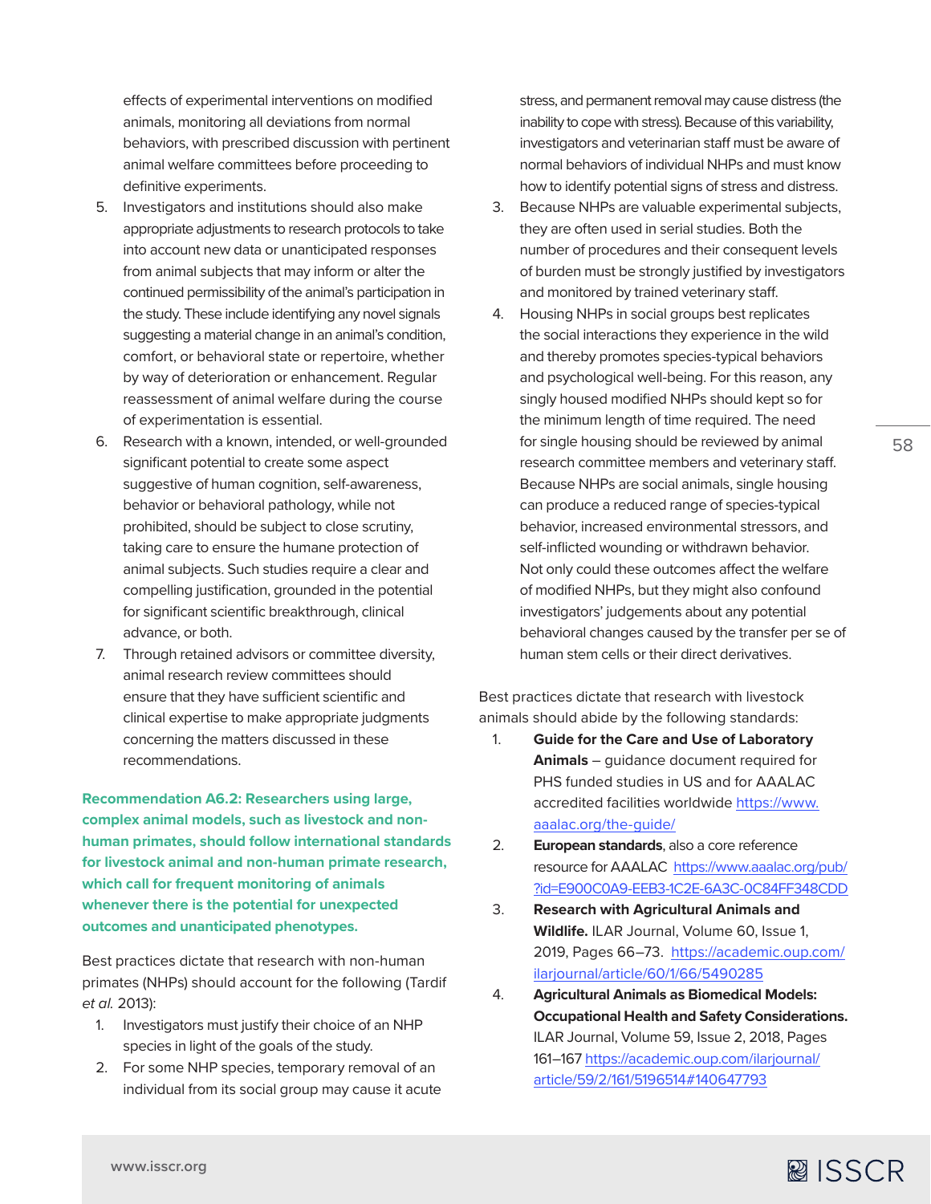effects of experimental interventions on modified animals, monitoring all deviations from normal behaviors, with prescribed discussion with pertinent animal welfare committees before proceeding to definitive experiments.

5. Investigators and institutions should also make appropriate adjustments to research protocols to take into account new data or unanticipated responses from animal subjects that may inform or alter the continued permissibility of the animal's participation in the study. These include identifying any novel signals suggesting a material change in an animal's condition, comfort, or behavioral state or repertoire, whether by way of deterioration or enhancement. Regular reassessment of animal welfare during the course of experimentation is essential.
6. Research with a known, intended, or well-grounded significant potential to create some aspect suggestive of human cognition, self-awareness, behavior or behavioral pathology, while not prohibited, should be subject to close scrutiny, taking care to ensure the humane protection of animal subjects. Such studies require a clear and compelling justification, grounded in the potential for significant scientific breakthrough, clinical advance, or both.
7. Through retained advisors or committee diversity, animal research review committees should ensure that they have sufficient scientific and clinical expertise to make appropriate judgments concerning the matters discussed in these recommendations.

**Recommendation A6.2: Researchers using large, complex animal models, such as livestock and non-human primates, should follow international standards for livestock animal and non-human primate research, which call for frequent monitoring of animals whenever there is the potential for unexpected outcomes and unanticipated phenotypes.**

Best practices dictate that research with non-human primates (NHPs) should account for the following (Tardif *et al.* 2013):

1. Investigators must justify their choice of an NHP species in light of the goals of the study.
2. For some NHP species, temporary removal of an individual from its social group may cause it acute stress, and permanent removal may cause distress (the inability to cope with stress). Because of this variability, investigators and veterinarian staff must be aware of normal behaviors of individual NHPs and must know how to identify potential signs of stress and distress.
3. Because NHPs are valuable experimental subjects, they are often used in serial studies. Both the number of procedures and their consequent levels of burden must be strongly justified by investigators and monitored by trained veterinary staff.
4. Housing NHPs in social groups best replicates the social interactions they experience in the wild and thereby promotes species-typical behaviors and psychological well-being. For this reason, any singly housed modified NHPs should kept so for the minimum length of time required. The need for single housing should be reviewed by animal research committee members and veterinary staff. Because NHPs are social animals, single housing can produce a reduced range of species-typical behavior, increased environmental stressors, and self-inflicted wounding or withdrawn behavior. Not only could these outcomes affect the welfare of modified NHPs, but they might also confound investigators' judgements about any potential behavioral changes caused by the transfer per se of human stem cells or their direct derivatives.

Best practices dictate that research with livestock animals should abide by the following standards:

1. **Guide for the Care and Use of Laboratory Animals** – guidance document required for PHS funded studies in US and for AAALAC accredited facilities worldwide https://www.aaalac.org/the-guide/
2. **European standards**, also a core reference resource for AAALAC https://www.aaalac.org/pub/?id=E900C0A9-EEB3-1C2E-6A3C-0C84FF348CDD
3. **Research with Agricultural Animals and Wildlife.** ILAR Journal, Volume 60, Issue 1, 2019, Pages 66–73. https://academic.oup.com/ilarjournal/article/60/1/66/5490285
4. **Agricultural Animals as Biomedical Models: Occupational Health and Safety Considerations.** ILAR Journal, Volume 59, Issue 2, 2018, Pages 161–167 https://academic.oup.com/ilarjournal/article/59/2/161/5196514#140647793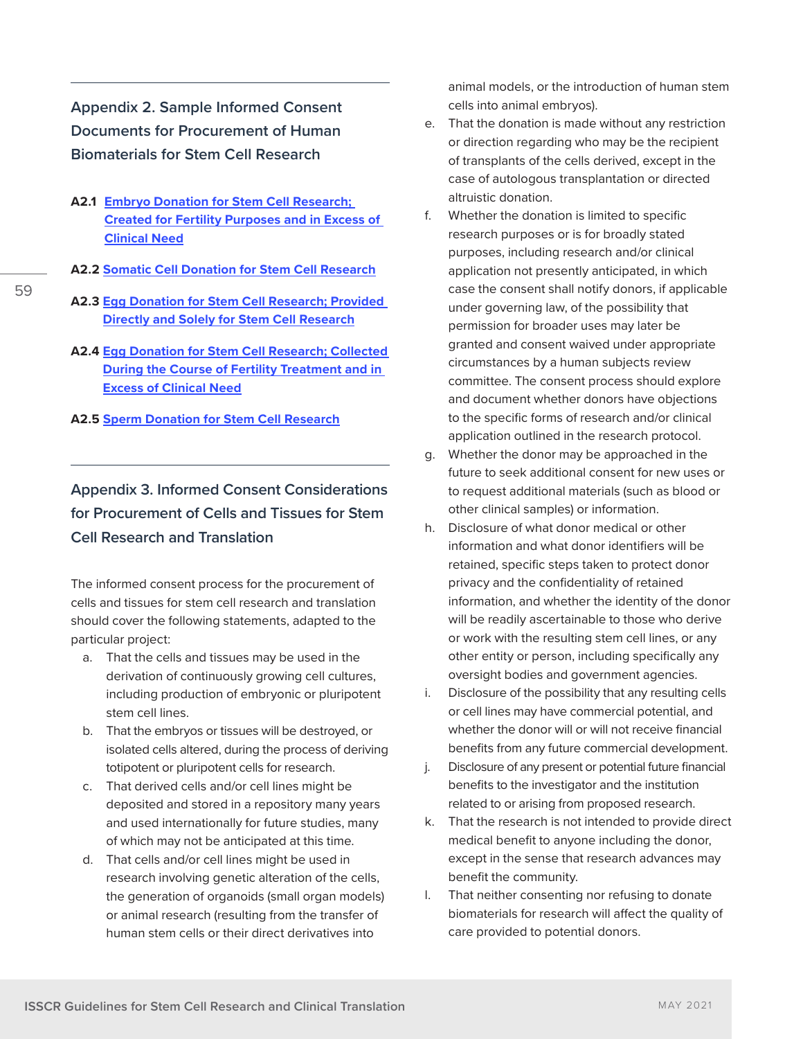## Appendix 2. Sample Informed Consent Documents for Procurement of Human Biomaterials for Stem Cell Research

**A2.1** Embryo Donation for Stem Cell Research; Created for Fertility Purposes and in Excess of Clinical Need

**A2.2** Somatic Cell Donation for Stem Cell Research

**A2.3** Egg Donation for Stem Cell Research; Provided Directly and Solely for Stem Cell Research

**A2.4** Egg Donation for Stem Cell Research; Collected During the Course of Fertility Treatment and in Excess of Clinical Need

**A2.5** Sperm Donation for Stem Cell Research

## Appendix 3. Informed Consent Considerations for Procurement of Cells and Tissues for Stem Cell Research and Translation

The informed consent process for the procurement of cells and tissues for stem cell research and translation should cover the following statements, adapted to the particular project:

a. That the cells and tissues may be used in the derivation of continuously growing cell cultures, including production of embryonic or pluripotent stem cell lines.
b. That the embryos or tissues will be destroyed, or isolated cells altered, during the process of deriving totipotent or pluripotent cells for research.
c. That derived cells and/or cell lines might be deposited and stored in a repository many years and used internationally for future studies, many of which may not be anticipated at this time.
d. That cells and/or cell lines might be used in research involving genetic alteration of the cells, the generation of organoids (small organ models) or animal research (resulting from the transfer of human stem cells or their direct derivatives into animal models, or the introduction of human stem cells into animal embryos).
e. That the donation is made without any restriction or direction regarding who may be the recipient of transplants of the cells derived, except in the case of autologous transplantation or directed altruistic donation.
f. Whether the donation is limited to specific research purposes or is for broadly stated purposes, including research and/or clinical application not presently anticipated, in which case the consent shall notify donors, if applicable under governing law, of the possibility that permission for broader uses may later be granted and consent waived under appropriate circumstances by a human subjects review committee. The consent process should explore and document whether donors have objections to the specific forms of research and/or clinical application outlined in the research protocol.
g. Whether the donor may be approached in the future to seek additional consent for new uses or to request additional materials (such as blood or other clinical samples) or information.
h. Disclosure of what donor medical or other information and what donor identifiers will be retained, specific steps taken to protect donor privacy and the confidentiality of retained information, and whether the identity of the donor will be readily ascertainable to those who derive or work with the resulting stem cell lines, or any other entity or person, including specifically any oversight bodies and government agencies.
i. Disclosure of the possibility that any resulting cells or cell lines may have commercial potential, and whether the donor will or will not receive financial benefits from any future commercial development.
j. Disclosure of any present or potential future financial benefits to the investigator and the institution related to or arising from proposed research.
k. That the research is not intended to provide direct medical benefit to anyone including the donor, except in the sense that research advances may benefit the community.
l. That neither consenting nor refusing to donate biomaterials for research will affect the quality of care provided to potential donors.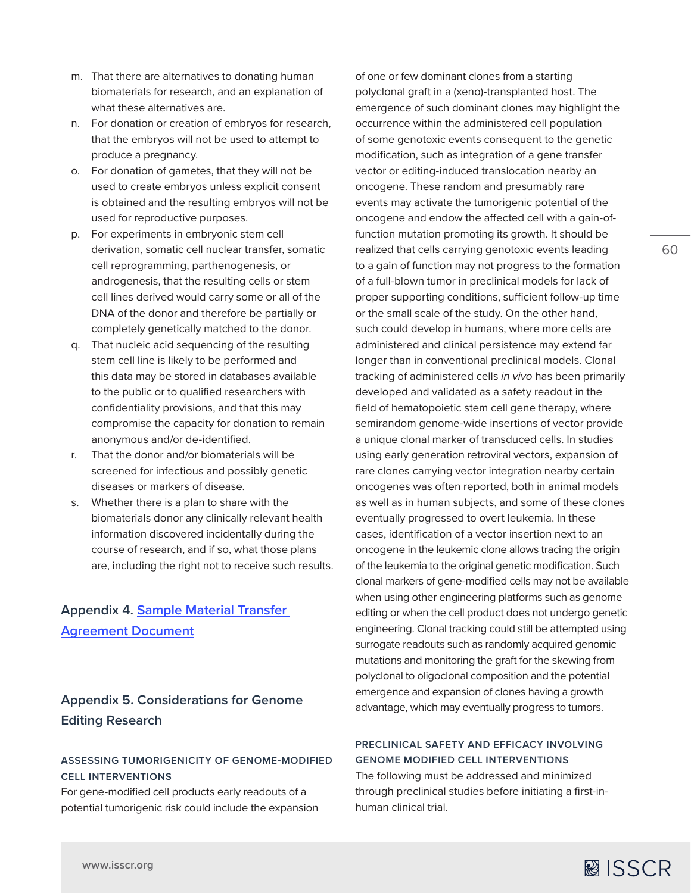m. That there are alternatives to donating human biomaterials for research, and an explanation of what these alternatives are.
n. For donation or creation of embryos for research, that the embryos will not be used to attempt to produce a pregnancy.
o. For donation of gametes, that they will not be used to create embryos unless explicit consent is obtained and the resulting embryos will not be used for reproductive purposes.
p. For experiments in embryonic stem cell derivation, somatic cell nuclear transfer, somatic cell reprogramming, parthenogenesis, or androgenesis, that the resulting cells or stem cell lines derived would carry some or all of the DNA of the donor and therefore be partially or completely genetically matched to the donor.
q. That nucleic acid sequencing of the resulting stem cell line is likely to be performed and this data may be stored in databases available to the public or to qualified researchers with confidentiality provisions, and that this may compromise the capacity for donation to remain anonymous and/or de-identified.
r. That the donor and/or biomaterials will be screened for infectious and possibly genetic diseases or markers of disease.
s. Whether there is a plan to share with the biomaterials donor any clinically relevant health information discovered incidentally during the course of research, and if so, what those plans are, including the right not to receive such results.

## Appendix 4. Sample Material Transfer Agreement Document

## Appendix 5. Considerations for Genome Editing Research

### ASSESSING TUMORIGENICITY OF GENOME-MODIFIED CELL INTERVENTIONS

For gene-modified cell products early readouts of a potential tumorigenic risk could include the expansion of one or few dominant clones from a starting polyclonal graft in a (xeno)-transplanted host. The emergence of such dominant clones may highlight the occurrence within the administered cell population of some genotoxic events consequent to the genetic modification, such as integration of a gene transfer vector or editing-induced translocation nearby an oncogene. These random and presumably rare events may activate the tumorigenic potential of the oncogene and endow the affected cell with a gain-of-function mutation promoting its growth. It should be realized that cells carrying genotoxic events leading to a gain of function may not progress to the formation of a full-blown tumor in preclinical models for lack of proper supporting conditions, sufficient follow-up time or the small scale of the study. On the other hand, such could develop in humans, where more cells are administered and clinical persistence may extend far longer than in conventional preclinical models. Clonal tracking of administered cells *in vivo* has been primarily developed and validated as a safety readout in the field of hematopoietic stem cell gene therapy, where semirandom genome-wide insertions of vector provide a unique clonal marker of transduced cells. In studies using early generation retroviral vectors, expansion of rare clones carrying vector integration nearby certain oncogenes was often reported, both in animal models as well as in human subjects, and some of these clones eventually progressed to overt leukemia. In these cases, identification of a vector insertion next to an oncogene in the leukemic clone allows tracing the origin of the leukemia to the original genetic modification. Such clonal markers of gene-modified cells may not be available when using other engineering platforms such as genome editing or when the cell product does not undergo genetic engineering. Clonal tracking could still be attempted using surrogate readouts such as randomly acquired genomic mutations and monitoring the graft for the skewing from polyclonal to oligoclonal composition and the potential emergence and expansion of clones having a growth advantage, which may eventually progress to tumors.

### PRECLINICAL SAFETY AND EFFICACY INVOLVING GENOME MODIFIED CELL INTERVENTIONS

The following must be addressed and minimized through preclinical studies before initiating a first-in-human clinical trial.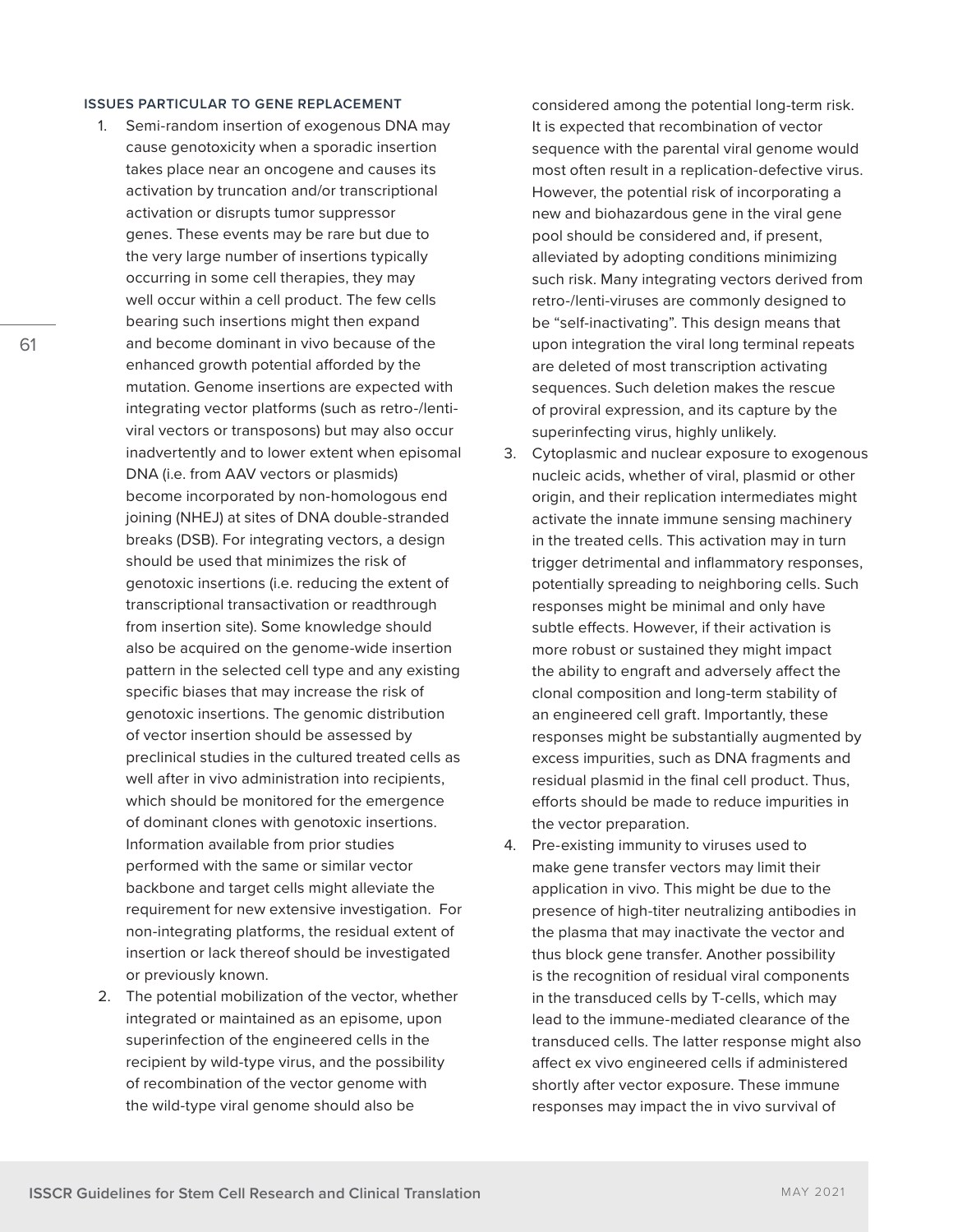#### ISSUES PARTICULAR TO GENE REPLACEMENT

1. Semi-random insertion of exogenous DNA may cause genotoxicity when a sporadic insertion takes place near an oncogene and causes its activation by truncation and/or transcriptional activation or disrupts tumor suppressor genes. These events may be rare but due to the very large number of insertions typically occurring in some cell therapies, they may well occur within a cell product. The few cells bearing such insertions might then expand and become dominant in vivo because of the enhanced growth potential afforded by the mutation. Genome insertions are expected with integrating vector platforms (such as retro-/lenti-viral vectors or transposons) but may also occur inadvertently and to lower extent when episomal DNA (i.e. from AAV vectors or plasmids) become incorporated by non-homologous end joining (NHEJ) at sites of DNA double-stranded breaks (DSB). For integrating vectors, a design should be used that minimizes the risk of genotoxic insertions (i.e. reducing the extent of transcriptional transactivation or readthrough from insertion site). Some knowledge should also be acquired on the genome-wide insertion pattern in the selected cell type and any existing specific biases that may increase the risk of genotoxic insertions. The genomic distribution of vector insertion should be assessed by preclinical studies in the cultured treated cells as well after in vivo administration into recipients, which should be monitored for the emergence of dominant clones with genotoxic insertions. Information available from prior studies performed with the same or similar vector backbone and target cells might alleviate the requirement for new extensive investigation. For non-integrating platforms, the residual extent of insertion or lack thereof should be investigated or previously known.
2. The potential mobilization of the vector, whether integrated or maintained as an episome, upon superinfection of the engineered cells in the recipient by wild-type virus, and the possibility of recombination of the vector genome with the wild-type viral genome should also be considered among the potential long-term risk. It is expected that recombination of vector sequence with the parental viral genome would most often result in a replication-defective virus. However, the potential risk of incorporating a new and biohazardous gene in the viral gene pool should be considered and, if present, alleviated by adopting conditions minimizing such risk. Many integrating vectors derived from retro-/lenti-viruses are commonly designed to be "self-inactivating". This design means that upon integration the viral long terminal repeats are deleted of most transcription activating sequences. Such deletion makes the rescue of proviral expression, and its capture by the superinfecting virus, highly unlikely.
3. Cytoplasmic and nuclear exposure to exogenous nucleic acids, whether of viral, plasmid or other origin, and their replication intermediates might activate the innate immune sensing machinery in the treated cells. This activation may in turn trigger detrimental and inflammatory responses, potentially spreading to neighboring cells. Such responses might be minimal and only have subtle effects. However, if their activation is more robust or sustained they might impact the ability to engraft and adversely affect the clonal composition and long-term stability of an engineered cell graft. Importantly, these responses might be substantially augmented by excess impurities, such as DNA fragments and residual plasmid in the final cell product. Thus, efforts should be made to reduce impurities in the vector preparation.
4. Pre-existing immunity to viruses used to make gene transfer vectors may limit their application in vivo. This might be due to the presence of high-titer neutralizing antibodies in the plasma that may inactivate the vector and thus block gene transfer. Another possibility is the recognition of residual viral components in the transduced cells by T-cells, which may lead to the immune-mediated clearance of the transduced cells. The latter response might also affect ex vivo engineered cells if administered shortly after vector exposure. These immune responses may impact the in vivo survival of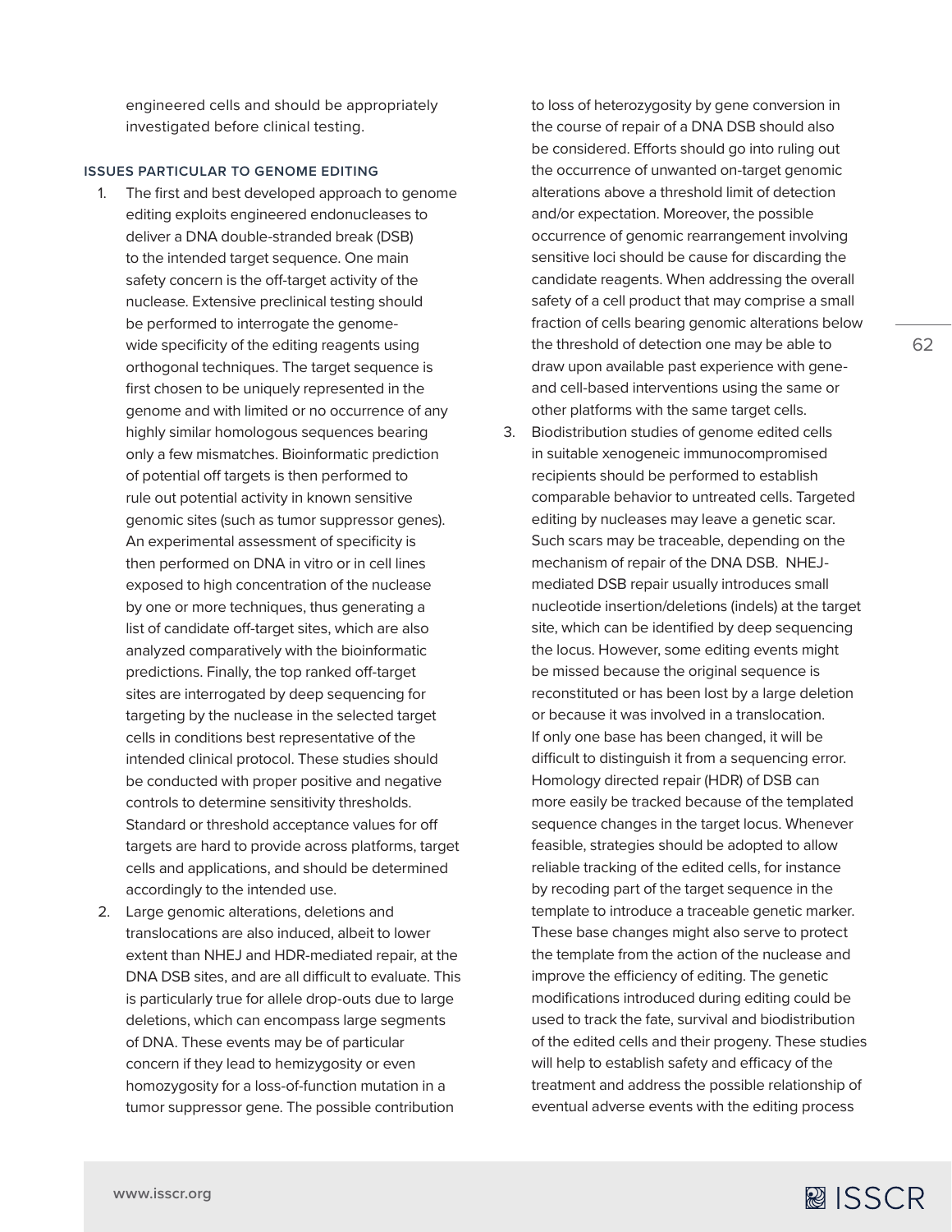engineered cells and should be appropriately investigated before clinical testing.

### ISSUES PARTICULAR TO GENOME EDITING

1. The first and best developed approach to genome editing exploits engineered endonucleases to deliver a DNA double-stranded break (DSB) to the intended target sequence. One main safety concern is the off-target activity of the nuclease. Extensive preclinical testing should be performed to interrogate the genome-wide specificity of the editing reagents using orthogonal techniques. The target sequence is first chosen to be uniquely represented in the genome and with limited or no occurrence of any highly similar homologous sequences bearing only a few mismatches. Bioinformatic prediction of potential off targets is then performed to rule out potential activity in known sensitive genomic sites (such as tumor suppressor genes). An experimental assessment of specificity is then performed on DNA in vitro or in cell lines exposed to high concentration of the nuclease by one or more techniques, thus generating a list of candidate off-target sites, which are also analyzed comparatively with the bioinformatic predictions. Finally, the top ranked off-target sites are interrogated by deep sequencing for targeting by the nuclease in the selected target cells in conditions best representative of the intended clinical protocol. These studies should be conducted with proper positive and negative controls to determine sensitivity thresholds. Standard or threshold acceptance values for off targets are hard to provide across platforms, target cells and applications, and should be determined accordingly to the intended use.
2. Large genomic alterations, deletions and translocations are also induced, albeit to lower extent than NHEJ and HDR-mediated repair, at the DNA DSB sites, and are all difficult to evaluate. This is particularly true for allele drop-outs due to large deletions, which can encompass large segments of DNA. These events may be of particular concern if they lead to hemizygosity or even homozygosity for a loss-of-function mutation in a tumor suppressor gene. The possible contribution to loss of heterozygosity by gene conversion in the course of repair of a DNA DSB should also be considered. Efforts should go into ruling out the occurrence of unwanted on-target genomic alterations above a threshold limit of detection and/or expectation. Moreover, the possible occurrence of genomic rearrangement involving sensitive loci should be cause for discarding the candidate reagents. When addressing the overall safety of a cell product that may comprise a small fraction of cells bearing genomic alterations below the threshold of detection one may be able to draw upon available past experience with gene- and cell-based interventions using the same or other platforms with the same target cells.
3. Biodistribution studies of genome edited cells in suitable xenogeneic immunocompromised recipients should be performed to establish comparable behavior to untreated cells. Targeted editing by nucleases may leave a genetic scar. Such scars may be traceable, depending on the mechanism of repair of the DNA DSB. NHEJ-mediated DSB repair usually introduces small nucleotide insertion/deletions (indels) at the target site, which can be identified by deep sequencing the locus. However, some editing events might be missed because the original sequence is reconstituted or has been lost by a large deletion or because it was involved in a translocation. If only one base has been changed, it will be difficult to distinguish it from a sequencing error. Homology directed repair (HDR) of DSB can more easily be tracked because of the templated sequence changes in the target locus. Whenever feasible, strategies should be adopted to allow reliable tracking of the edited cells, for instance by recoding part of the target sequence in the template to introduce a traceable genetic marker. These base changes might also serve to protect the template from the action of the nuclease and improve the efficiency of editing. The genetic modifications introduced during editing could be used to track the fate, survival and biodistribution of the edited cells and their progeny. These studies will help to establish safety and efficacy of the treatment and address the possible relationship of eventual adverse events with the editing process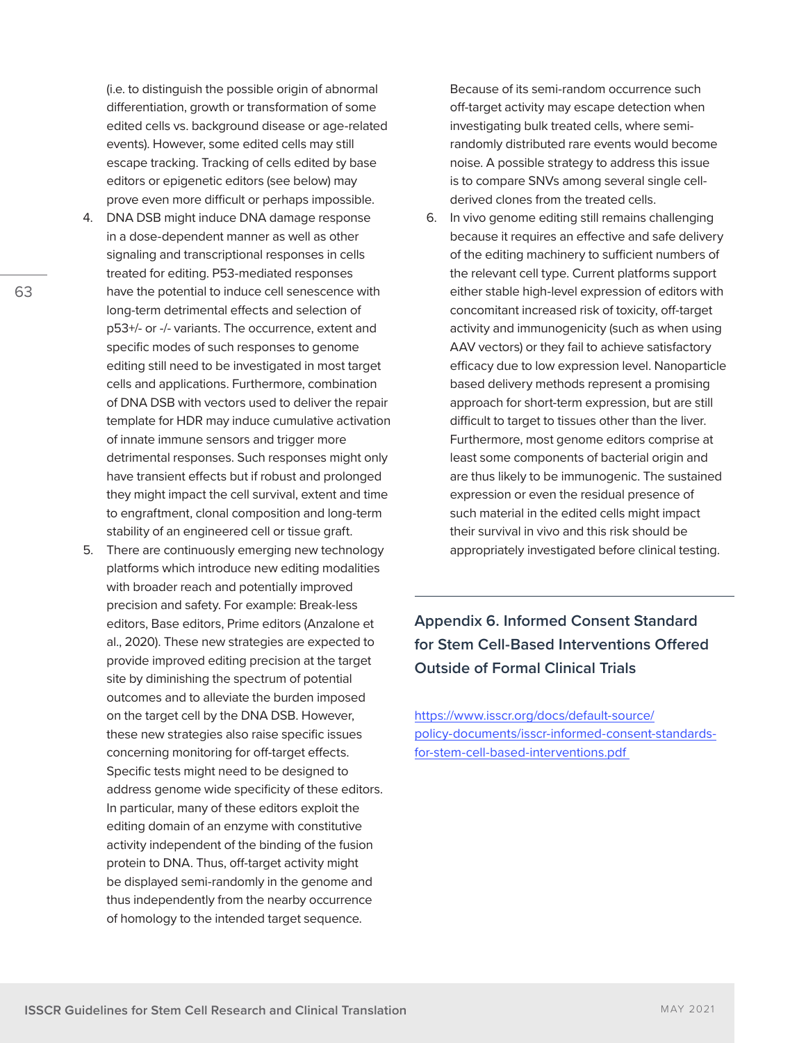(i.e. to distinguish the possible origin of abnormal differentiation, growth or transformation of some edited cells vs. background disease or age-related events). However, some edited cells may still escape tracking. Tracking of cells edited by base editors or epigenetic editors (see below) may prove even more difficult or perhaps impossible.

4. DNA DSB might induce DNA damage response in a dose-dependent manner as well as other signaling and transcriptional responses in cells treated for editing. P53-mediated responses have the potential to induce cell senescence with long-term detrimental effects and selection of p53+/- or -/- variants. The occurrence, extent and specific modes of such responses to genome editing still need to be investigated in most target cells and applications. Furthermore, combination of DNA DSB with vectors used to deliver the repair template for HDR may induce cumulative activation of innate immune sensors and trigger more detrimental responses. Such responses might only have transient effects but if robust and prolonged they might impact the cell survival, extent and time to engraftment, clonal composition and long-term stability of an engineered cell or tissue graft.
5. There are continuously emerging new technology platforms which introduce new editing modalities with broader reach and potentially improved precision and safety. For example: Break-less editors, Base editors, Prime editors (Anzalone et al., 2020). These new strategies are expected to provide improved editing precision at the target site by diminishing the spectrum of potential outcomes and to alleviate the burden imposed on the target cell by the DNA DSB. However, these new strategies also raise specific issues concerning monitoring for off-target effects. Specific tests might need to be designed to address genome wide specificity of these editors. In particular, many of these editors exploit the editing domain of an enzyme with constitutive activity independent of the binding of the fusion protein to DNA. Thus, off-target activity might be displayed semi-randomly in the genome and thus independently from the nearby occurrence of homology to the intended target sequence. Because of its semi-random occurrence such off-target activity may escape detection when investigating bulk treated cells, where semi-randomly distributed rare events would become noise. A possible strategy to address this issue is to compare SNVs among several single cell-derived clones from the treated cells.
6. In vivo genome editing still remains challenging because it requires an effective and safe delivery of the editing machinery to sufficient numbers of the relevant cell type. Current platforms support either stable high-level expression of editors with concomitant increased risk of toxicity, off-target activity and immunogenicity (such as when using AAV vectors) or they fail to achieve satisfactory efficacy due to low expression level. Nanoparticle based delivery methods represent a promising approach for short-term expression, but are still difficult to target to tissues other than the liver. Furthermore, most genome editors comprise at least some components of bacterial origin and are thus likely to be immunogenic. The sustained expression or even the residual presence of such material in the edited cells might impact their survival in vivo and this risk should be appropriately investigated before clinical testing.

## Appendix 6. Informed Consent Standard for Stem Cell-Based Interventions Offered Outside of Formal Clinical Trials

https://www.isscr.org/docs/default-source/policy-documents/isscr-informed-consent-standards-for-stem-cell-based-interventions.pdf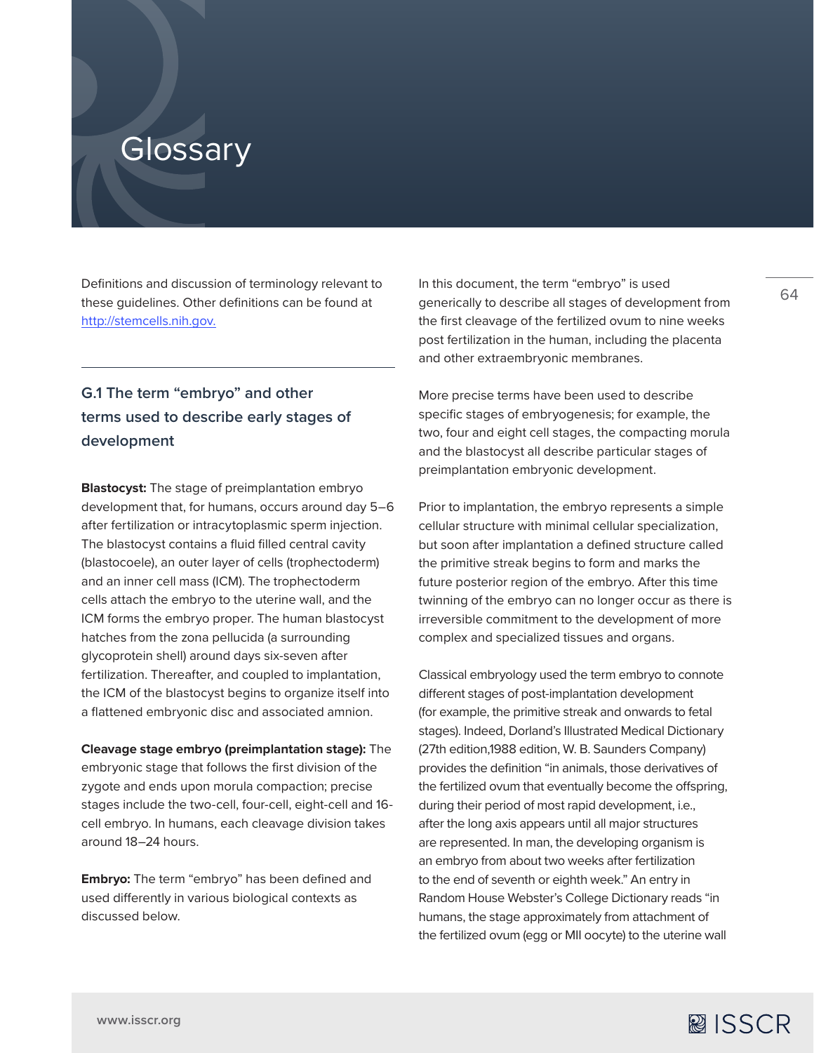# Glossary

Definitions and discussion of terminology relevant to these guidelines. Other definitions can be found at [http://stemcells.nih.gov.](http://stemcells.nih.gov)

## G.1 The term "embryo" and other terms used to describe early stages of development

**Blastocyst:** The stage of preimplantation embryo development that, for humans, occurs around day 5–6 after fertilization or intracytoplasmic sperm injection. The blastocyst contains a fluid filled central cavity (blastocoele), an outer layer of cells (trophectoderm) and an inner cell mass (ICM). The trophectoderm cells attach the embryo to the uterine wall, and the ICM forms the embryo proper. The human blastocyst hatches from the zona pellucida (a surrounding glycoprotein shell) around days six-seven after fertilization. Thereafter, and coupled to implantation, the ICM of the blastocyst begins to organize itself into a flattened embryonic disc and associated amnion.

**Cleavage stage embryo (preimplantation stage):** The embryonic stage that follows the first division of the zygote and ends upon morula compaction; precise stages include the two-cell, four-cell, eight-cell and 16-cell embryo. In humans, each cleavage division takes around 18–24 hours.

**Embryo:** The term "embryo" has been defined and used differently in various biological contexts as discussed below.

In this document, the term "embryo" is used generically to describe all stages of development from the first cleavage of the fertilized ovum to nine weeks post fertilization in the human, including the placenta and other extraembryonic membranes.

More precise terms have been used to describe specific stages of embryogenesis; for example, the two, four and eight cell stages, the compacting morula and the blastocyst all describe particular stages of preimplantation embryonic development.

Prior to implantation, the embryo represents a simple cellular structure with minimal cellular specialization, but soon after implantation a defined structure called the primitive streak begins to form and marks the future posterior region of the embryo. After this time twinning of the embryo can no longer occur as there is irreversible commitment to the development of more complex and specialized tissues and organs.

Classical embryology used the term embryo to connote different stages of post-implantation development (for example, the primitive streak and onwards to fetal stages). Indeed, Dorland's Illustrated Medical Dictionary (27th edition,1988 edition, W. B. Saunders Company) provides the definition "in animals, those derivatives of the fertilized ovum that eventually become the offspring, during their period of most rapid development, i.e., after the long axis appears until all major structures are represented. In man, the developing organism is an embryo from about two weeks after fertilization to the end of seventh or eighth week." An entry in Random House Webster's College Dictionary reads "in humans, the stage approximately from attachment of the fertilized ovum (egg or MII oocyte) to the uterine wall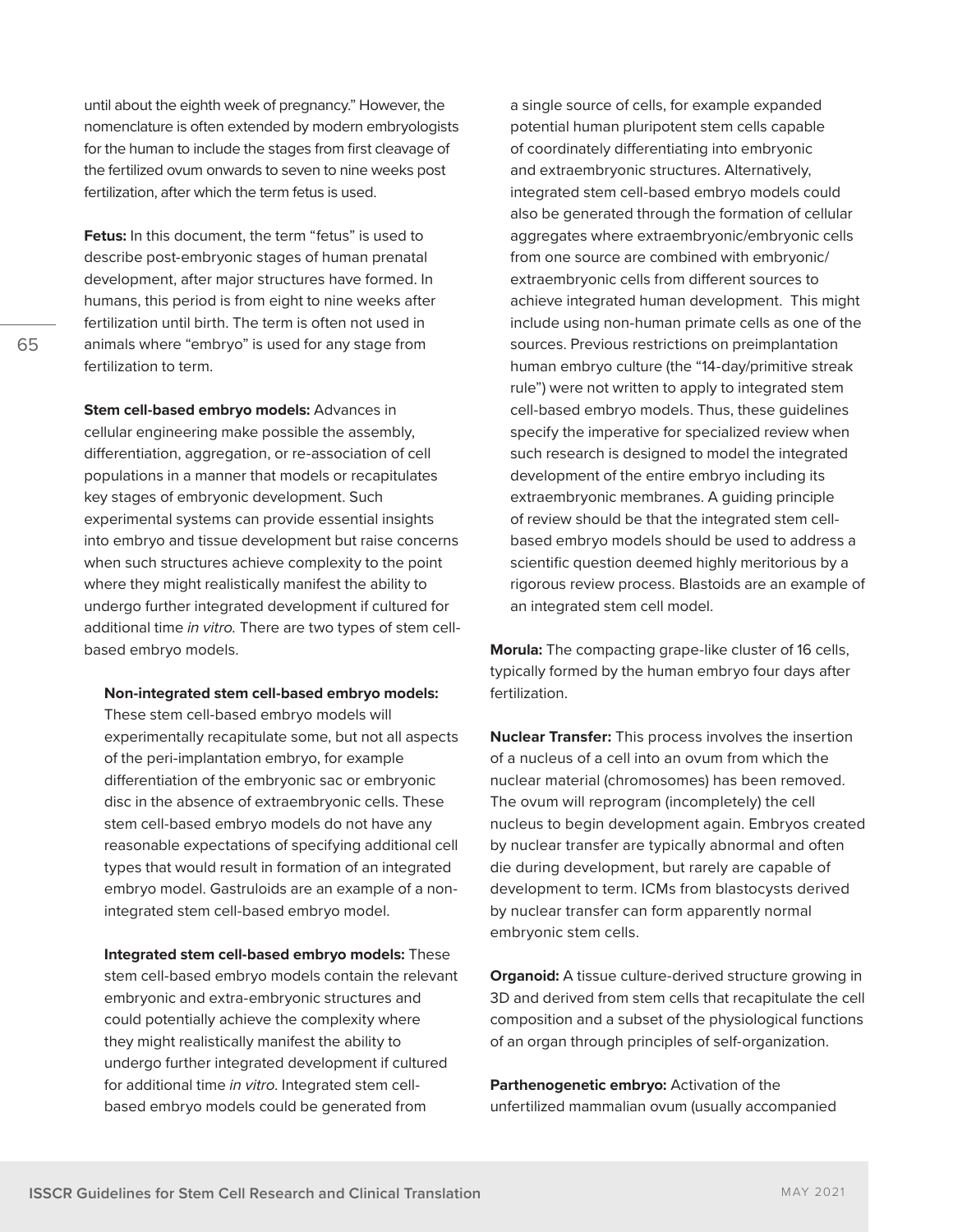until about the eighth week of pregnancy." However, the nomenclature is often extended by modern embryologists for the human to include the stages from first cleavage of the fertilized ovum onwards to seven to nine weeks post fertilization, after which the term fetus is used.

**Fetus:** In this document, the term "fetus" is used to describe post-embryonic stages of human prenatal development, after major structures have formed. In humans, this period is from eight to nine weeks after fertilization until birth. The term is often not used in animals where "embryo" is used for any stage from fertilization to term.

**Stem cell-based embryo models:** Advances in cellular engineering make possible the assembly, differentiation, aggregation, or re-association of cell populations in a manner that models or recapitulates key stages of embryonic development. Such experimental systems can provide essential insights into embryo and tissue development but raise concerns when such structures achieve complexity to the point where they might realistically manifest the ability to undergo further integrated development if cultured for additional time *in vitro.* There are two types of stem cell-based embryo models.

**Non-integrated stem cell-based embryo models:** These stem cell-based embryo models will experimentally recapitulate some, but not all aspects of the peri-implantation embryo, for example differentiation of the embryonic sac or embryonic disc in the absence of extraembryonic cells. These stem cell-based embryo models do not have any reasonable expectations of specifying additional cell types that would result in formation of an integrated embryo model. Gastruloids are an example of a non-integrated stem cell-based embryo model.

**Integrated stem cell-based embryo models:** These stem cell-based embryo models contain the relevant embryonic and extra-embryonic structures and could potentially achieve the complexity where they might realistically manifest the ability to undergo further integrated development if cultured for additional time *in vitro*. Integrated stem cell-based embryo models could be generated from a single source of cells, for example expanded potential human pluripotent stem cells capable of coordinately differentiating into embryonic and extraembryonic structures. Alternatively, integrated stem cell-based embryo models could also be generated through the formation of cellular aggregates where extraembryonic/embryonic cells from one source are combined with embryonic/extraembryonic cells from different sources to achieve integrated human development. This might include using non-human primate cells as one of the sources. Previous restrictions on preimplantation human embryo culture (the "14-day/primitive streak rule") were not written to apply to integrated stem cell-based embryo models. Thus, these guidelines specify the imperative for specialized review when such research is designed to model the integrated development of the entire embryo including its extraembryonic membranes. A guiding principle of review should be that the integrated stem cell-based embryo models should be used to address a scientific question deemed highly meritorious by a rigorous review process. Blastoids are an example of an integrated stem cell model.

**Morula:** The compacting grape-like cluster of 16 cells, typically formed by the human embryo four days after fertilization.

**Nuclear Transfer:** This process involves the insertion of a nucleus of a cell into an ovum from which the nuclear material (chromosomes) has been removed. The ovum will reprogram (incompletely) the cell nucleus to begin development again. Embryos created by nuclear transfer are typically abnormal and often die during development, but rarely are capable of development to term. ICMs from blastocysts derived by nuclear transfer can form apparently normal embryonic stem cells.

**Organoid:** A tissue culture-derived structure growing in 3D and derived from stem cells that recapitulate the cell composition and a subset of the physiological functions of an organ through principles of self-organization.

**Parthenogenetic embryo:** Activation of the unfertilized mammalian ovum (usually accompanied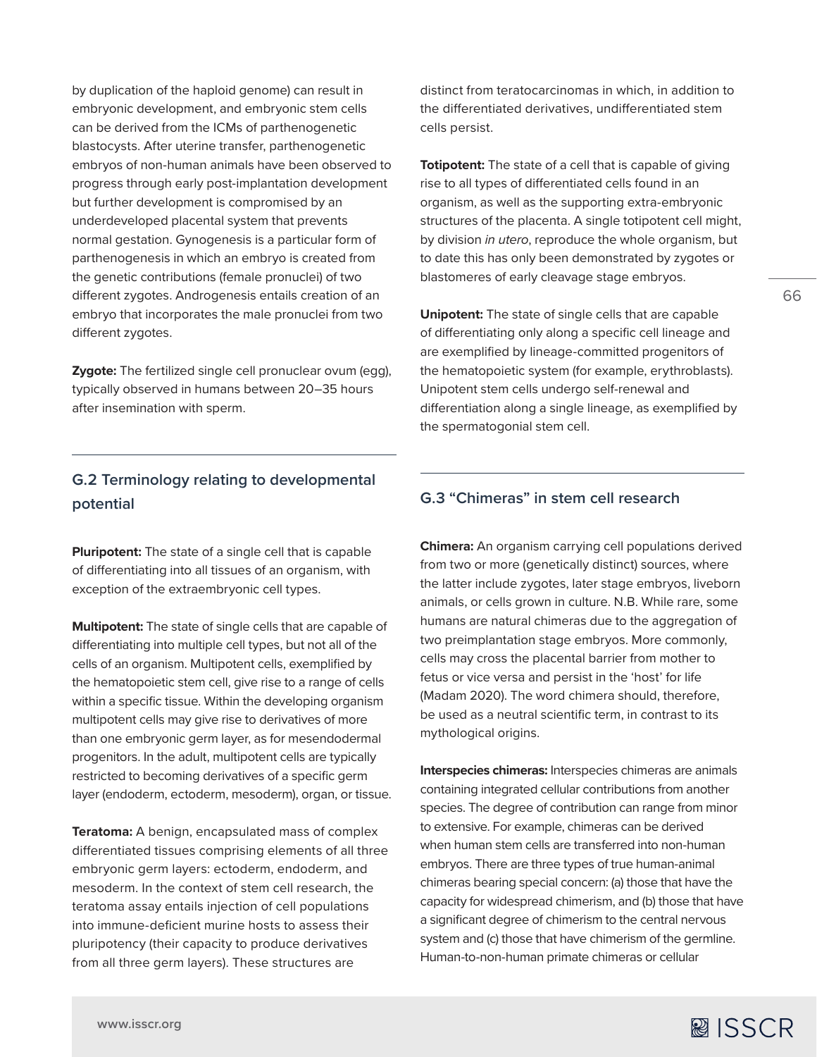by duplication of the haploid genome) can result in embryonic development, and embryonic stem cells can be derived from the ICMs of parthenogenetic blastocysts. After uterine transfer, parthenogenetic embryos of non-human animals have been observed to progress through early post-implantation development but further development is compromised by an underdeveloped placental system that prevents normal gestation. Gynogenesis is a particular form of parthenogenesis in which an embryo is created from the genetic contributions (female pronuclei) of two different zygotes. Androgenesis entails creation of an embryo that incorporates the male pronuclei from two different zygotes.

**Zygote:** The fertilized single cell pronuclear ovum (egg), typically observed in humans between 20–35 hours after insemination with sperm.

## G.2 Terminology relating to developmental potential

**Pluripotent:** The state of a single cell that is capable of differentiating into all tissues of an organism, with exception of the extraembryonic cell types.

**Multipotent:** The state of single cells that are capable of differentiating into multiple cell types, but not all of the cells of an organism. Multipotent cells, exemplified by the hematopoietic stem cell, give rise to a range of cells within a specific tissue. Within the developing organism multipotent cells may give rise to derivatives of more than one embryonic germ layer, as for mesendodermal progenitors. In the adult, multipotent cells are typically restricted to becoming derivatives of a specific germ layer (endoderm, ectoderm, mesoderm), organ, or tissue.

**Teratoma:** A benign, encapsulated mass of complex differentiated tissues comprising elements of all three embryonic germ layers: ectoderm, endoderm, and mesoderm. In the context of stem cell research, the teratoma assay entails injection of cell populations into immune-deficient murine hosts to assess their pluripotency (their capacity to produce derivatives from all three germ layers). These structures are distinct from teratocarcinomas in which, in addition to the differentiated derivatives, undifferentiated stem cells persist.

**Totipotent:** The state of a cell that is capable of giving rise to all types of differentiated cells found in an organism, as well as the supporting extra-embryonic structures of the placenta. A single totipotent cell might, by division *in utero*, reproduce the whole organism, but to date this has only been demonstrated by zygotes or blastomeres of early cleavage stage embryos.

**Unipotent:** The state of single cells that are capable of differentiating only along a specific cell lineage and are exemplified by lineage-committed progenitors of the hematopoietic system (for example, erythroblasts). Unipotent stem cells undergo self-renewal and differentiation along a single lineage, as exemplified by the spermatogonial stem cell.

## G.3 "Chimeras" in stem cell research

**Chimera:** An organism carrying cell populations derived from two or more (genetically distinct) sources, where the latter include zygotes, later stage embryos, liveborn animals, or cells grown in culture. N.B. While rare, some humans are natural chimeras due to the aggregation of two preimplantation stage embryos. More commonly, cells may cross the placental barrier from mother to fetus or vice versa and persist in the 'host' for life (Madam 2020). The word chimera should, therefore, be used as a neutral scientific term, in contrast to its mythological origins.

**Interspecies chimeras:** Interspecies chimeras are animals containing integrated cellular contributions from another species. The degree of contribution can range from minor to extensive. For example, chimeras can be derived when human stem cells are transferred into non-human embryos. There are three types of true human-animal chimeras bearing special concern: (a) those that have the capacity for widespread chimerism, and (b) those that have a significant degree of chimerism to the central nervous system and (c) those that have chimerism of the germline. Human-to-non-human primate chimeras or cellular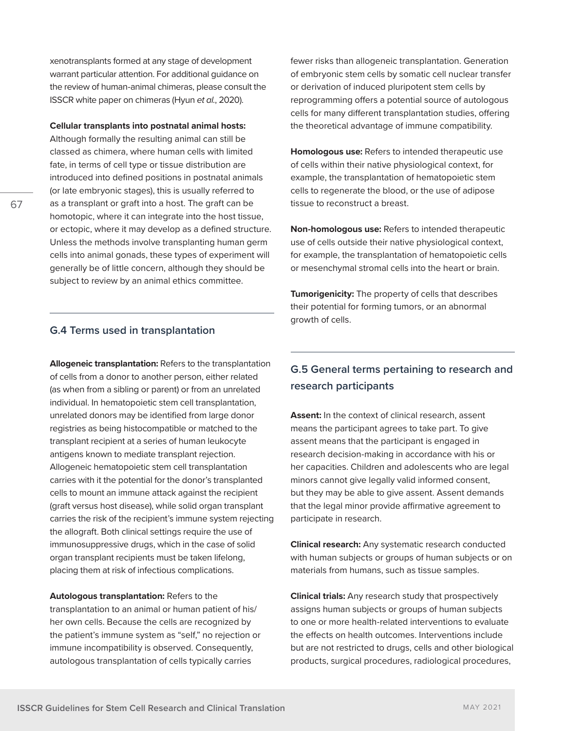xenotransplants formed at any stage of development warrant particular attention. For additional guidance on the review of human-animal chimeras, please consult the ISSCR white paper on chimeras (Hyun *et al.*, 2020).

**Cellular transplants into postnatal animal hosts:** Although formally the resulting animal can still be classed as chimera, where human cells with limited fate, in terms of cell type or tissue distribution are introduced into defined positions in postnatal animals (or late embryonic stages), this is usually referred to as a transplant or graft into a host. The graft can be homotopic, where it can integrate into the host tissue, or ectopic, where it may develop as a defined structure. Unless the methods involve transplanting human germ cells into animal gonads, these types of experiment will generally be of little concern, although they should be subject to review by an animal ethics committee.

## G.4 Terms used in transplantation

**Allogeneic transplantation:** Refers to the transplantation of cells from a donor to another person, either related (as when from a sibling or parent) or from an unrelated individual. In hematopoietic stem cell transplantation, unrelated donors may be identified from large donor registries as being histocompatible or matched to the transplant recipient at a series of human leukocyte antigens known to mediate transplant rejection. Allogeneic hematopoietic stem cell transplantation carries with it the potential for the donor's transplanted cells to mount an immune attack against the recipient (graft versus host disease), while solid organ transplant carries the risk of the recipient's immune system rejecting the allograft. Both clinical settings require the use of immunosuppressive drugs, which in the case of solid organ transplant recipients must be taken lifelong, placing them at risk of infectious complications.

**Autologous transplantation:** Refers to the transplantation to an animal or human patient of his/her own cells. Because the cells are recognized by the patient's immune system as "self," no rejection or immune incompatibility is observed. Consequently, autologous transplantation of cells typically carries fewer risks than allogeneic transplantation. Generation of embryonic stem cells by somatic cell nuclear transfer or derivation of induced pluripotent stem cells by reprogramming offers a potential source of autologous cells for many different transplantation studies, offering the theoretical advantage of immune compatibility.

**Homologous use:** Refers to intended therapeutic use of cells within their native physiological context, for example, the transplantation of hematopoietic stem cells to regenerate the blood, or the use of adipose tissue to reconstruct a breast.

**Non-homologous use:** Refers to intended therapeutic use of cells outside their native physiological context, for example, the transplantation of hematopoietic cells or mesenchymal stromal cells into the heart or brain.

**Tumorigenicity:** The property of cells that describes their potential for forming tumors, or an abnormal growth of cells.

## G.5 General terms pertaining to research and research participants

**Assent:** In the context of clinical research, assent means the participant agrees to take part. To give assent means that the participant is engaged in research decision-making in accordance with his or her capacities. Children and adolescents who are legal minors cannot give legally valid informed consent, but they may be able to give assent. Assent demands that the legal minor provide affirmative agreement to participate in research.

**Clinical research:** Any systematic research conducted with human subjects or groups of human subjects or on materials from humans, such as tissue samples.

**Clinical trials:** Any research study that prospectively assigns human subjects or groups of human subjects to one or more health-related interventions to evaluate the effects on health outcomes. Interventions include but are not restricted to drugs, cells and other biological products, surgical procedures, radiological procedures,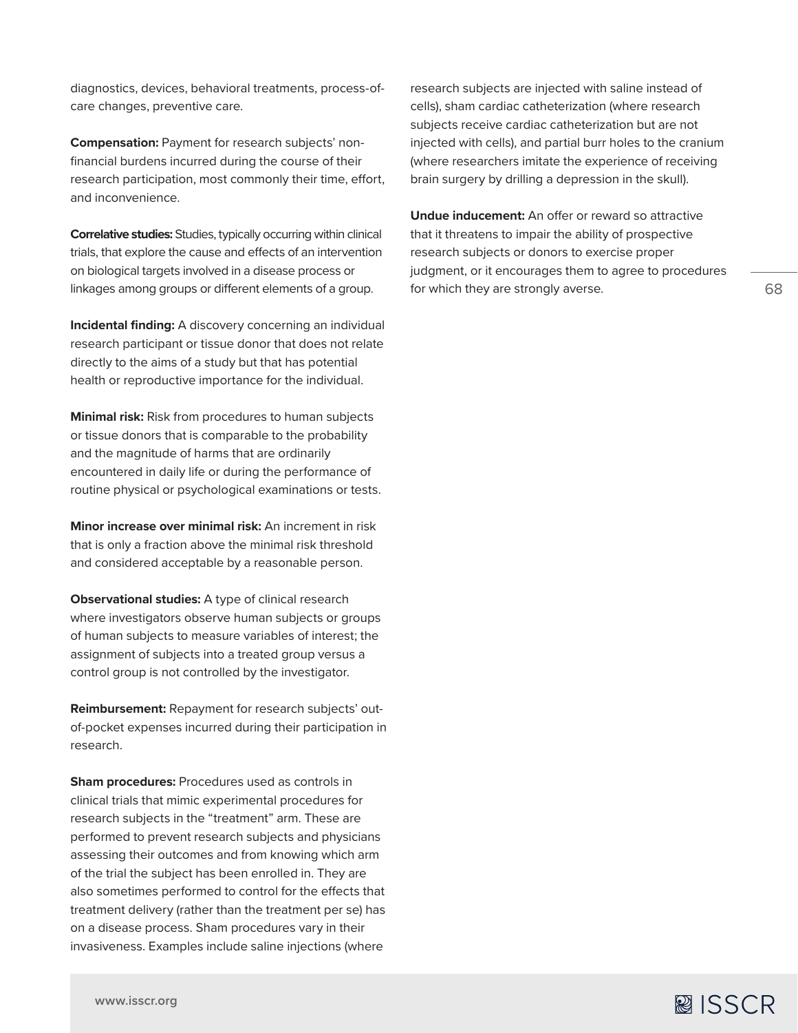diagnostics, devices, behavioral treatments, process-of-care changes, preventive care.

**Compensation:** Payment for research subjects' non-financial burdens incurred during the course of their research participation, most commonly their time, effort, and inconvenience.

**Correlative studies:** Studies, typically occurring within clinical trials, that explore the cause and effects of an intervention on biological targets involved in a disease process or linkages among groups or different elements of a group.

**Incidental finding:** A discovery concerning an individual research participant or tissue donor that does not relate directly to the aims of a study but that has potential health or reproductive importance for the individual.

**Minimal risk:** Risk from procedures to human subjects or tissue donors that is comparable to the probability and the magnitude of harms that are ordinarily encountered in daily life or during the performance of routine physical or psychological examinations or tests.

**Minor increase over minimal risk:** An increment in risk that is only a fraction above the minimal risk threshold and considered acceptable by a reasonable person.

**Observational studies:** A type of clinical research where investigators observe human subjects or groups of human subjects to measure variables of interest; the assignment of subjects into a treated group versus a control group is not controlled by the investigator.

**Reimbursement:** Repayment for research subjects' out-of-pocket expenses incurred during their participation in research.

**Sham procedures:** Procedures used as controls in clinical trials that mimic experimental procedures for research subjects in the "treatment" arm. These are performed to prevent research subjects and physicians assessing their outcomes and from knowing which arm of the trial the subject has been enrolled in. They are also sometimes performed to control for the effects that treatment delivery (rather than the treatment per se) has on a disease process. Sham procedures vary in their invasiveness. Examples include saline injections (where research subjects are injected with saline instead of cells), sham cardiac catheterization (where research subjects receive cardiac catheterization but are not injected with cells), and partial burr holes to the cranium (where researchers imitate the experience of receiving brain surgery by drilling a depression in the skull).

**Undue inducement:** An offer or reward so attractive that it threatens to impair the ability of prospective research subjects or donors to exercise proper judgment, or it encourages them to agree to procedures for which they are strongly averse.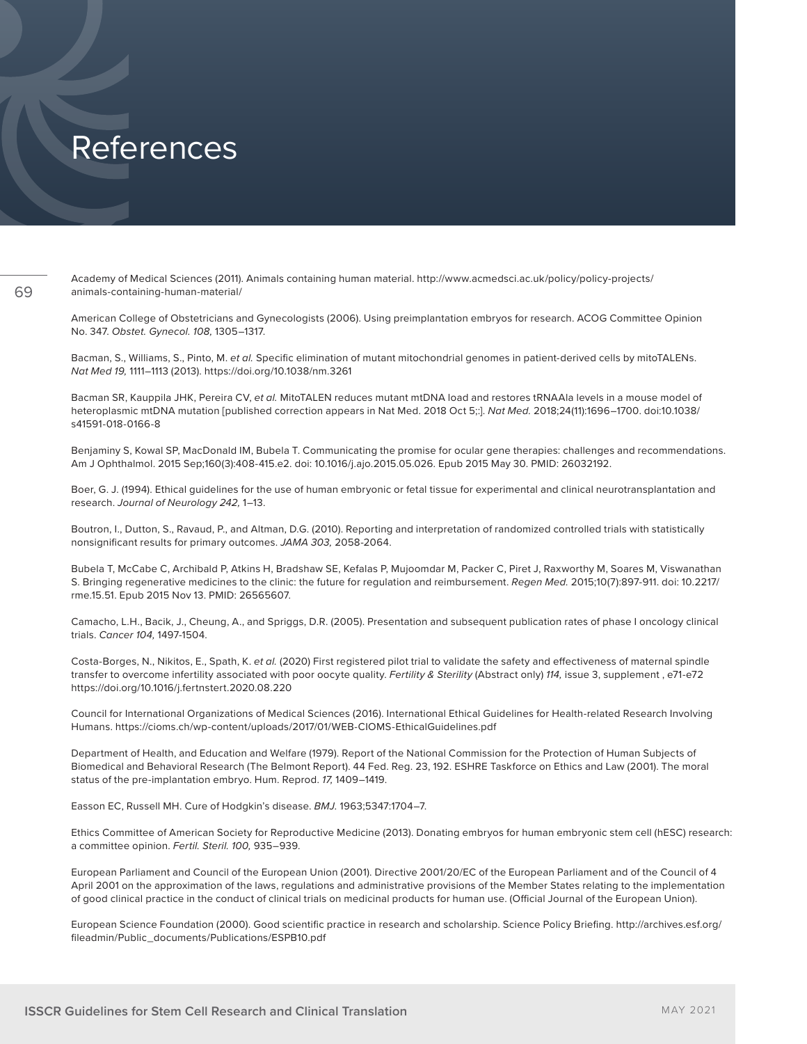# References

Academy of Medical Sciences (2011). Animals containing human material. http://www.acmedsci.ac.uk/policy/policy-projects/animals-containing-human-material/

American College of Obstetricians and Gynecologists (2006). Using preimplantation embryos for research. ACOG Committee Opinion No. 347. *Obstet. Gynecol. 108,* 1305–1317.

Bacman, S., Williams, S., Pinto, M. *et al.* Specific elimination of mutant mitochondrial genomes in patient-derived cells by mitoTALENs. *Nat Med 19,* 1111–1113 (2013). https://doi.org/10.1038/nm.3261

Bacman SR, Kauppila JHK, Pereira CV, *et al.* MitoTALEN reduces mutant mtDNA load and restores tRNAAla levels in a mouse model of heteroplasmic mtDNA mutation [published correction appears in Nat Med. 2018 Oct 5;:]. *Nat Med.* 2018;24(11):1696–1700. doi:10.1038/s41591-018-0166-8

Benjaminy S, Kowal SP, MacDonald IM, Bubela T. Communicating the promise for ocular gene therapies: challenges and recommendations. Am J Ophthalmol. 2015 Sep;160(3):408-415.e2. doi: 10.1016/j.ajo.2015.05.026. Epub 2015 May 30. PMID: 26032192.

Boer, G. J. (1994). Ethical guidelines for the use of human embryonic or fetal tissue for experimental and clinical neurotransplantation and research. *Journal of Neurology 242,* 1–13.

Boutron, I., Dutton, S., Ravaud, P., and Altman, D.G. (2010). Reporting and interpretation of randomized controlled trials with statistically nonsignificant results for primary outcomes. *JAMA 303,* 2058-2064.

Bubela T, McCabe C, Archibald P, Atkins H, Bradshaw SE, Kefalas P, Mujoomdar M, Packer C, Piret J, Raxworthy M, Soares M, Viswanathan S. Bringing regenerative medicines to the clinic: the future for regulation and reimbursement. *Regen Med.* 2015;10(7):897-911. doi: 10.2217/rme.15.51. Epub 2015 Nov 13. PMID: 26565607.

Camacho, L.H., Bacik, J., Cheung, A., and Spriggs, D.R. (2005). Presentation and subsequent publication rates of phase I oncology clinical trials. *Cancer 104,* 1497-1504.

Costa-Borges, N., Nikitos, E., Spath, K. *et al.* (2020) First registered pilot trial to validate the safety and effectiveness of maternal spindle transfer to overcome infertility associated with poor oocyte quality. *Fertility & Sterility* (Abstract only) *114,* issue 3, supplement , e71-e72 https://doi.org/10.1016/j.fertnstert.2020.08.220

Council for International Organizations of Medical Sciences (2016). International Ethical Guidelines for Health-related Research Involving Humans. https://cioms.ch/wp-content/uploads/2017/01/WEB-CIOMS-EthicalGuidelines.pdf

Department of Health, and Education and Welfare (1979). Report of the National Commission for the Protection of Human Subjects of Biomedical and Behavioral Research (The Belmont Report). 44 Fed. Reg. 23, 192. ESHRE Taskforce on Ethics and Law (2001). The moral status of the pre-implantation embryo. Hum. Reprod. *17,* 1409–1419.

Easson EC, Russell MH. Cure of Hodgkin's disease. *BMJ.* 1963;5347:1704–7.

Ethics Committee of American Society for Reproductive Medicine (2013). Donating embryos for human embryonic stem cell (hESC) research: a committee opinion. *Fertil. Steril. 100,* 935–939.

European Parliament and Council of the European Union (2001). Directive 2001/20/EC of the European Parliament and of the Council of 4 April 2001 on the approximation of the laws, regulations and administrative provisions of the Member States relating to the implementation of good clinical practice in the conduct of clinical trials on medicinal products for human use. (Official Journal of the European Union).

European Science Foundation (2000). Good scientific practice in research and scholarship. Science Policy Briefing. http://archives.esf.org/fileadmin/Public_documents/Publications/ESPB10.pdf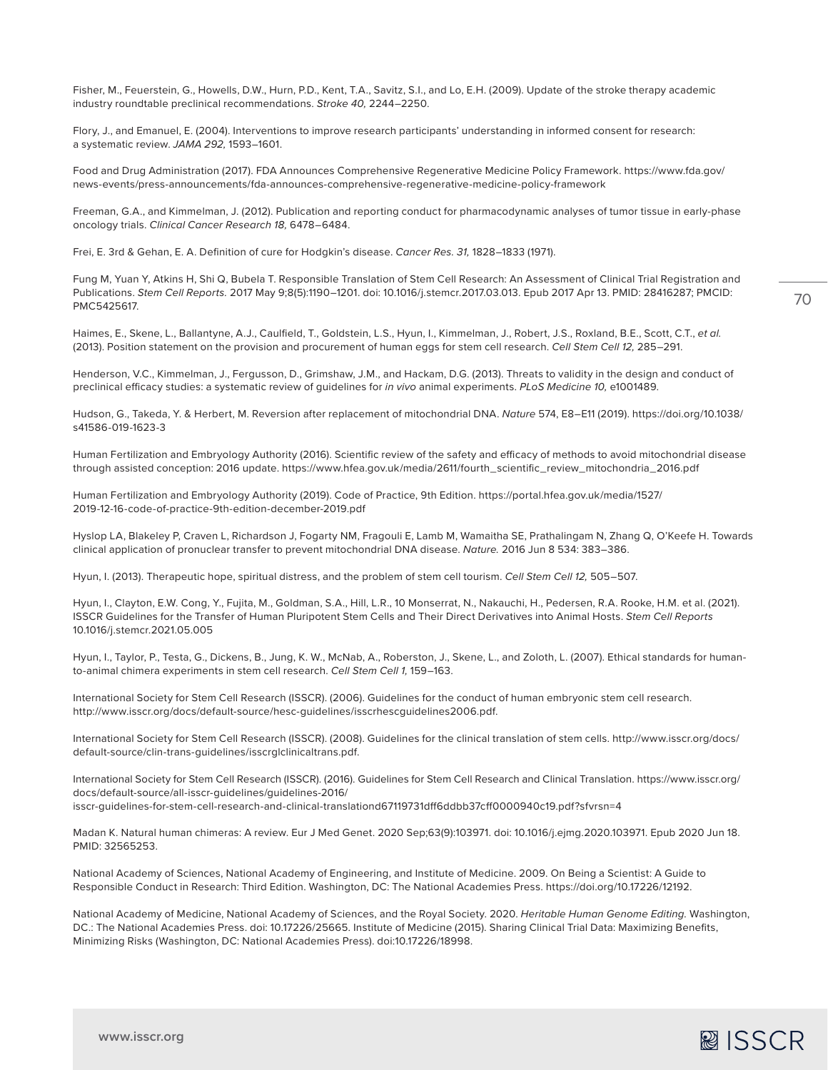Fisher, M., Feuerstein, G., Howells, D.W., Hurn, P.D., Kent, T.A., Savitz, S.I., and Lo, E.H. (2009). Update of the stroke therapy academic industry roundtable preclinical recommendations. *Stroke 40,* 2244–2250.

Flory, J., and Emanuel, E. (2004). Interventions to improve research participants' understanding in informed consent for research: a systematic review. *JAMA 292,* 1593–1601.

Food and Drug Administration (2017). FDA Announces Comprehensive Regenerative Medicine Policy Framework. https://www.fda.gov/news-events/press-announcements/fda-announces-comprehensive-regenerative-medicine-policy-framework

Freeman, G.A., and Kimmelman, J. (2012). Publication and reporting conduct for pharmacodynamic analyses of tumor tissue in early-phase oncology trials. *Clinical Cancer Research 18,* 6478–6484.

Frei, E. 3rd & Gehan, E. A. Definition of cure for Hodgkin's disease. *Cancer Res. 31,* 1828–1833 (1971).

Fung M, Yuan Y, Atkins H, Shi Q, Bubela T. Responsible Translation of Stem Cell Research: An Assessment of Clinical Trial Registration and Publications. *Stem Cell Reports.* 2017 May 9;8(5):1190–1201. doi: 10.1016/j.stemcr.2017.03.013. Epub 2017 Apr 13. PMID: 28416287; PMCID: PMC5425617.

Haimes, E., Skene, L., Ballantyne, A.J., Caulfield, T., Goldstein, L.S., Hyun, I., Kimmelman, J., Robert, J.S., Roxland, B.E., Scott, C.T., *et al.* (2013). Position statement on the provision and procurement of human eggs for stem cell research. *Cell Stem Cell 12,* 285–291.

Henderson, V.C., Kimmelman, J., Fergusson, D., Grimshaw, J.M., and Hackam, D.G. (2013). Threats to validity in the design and conduct of preclinical efficacy studies: a systematic review of guidelines for *in vivo* animal experiments. *PLoS Medicine 10,* e1001489.

Hudson, G., Takeda, Y. & Herbert, M. Reversion after replacement of mitochondrial DNA. *Nature* 574, E8–E11 (2019). https://doi.org/10.1038/s41586-019-1623-3

Human Fertilization and Embryology Authority (2016). Scientific review of the safety and efficacy of methods to avoid mitochondrial disease through assisted conception: 2016 update. https://www.hfea.gov.uk/media/2611/fourth_scientific_review_mitochondria_2016.pdf

Human Fertilization and Embryology Authority (2019). Code of Practice, 9th Edition. https://portal.hfea.gov.uk/media/1527/2019-12-16-code-of-practice-9th-edition-december-2019.pdf

Hyslop LA, Blakeley P, Craven L, Richardson J, Fogarty NM, Fragouli E, Lamb M, Wamaitha SE, Prathalingam N, Zhang Q, O'Keefe H. Towards clinical application of pronuclear transfer to prevent mitochondrial DNA disease. *Nature.* 2016 Jun 8 534: 383–386.

Hyun, I. (2013). Therapeutic hope, spiritual distress, and the problem of stem cell tourism. *Cell Stem Cell 12,* 505–507.

Hyun, I., Clayton, E.W. Cong, Y., Fujita, M., Goldman, S.A., Hill, L.R., 10 Monserrat, N., Nakauchi, H., Pedersen, R.A. Rooke, H.M. et al. (2021). ISSCR Guidelines for the Transfer of Human Pluripotent Stem Cells and Their Direct Derivatives into Animal Hosts. *Stem Cell Reports* 10.1016/j.stemcr.2021.05.005

Hyun, I., Taylor, P., Testa, G., Dickens, B., Jung, K. W., McNab, A., Roberston, J., Skene, L., and Zoloth, L. (2007). Ethical standards for human-to-animal chimera experiments in stem cell research. *Cell Stem Cell 1,* 159–163.

International Society for Stem Cell Research (ISSCR). (2006). Guidelines for the conduct of human embryonic stem cell research. http://www.isscr.org/docs/default-source/hesc-guidelines/isscrhescguidelines2006.pdf.

International Society for Stem Cell Research (ISSCR). (2008). Guidelines for the clinical translation of stem cells. http://www.isscr.org/docs/default-source/clin-trans-guidelines/isscrglclinicaltrans.pdf.

International Society for Stem Cell Research (ISSCR). (2016). Guidelines for Stem Cell Research and Clinical Translation. https://www.isscr.org/docs/default-source/all-isscr-guidelines/guidelines-2016/isscr-guidelines-for-stem-cell-research-and-clinical-translationd67119731dff6ddbb37cff0000940c19.pdf?sfvrsn=4

Madan K. Natural human chimeras: A review. Eur J Med Genet. 2020 Sep;63(9):103971. doi: 10.1016/j.ejmg.2020.103971. Epub 2020 Jun 18. PMID: 32565253.

National Academy of Sciences, National Academy of Engineering, and Institute of Medicine. 2009. On Being a Scientist: A Guide to Responsible Conduct in Research: Third Edition. Washington, DC: The National Academies Press. https://doi.org/10.17226/12192.

National Academy of Medicine, National Academy of Sciences, and the Royal Society. 2020. *Heritable Human Genome Editing.* Washington, DC.: The National Academies Press. doi: 10.17226/25665. Institute of Medicine (2015). Sharing Clinical Trial Data: Maximizing Benefits, Minimizing Risks (Washington, DC: National Academies Press). doi:10.17226/18998.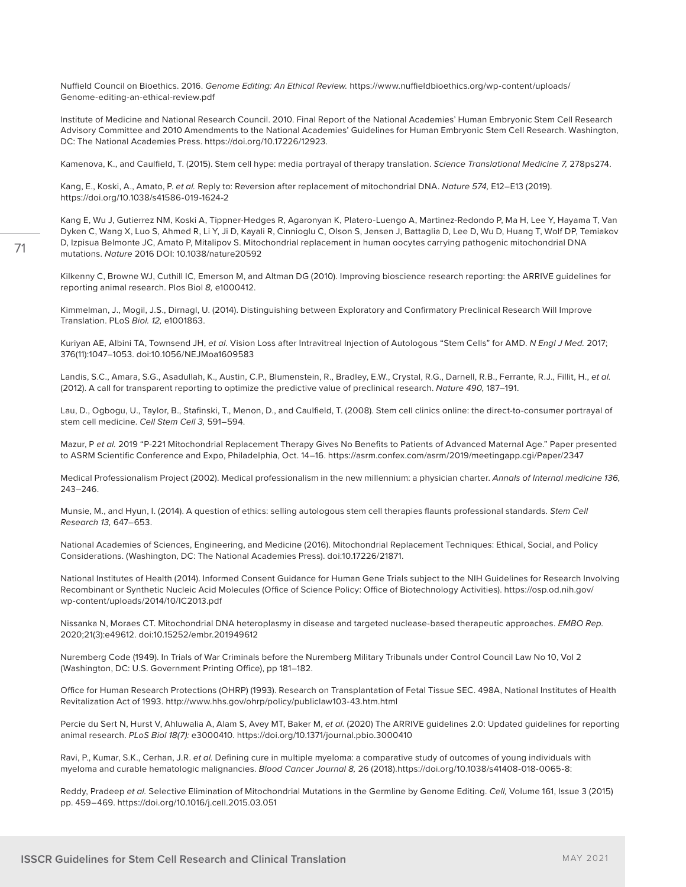Nuffield Council on Bioethics. 2016. *Genome Editing: An Ethical Review.* https://www.nuffieldbioethics.org/wp-content/uploads/Genome-editing-an-ethical-review.pdf

Institute of Medicine and National Research Council. 2010. Final Report of the National Academies' Human Embryonic Stem Cell Research Advisory Committee and 2010 Amendments to the National Academies' Guidelines for Human Embryonic Stem Cell Research. Washington, DC: The National Academies Press. https://doi.org/10.17226/12923.

Kamenova, K., and Caulfield, T. (2015). Stem cell hype: media portrayal of therapy translation. *Science Translational Medicine 7,* 278ps274.

Kang, E., Koski, A., Amato, P. *et al.* Reply to: Reversion after replacement of mitochondrial DNA. *Nature 574,* E12–E13 (2019). https://doi.org/10.1038/s41586-019-1624-2

Kang E, Wu J, Gutierrez NM, Koski A, Tippner-Hedges R, Agaronyan K, Platero-Luengo A, Martinez-Redondo P, Ma H, Lee Y, Hayama T, Van Dyken C, Wang X, Luo S, Ahmed R, Li Y, Ji D, Kayali R, Cinnioglu C, Olson S, Jensen J, Battaglia D, Lee D, Wu D, Huang T, Wolf DP, Temiakov D, Izpisua Belmonte JC, Amato P, Mitalipov S. Mitochondrial replacement in human oocytes carrying pathogenic mitochondrial DNA mutations. *Nature* 2016 DOI: 10.1038/nature20592

Kilkenny C, Browne WJ, Cuthill IC, Emerson M, and Altman DG (2010). Improving bioscience research reporting: the ARRIVE guidelines for reporting animal research. Plos Biol *8,* e1000412.

Kimmelman, J., Mogil, J.S., Dirnagl, U. (2014). Distinguishing between Exploratory and Confirmatory Preclinical Research Will Improve Translation. PLoS *Biol. 12,* e1001863.

Kuriyan AE, Albini TA, Townsend JH, *et al.* Vision Loss after Intravitreal Injection of Autologous "Stem Cells" for AMD. *N Engl J Med.* 2017; 376(11):1047–1053. doi:10.1056/NEJMoa1609583

Landis, S.C., Amara, S.G., Asadullah, K., Austin, C.P., Blumenstein, R., Bradley, E.W., Crystal, R.G., Darnell, R.B., Ferrante, R.J., Fillit, H., *et al.* (2012). A call for transparent reporting to optimize the predictive value of preclinical research. *Nature 490,* 187–191.

Lau, D., Ogbogu, U., Taylor, B., Stafinski, T., Menon, D., and Caulfield, T. (2008). Stem cell clinics online: the direct-to-consumer portrayal of stem cell medicine. *Cell Stem Cell 3,* 591–594.

Mazur, P *et al.* 2019 "P-221 Mitochondrial Replacement Therapy Gives No Benefits to Patients of Advanced Maternal Age." Paper presented to ASRM Scientific Conference and Expo, Philadelphia, Oct. 14–16. https://asrm.confex.com/asrm/2019/meetingapp.cgi/Paper/2347

Medical Professionalism Project (2002). Medical professionalism in the new millennium: a physician charter. *Annals of Internal medicine 136,* 243–246.

Munsie, M., and Hyun, I. (2014). A question of ethics: selling autologous stem cell therapies flaunts professional standards. *Stem Cell Research 13,* 647–653.

National Academies of Sciences, Engineering, and Medicine (2016). Mitochondrial Replacement Techniques: Ethical, Social, and Policy Considerations. (Washington, DC: The National Academies Press). doi:10.17226/21871.

National Institutes of Health (2014). Informed Consent Guidance for Human Gene Trials subject to the NIH Guidelines for Research Involving Recombinant or Synthetic Nucleic Acid Molecules (Office of Science Policy: Office of Biotechnology Activities). https://osp.od.nih.gov/wp-content/uploads/2014/10/IC2013.pdf

Nissanka N, Moraes CT. Mitochondrial DNA heteroplasmy in disease and targeted nuclease-based therapeutic approaches. *EMBO Rep.* 2020;21(3):e49612. doi:10.15252/embr.201949612

Nuremberg Code (1949). In Trials of War Criminals before the Nuremberg Military Tribunals under Control Council Law No 10, Vol 2 (Washington, DC: U.S. Government Printing Office), pp 181–182.

Office for Human Research Protections (OHRP) (1993). Research on Transplantation of Fetal Tissue SEC. 498A, National Institutes of Health Revitalization Act of 1993. http://www.hhs.gov/ohrp/policy/publiclaw103-43.htm.html

Percie du Sert N, Hurst V, Ahluwalia A, Alam S, Avey MT, Baker M, *et al.* (2020) The ARRIVE guidelines 2.0: Updated guidelines for reporting animal research. *PLoS Biol 18(7):* e3000410. https://doi.org/10.1371/journal.pbio.3000410

Ravi, P., Kumar, S.K., Cerhan, J.R. *et al.* Defining cure in multiple myeloma: a comparative study of outcomes of young individuals with myeloma and curable hematologic malignancies. *Blood Cancer Journal 8,* 26 (2018).https://doi.org/10.1038/s41408-018-0065-8:

Reddy, Pradeep *et al.* Selective Elimination of Mitochondrial Mutations in the Germline by Genome Editing. *Cell,* Volume 161, Issue 3 (2015) pp. 459–469. https://doi.org/10.1016/j.cell.2015.03.051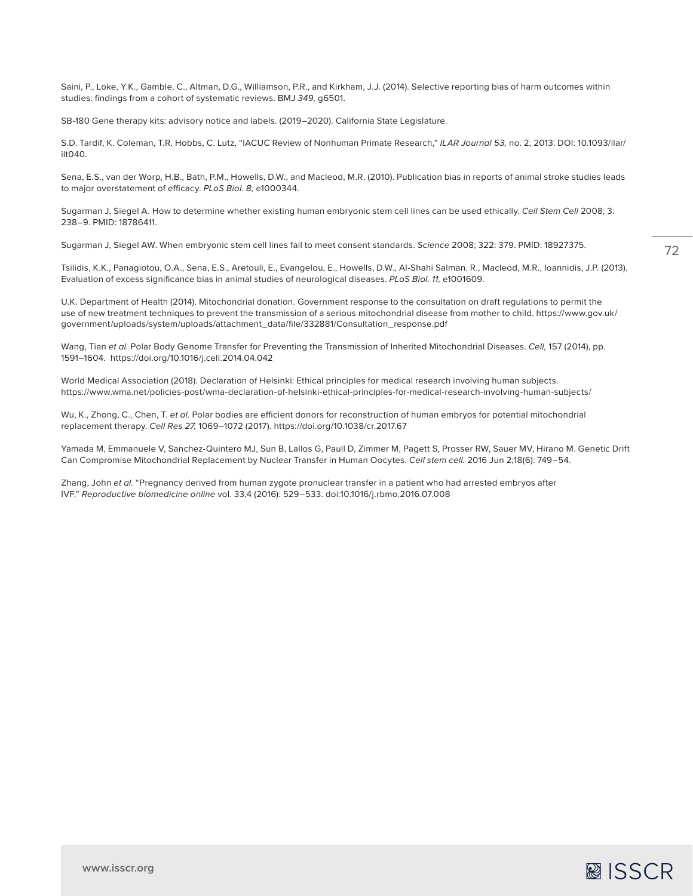Saini, P., Loke, Y.K., Gamble, C., Altman, D.G., Williamson, P.R., and Kirkham, J.J. (2014). Selective reporting bias of harm outcomes within studies: findings from a cohort of systematic reviews. BMJ *349,* g6501.

SB-180 Gene therapy kits: advisory notice and labels. (2019–2020). California State Legislature.

S.D. Tardif, K. Coleman, T.R. Hobbs, C. Lutz, "IACUC Review of Nonhuman Primate Research," *ILAR Journal 53,* no. 2, 2013: DOI: 10.1093/ilar/ilt040.

Sena, E.S., van der Worp, H.B., Bath, P.M., Howells, D.W., and Macleod, M.R. (2010). Publication bias in reports of animal stroke studies leads to major overstatement of efficacy. *PLoS Biol. 8,* e1000344.

Sugarman J, Siegel A. How to determine whether existing human embryonic stem cell lines can be used ethically. *Cell Stem Cell* 2008; 3: 238–9. PMID: 18786411.

Sugarman J, Siegel AW. When embryonic stem cell lines fail to meet consent standards. *Science* 2008; 322: 379. PMID: 18927375.

Tsilidis, K.K., Panagiotou, O.A., Sena, E.S., Aretouli, E., Evangelou, E., Howells, D.W., Al-Shahi Salman. R., Macleod, M.R., Ioannidis, J.P. (2013). Evaluation of excess significance bias in animal studies of neurological diseases. *PLoS Biol. 11,* e1001609.

U.K. Department of Health (2014). Mitochondrial donation. Government response to the consultation on draft regulations to permit the use of new treatment techniques to prevent the transmission of a serious mitochondrial disease from mother to child. https://www.gov.uk/government/uploads/system/uploads/attachment_data/file/332881/Consultation_response.pdf

Wang, Tian *et al.* Polar Body Genome Transfer for Preventing the Transmission of Inherited Mitochondrial Diseases. *Cell,* 157 (2014), pp. 1591–1604. https://doi.org/10.1016/j.cell.2014.04.042

World Medical Association (2018). Declaration of Helsinki: Ethical principles for medical research involving human subjects. https://www.wma.net/policies-post/wma-declaration-of-helsinki-ethical-principles-for-medical-research-involving-human-subjects/

Wu, K., Zhong, C., Chen, T. *et al.* Polar bodies are efficient donors for reconstruction of human embryos for potential mitochondrial replacement therapy. *Cell Res 27,* 1069–1072 (2017). https://doi.org/10.1038/cr.2017.67

Yamada M, Emmanuele V, Sanchez-Quintero MJ, Sun B, Lallos G, Paull D, Zimmer M, Pagett S, Prosser RW, Sauer MV, Hirano M. Genetic Drift Can Compromise Mitochondrial Replacement by Nuclear Transfer in Human Oocytes. *Cell stem cell.* 2016 Jun 2;18(6): 749–54.

Zhang, John *et al.* "Pregnancy derived from human zygote pronuclear transfer in a patient who had arrested embryos after IVF." *Reproductive biomedicine online* vol. 33,4 (2016): 529–533. doi:10.1016/j.rbmo.2016.07.008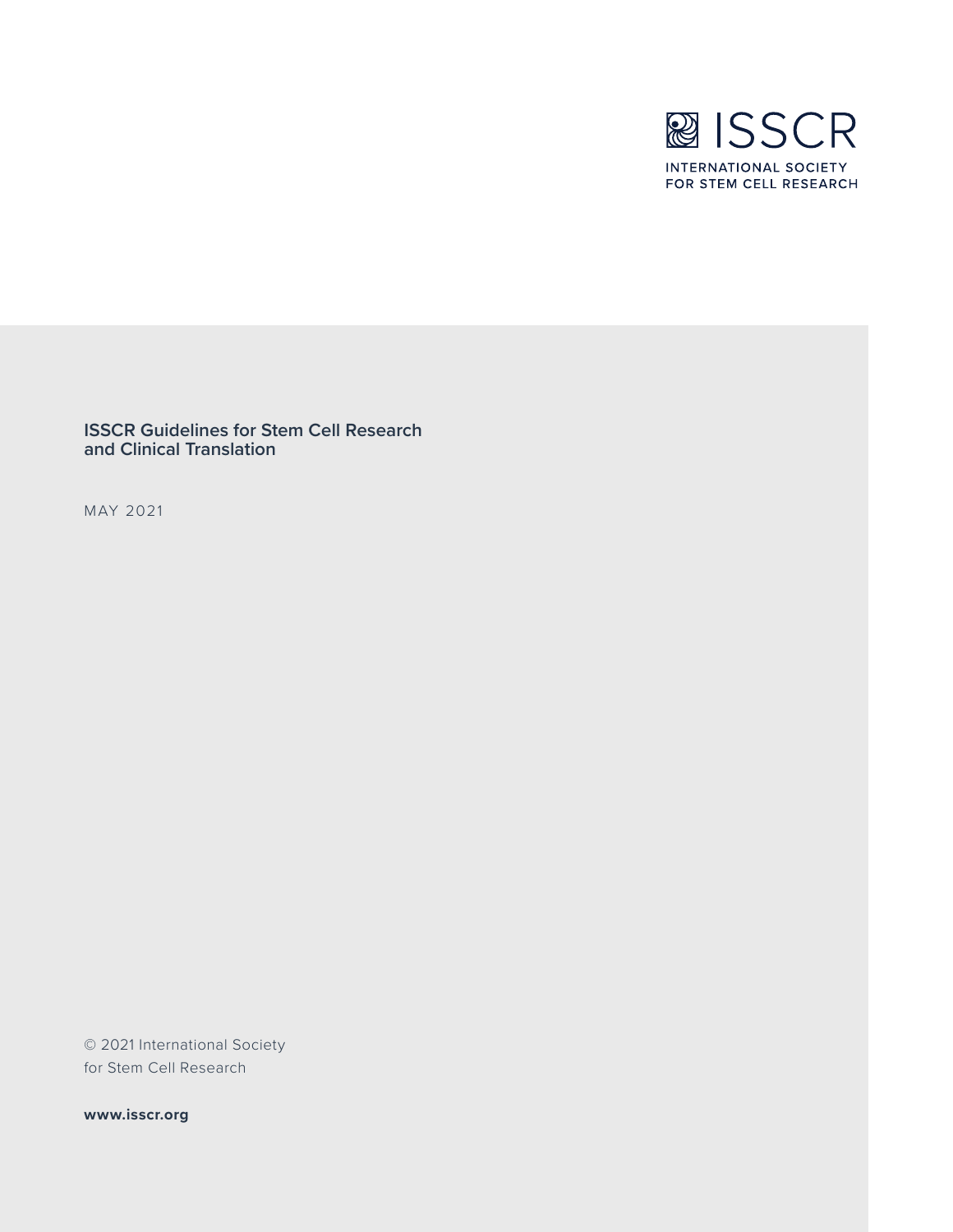ISSCR

INTERNATIONAL SOCIETY
FOR STEM CELL RESEARCH

**ISSCR Guidelines for Stem Cell Research and Clinical Translation**

MAY 2021

© 2021 International Society
for Stem Cell Research

**www.isscr.org**